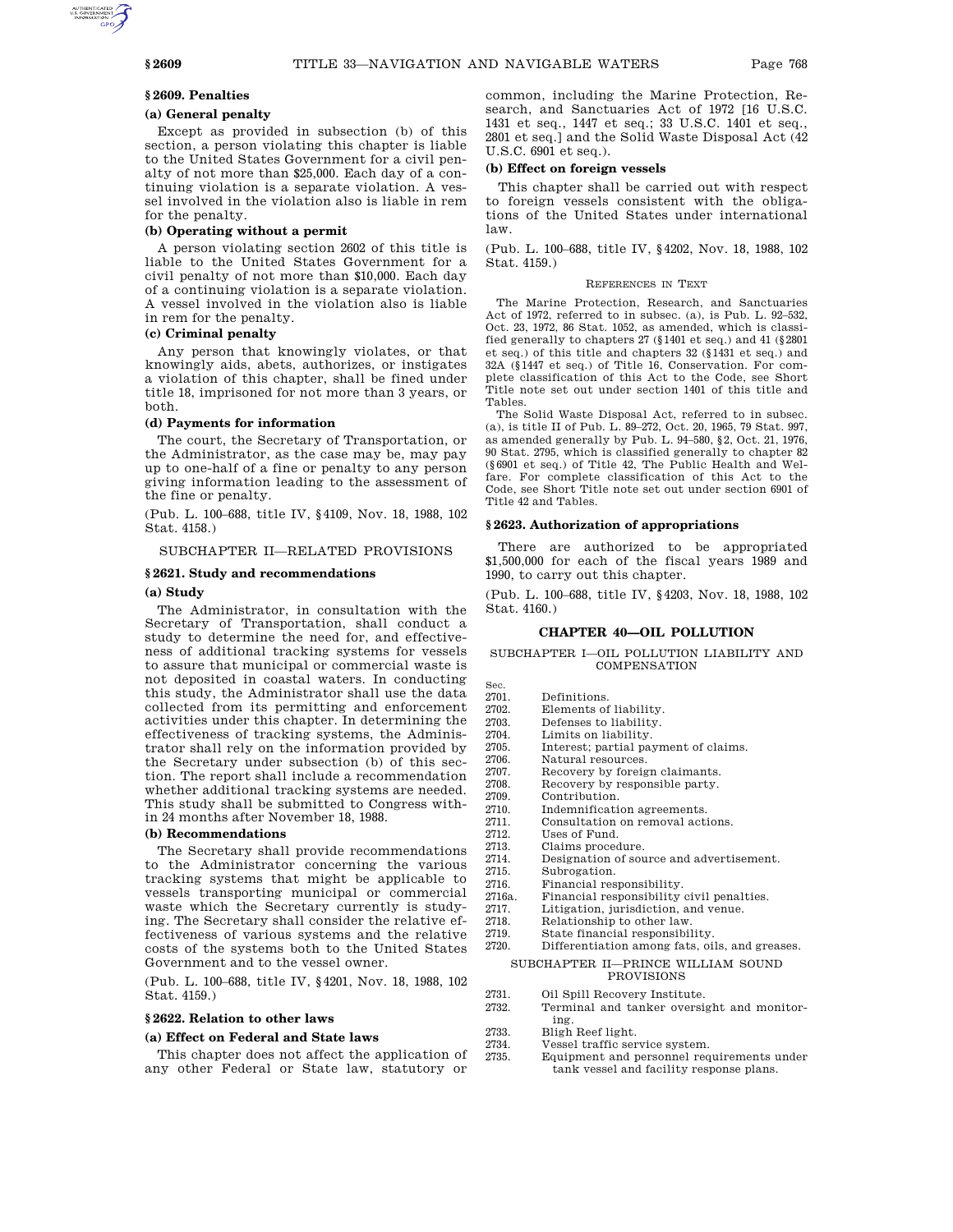### § 2609. Penalties

#### (a) General penalty

Except as provided in subsection (b) of this section, a person violating this chapter is liable to the United States Government for a civil penalty of not more than $25,000. Each day of a continuing violation is a separate violation. A vessel involved in the violation also is liable in rem for the penalty.

#### (b) Operating without a permit

A person violating section 2602 of this title is liable to the United States Government for a civil penalty of not more than $10,000. Each day of a continuing violation is a separate violation. A vessel involved in the violation also is liable in rem for the penalty.

#### (c) Criminal penalty

Any person that knowingly violates, or that knowingly aids, abets, authorizes, or instigates a violation of this chapter, shall be fined under title 18, imprisoned for not more than 3 years, or both.

#### (d) Payments for information

The court, the Secretary of Transportation, or the Administrator, as the case may be, may pay up to one-half of a fine or penalty to any person giving information leading to the assessment of the fine or penalty.

(Pub. L. 100–688, title IV, § 4109, Nov. 18, 1988, 102 Stat. 4158.)

## SUBCHAPTER II—RELATED PROVISIONS

### § 2621. Study and recommendations

#### (a) Study

The Administrator, in consultation with the Secretary of Transportation, shall conduct a study to determine the need for, and effectiveness of additional tracking systems for vessels to assure that municipal or commercial waste is not deposited in coastal waters. In conducting this study, the Administrator shall use the data collected from its permitting and enforcement activities under this chapter. In determining the effectiveness of tracking systems, the Administrator shall rely on the information provided by the Secretary under subsection (b) of this section. The report shall include a recommendation whether additional tracking systems are needed. This study shall be submitted to Congress within 24 months after November 18, 1988.

#### (b) Recommendations

The Secretary shall provide recommendations to the Administrator concerning the various tracking systems that might be applicable to vessels transporting municipal or commercial waste which the Secretary currently is studying. The Secretary shall consider the relative effectiveness of various systems and the relative costs of the systems both to the United States Government and to the vessel owner.

(Pub. L. 100–688, title IV, § 4201, Nov. 18, 1988, 102 Stat. 4159.)

### § 2622. Relation to other laws

#### (a) Effect on Federal and State laws

This chapter does not affect the application of any other Federal or State law, statutory or common, including the Marine Protection, Research, and Sanctuaries Act of 1972 [16 U.S.C. 1431 et seq., 1447 et seq.; 33 U.S.C. 1401 et seq., 2801 et seq.] and the Solid Waste Disposal Act (42 U.S.C. 6901 et seq.).

#### (b) Effect on foreign vessels

This chapter shall be carried out with respect to foreign vessels consistent with the obligations of the United States under international law.

(Pub. L. 100–688, title IV, § 4202, Nov. 18, 1988, 102 Stat. 4159.)

REFERENCES IN TEXT

The Marine Protection, Research, and Sanctuaries Act of 1972, referred to in subsec. (a), is Pub. L. 92–532, Oct. 23, 1972, 86 Stat. 1052, as amended, which is classified generally to chapters 27 (§ 1401 et seq.) and 41 (§ 2801 et seq.) of this title and chapters 32 (§ 1431 et seq.) and 32A (§ 1447 et seq.) of Title 16, Conservation. For complete classification of this Act to the Code, see Short Title note set out under section 1401 of this title and Tables.

The Solid Waste Disposal Act, referred to in subsec. (a), is title II of Pub. L. 89–272, Oct. 20, 1965, 79 Stat. 997, as amended generally by Pub. L. 94–580, § 2, Oct. 21, 1976, 90 Stat. 2795, which is classified generally to chapter 82 (§ 6901 et seq.) of Title 42, The Public Health and Welfare. For complete classification of this Act to the Code, see Short Title note set out under section 6901 of Title 42 and Tables.

### § 2623. Authorization of appropriations

There are authorized to be appropriated $1,500,000 for each of the fiscal years 1989 and 1990, to carry out this chapter.

(Pub. L. 100–688, title IV, § 4203, Nov. 18, 1988, 102 Stat. 4160.)

# CHAPTER 40—OIL POLLUTION

## SUBCHAPTER I—OIL POLLUTION LIABILITY AND COMPENSATION

| Sec. | |
|---|---|
| 2701. | Definitions. |
| 2702. | Elements of liability. |
| 2703. | Defenses to liability. |
| 2704. | Limits on liability. |
| 2705. | Interest; partial payment of claims. |
| 2706. | Natural resources. |
| 2707. | Recovery by foreign claimants. |
| 2708. | Recovery by responsible party. |
| 2709. | Contribution. |
| 2710. | Indemnification agreements. |
| 2711. | Consultation on removal actions. |
| 2712. | Uses of Fund. |
| 2713. | Claims procedure. |
| 2714. | Designation of source and advertisement. |
| 2715. | Subrogation. |
| 2716. | Financial responsibility. |
| 2716a. | Financial responsibility civil penalties. |
| 2717. | Litigation, jurisdiction, and venue. |
| 2718. | Relationship to other law. |
| 2719. | State financial responsibility. |
| 2720. | Differentiation among fats, oils, and greases. |

## SUBCHAPTER II—PRINCE WILLIAM SOUND PROVISIONS

| Sec. | |
|---|---|
| 2731. | Oil Spill Recovery Institute. |
| 2732. | Terminal and tanker oversight and monitoring. |
| 2733. | Bligh Reef light. |
| 2734. | Vessel traffic service system. |
| 2735. | Equipment and personnel requirements under tank vessel and facility response plans. |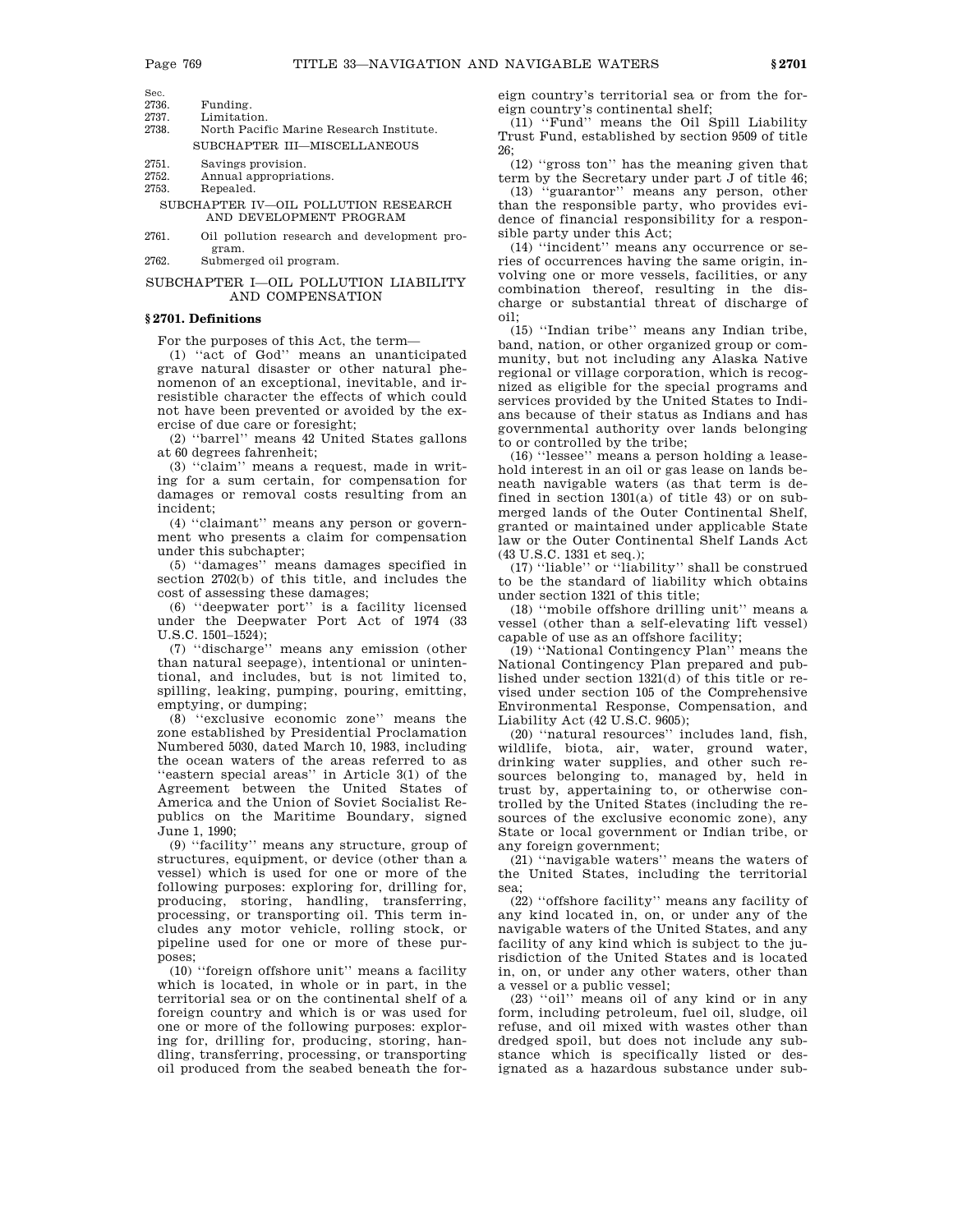| Sec. | |
|---|---|
| 2736. | Funding. |
| 2737. | Limitation. |
| 2738. | North Pacific Marine Research Institute. |
| | SUBCHAPTER III—MISCELLANEOUS |
| 2751. | Savings provision. |
| 2752. | Annual appropriations. |
| 2753. | Repealed. |
| | SUBCHAPTER IV—OIL POLLUTION RESEARCH AND DEVELOPMENT PROGRAM |
| 2761. | Oil pollution research and development program. |
| 2762. | Submerged oil program. |

## SUBCHAPTER I—OIL POLLUTION LIABILITY AND COMPENSATION

### § 2701. Definitions

For the purposes of this Act, the term—

(1) ''act of God'' means an unanticipated grave natural disaster or other natural phenomenon of an exceptional, inevitable, and irresistible character the effects of which could not have been prevented or avoided by the exercise of due care or foresight;

(2) ''barrel'' means 42 United States gallons at 60 degrees fahrenheit;

(3) ''claim'' means a request, made in writing for a sum certain, for compensation for damages or removal costs resulting from an incident;

(4) ''claimant'' means any person or government who presents a claim for compensation under this subchapter;

(5) ''damages'' means damages specified in section 2702(b) of this title, and includes the cost of assessing these damages;

(6) ''deepwater port'' is a facility licensed under the Deepwater Port Act of 1974 (33 U.S.C. 1501–1524);

(7) ''discharge'' means any emission (other than natural seepage), intentional or unintentional, and includes, but is not limited to, spilling, leaking, pumping, pouring, emitting, emptying, or dumping;

(8) ''exclusive economic zone'' means the zone established by Presidential Proclamation Numbered 5030, dated March 10, 1983, including the ocean waters of the areas referred to as ''eastern special areas'' in Article 3(1) of the Agreement between the United States of America and the Union of Soviet Socialist Republics on the Maritime Boundary, signed June 1, 1990;

(9) ''facility'' means any structure, group of structures, equipment, or device (other than a vessel) which is used for one or more of the following purposes: exploring for, drilling for, producing, storing, handling, transferring, processing, or transporting oil. This term includes any motor vehicle, rolling stock, or pipeline used for one or more of these purposes;

(10) ''foreign offshore unit'' means a facility which is located, in whole or in part, in the territorial sea or on the continental shelf of a foreign country and which is or was used for one or more of the following purposes: exploring for, drilling for, producing, storing, handling, transferring, processing, or transporting oil produced from the seabed beneath the foreign country's territorial sea or from the foreign country's continental shelf;

(11) ''Fund'' means the Oil Spill Liability Trust Fund, established by section 9509 of title 26;

(12) ''gross ton'' has the meaning given that term by the Secretary under part J of title 46;

(13) ''guarantor'' means any person, other than the responsible party, who provides evidence of financial responsibility for a responsible party under this Act;

(14) ''incident'' means any occurrence or series of occurrences having the same origin, involving one or more vessels, facilities, or any combination thereof, resulting in the discharge or substantial threat of discharge of oil;

(15) ''Indian tribe'' means any Indian tribe, band, nation, or other organized group or community, but not including any Alaska Native regional or village corporation, which is recognized as eligible for the special programs and services provided by the United States to Indians because of their status as Indians and has governmental authority over lands belonging to or controlled by the tribe;

(16) ''lessee'' means a person holding a leasehold interest in an oil or gas lease on lands beneath navigable waters (as that term is defined in section 1301(a) of title 43) or on submerged lands of the Outer Continental Shelf, granted or maintained under applicable State law or the Outer Continental Shelf Lands Act (43 U.S.C. 1331 et seq.);

(17) ''liable'' or ''liability'' shall be construed to be the standard of liability which obtains under section 1321 of this title;

(18) ''mobile offshore drilling unit'' means a vessel (other than a self-elevating lift vessel) capable of use as an offshore facility;

(19) ''National Contingency Plan'' means the National Contingency Plan prepared and published under section 1321(d) of this title or revised under section 105 of the Comprehensive Environmental Response, Compensation, and Liability Act (42 U.S.C. 9605);

(20) ''natural resources'' includes land, fish, wildlife, biota, air, water, ground water, drinking water supplies, and other such resources belonging to, managed by, held in trust by, appertaining to, or otherwise controlled by the United States (including the resources of the exclusive economic zone), any State or local government or Indian tribe, or any foreign government;

(21) ''navigable waters'' means the waters of the United States, including the territorial sea;

(22) ''offshore facility'' means any facility of any kind located in, on, or under any of the navigable waters of the United States, and any facility of any kind which is subject to the jurisdiction of the United States and is located in, on, or under any other waters, other than a vessel or a public vessel;

(23) ''oil'' means oil of any kind or in any form, including petroleum, fuel oil, sludge, oil refuse, and oil mixed with wastes other than dredged spoil, but does not include any substance which is specifically listed or designated as a hazardous substance under sub-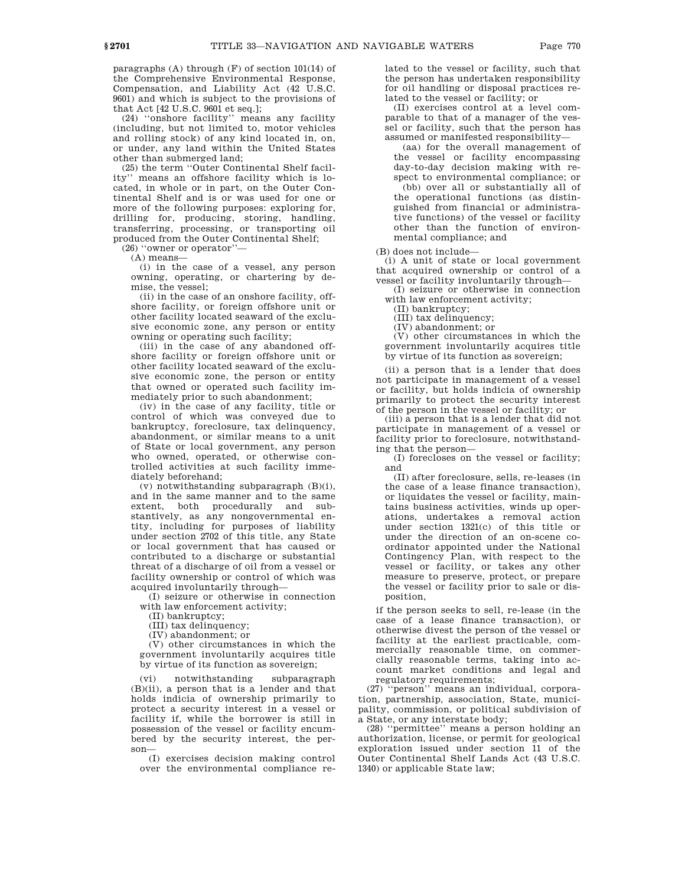paragraphs (A) through (F) of section 101(14) of the Comprehensive Environmental Response, Compensation, and Liability Act (42 U.S.C. 9601) and which is subject to the provisions of that Act [42 U.S.C. 9601 et seq.];

(24) ''onshore facility'' means any facility (including, but not limited to, motor vehicles and rolling stock) of any kind located in, on, or under, any land within the United States other than submerged land;

(25) the term ''Outer Continental Shelf facility'' means an offshore facility which is located, in whole or in part, on the Outer Continental Shelf and is or was used for one or more of the following purposes: exploring for, drilling for, producing, storing, handling, transferring, processing, or transporting oil produced from the Outer Continental Shelf;

(26) ''owner or operator''—

(A) means—

(i) in the case of a vessel, any person owning, operating, or chartering by demise, the vessel;

(ii) in the case of an onshore facility, offshore facility, or foreign offshore unit or other facility located seaward of the exclusive economic zone, any person or entity owning or operating such facility;

(iii) in the case of any abandoned offshore facility or foreign offshore unit or other facility located seaward of the exclusive economic zone, the person or entity that owned or operated such facility immediately prior to such abandonment;

(iv) in the case of any facility, title or control of which was conveyed due to bankruptcy, foreclosure, tax delinquency, abandonment, or similar means to a unit of State or local government, any person who owned, operated, or otherwise controlled activities at such facility immediately beforehand;

(v) notwithstanding subparagraph (B)(i), and in the same manner and to the same extent, both procedurally and substantively, as any nongovernmental entity, including for purposes of liability under section 2702 of this title, any State or local government that has caused or contributed to a discharge or substantial threat of a discharge of oil from a vessel or facility ownership or control of which was acquired involuntarily through—

(I) seizure or otherwise in connection with law enforcement activity;

(II) bankruptcy;

(III) tax delinquency;

(IV) abandonment; or

(V) other circumstances in which the government involuntarily acquires title by virtue of its function as sovereign;

(vi) notwithstanding subparagraph (B)(ii), a person that is a lender and that holds indicia of ownership primarily to protect a security interest in a vessel or facility if, while the borrower is still in possession of the vessel or facility encumbered by the security interest, the person—

(I) exercises decision making control over the environmental compliance related to the vessel or facility, such that the person has undertaken responsibility for oil handling or disposal practices related to the vessel or facility; or

(II) exercises control at a level comparable to that of a manager of the vessel or facility, such that the person has assumed or manifested responsibility—

(aa) for the overall management of the vessel or facility encompassing day-to-day decision making with respect to environmental compliance; or

(bb) over all or substantially all of the operational functions (as distinguished from financial or administrative functions) of the vessel or facility other than the function of environmental compliance; and

(B) does not include—

(i) A unit of state or local government that acquired ownership or control of a vessel or facility involuntarily through—

(I) seizure or otherwise in connection with law enforcement activity;

(II) bankruptcy;

(III) tax delinquency;

(IV) abandonment; or

(V) other circumstances in which the government involuntarily acquires title by virtue of its function as sovereign;

(ii) a person that is a lender that does not participate in management of a vessel or facility, but holds indicia of ownership primarily to protect the security interest of the person in the vessel or facility; or

(iii) a person that is a lender that did not participate in management of a vessel or facility prior to foreclosure, notwithstanding that the person—

(I) forecloses on the vessel or facility; and

(II) after foreclosure, sells, re-leases (in the case of a lease finance transaction), or liquidates the vessel or facility, maintains business activities, winds up operations, undertakes a removal action under section 1321(c) of this title or under the direction of an on-scene coordinator appointed under the National Contingency Plan, with respect to the vessel or facility, or takes any other measure to preserve, protect, or prepare the vessel or facility prior to sale or disposition,

if the person seeks to sell, re-lease (in the case of a lease finance transaction), or otherwise divest the person of the vessel or facility at the earliest practicable, commercially reasonable time, on commercially reasonable terms, taking into account market conditions and legal and regulatory requirements;

(27) ''person'' means an individual, corporation, partnership, association, State, municipality, commission, or political subdivision of a State, or any interstate body;

(28) ''permittee'' means a person holding an authorization, license, or permit for geological exploration issued under section 11 of the Outer Continental Shelf Lands Act (43 U.S.C. 1340) or applicable State law;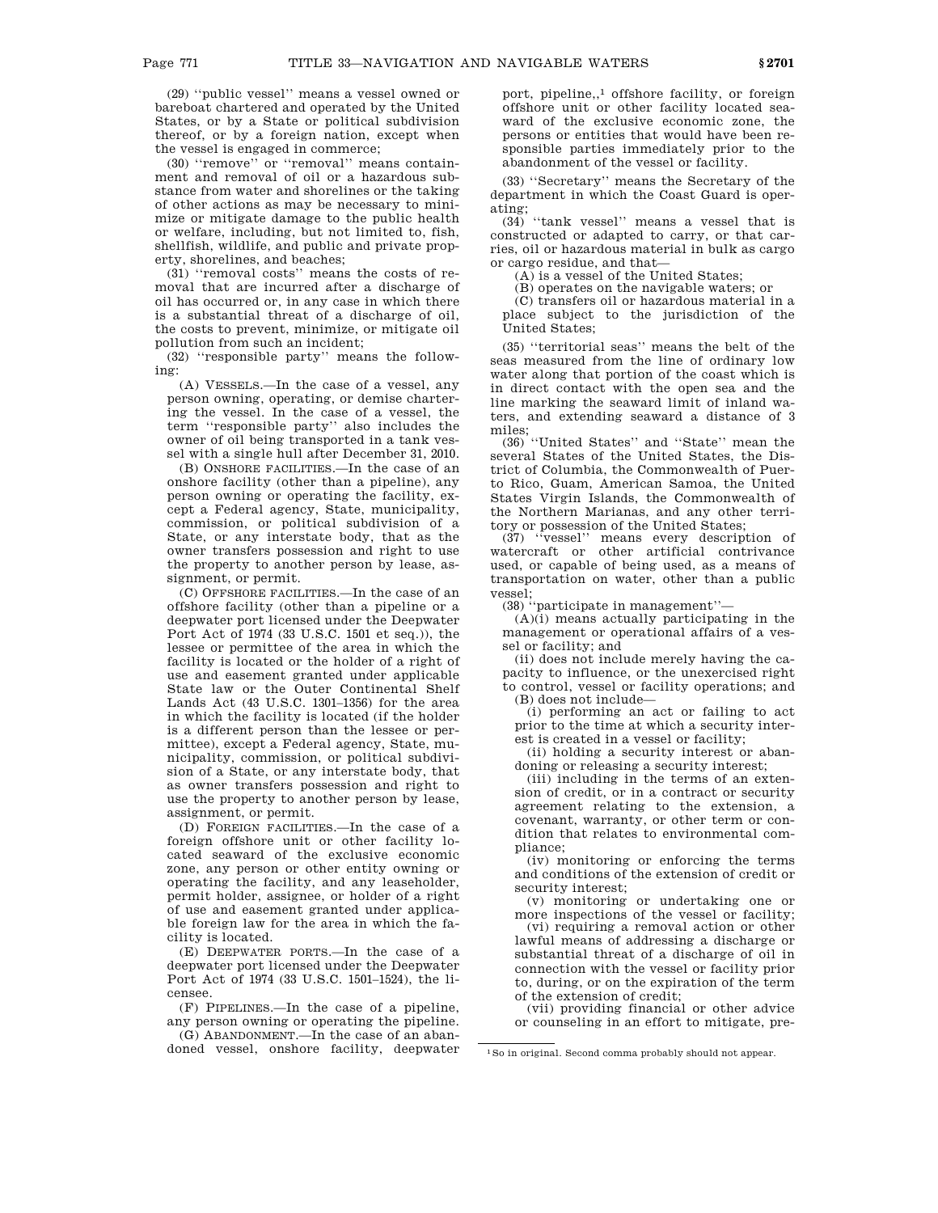(29) ''public vessel'' means a vessel owned or bareboat chartered and operated by the United States, or by a State or political subdivision thereof, or by a foreign nation, except when the vessel is engaged in commerce;

(30) ''remove'' or ''removal'' means containment and removal of oil or a hazardous substance from water and shorelines or the taking of other actions as may be necessary to minimize or mitigate damage to the public health or welfare, including, but not limited to, fish, shellfish, wildlife, and public and private property, shorelines, and beaches;

(31) ''removal costs'' means the costs of removal that are incurred after a discharge of oil has occurred or, in any case in which there is a substantial threat of a discharge of oil, the costs to prevent, minimize, or mitigate oil pollution from such an incident;

(32) ''responsible party'' means the following:

(A) VESSELS.—In the case of a vessel, any person owning, operating, or demise chartering the vessel. In the case of a vessel, the term ''responsible party'' also includes the owner of oil being transported in a tank vessel with a single hull after December 31, 2010.

(B) ONSHORE FACILITIES.—In the case of an onshore facility (other than a pipeline), any person owning or operating the facility, except a Federal agency, State, municipality, commission, or political subdivision of a State, or any interstate body, that as the owner transfers possession and right to use the property to another person by lease, assignment, or permit.

(C) OFFSHORE FACILITIES.—In the case of an offshore facility (other than a pipeline or a deepwater port licensed under the Deepwater Port Act of 1974 (33 U.S.C. 1501 et seq.)), the lessee or permittee of the area in which the facility is located or the holder of a right of use and easement granted under applicable State law or the Outer Continental Shelf Lands Act (43 U.S.C. 1301–1356) for the area in which the facility is located (if the holder is a different person than the lessee or permittee), except a Federal agency, State, municipality, commission, or political subdivision of a State, or any interstate body, that as owner transfers possession and right to use the property to another person by lease, assignment, or permit.

(D) FOREIGN FACILITIES.—In the case of a foreign offshore unit or other facility located seaward of the exclusive economic zone, any person or other entity owning or operating the facility, and any leaseholder, permit holder, assignee, or holder of a right of use and easement granted under applicable foreign law for the area in which the facility is located.

(E) DEEPWATER PORTS.—In the case of a deepwater port licensed under the Deepwater Port Act of 1974 (33 U.S.C. 1501–1524), the licensee.

(F) PIPELINES.—In the case of a pipeline, any person owning or operating the pipeline.

(G) ABANDONMENT.—In the case of an abandoned vessel, onshore facility, deepwater port, pipeline,,[1] offshore facility, or foreign offshore unit or other facility located seaward of the exclusive economic zone, the persons or entities that would have been responsible parties immediately prior to the abandonment of the vessel or facility.

(33) ''Secretary'' means the Secretary of the department in which the Coast Guard is operating;

(34) ''tank vessel'' means a vessel that is constructed or adapted to carry, or that carries, oil or hazardous material in bulk as cargo or cargo residue, and that—

(A) is a vessel of the United States;

(B) operates on the navigable waters; or

(C) transfers oil or hazardous material in a place subject to the jurisdiction of the United States;

(35) ''territorial seas'' means the belt of the seas measured from the line of ordinary low water along that portion of the coast which is in direct contact with the open sea and the line marking the seaward limit of inland waters, and extending seaward a distance of 3 miles;

(36) ''United States'' and ''State'' mean the several States of the United States, the District of Columbia, the Commonwealth of Puerto Rico, Guam, American Samoa, the United States Virgin Islands, the Commonwealth of the Northern Marianas, and any other territory or possession of the United States;

(37) ''vessel'' means every description of watercraft or other artificial contrivance used, or capable of being used, as a means of transportation on water, other than a public vessel;

(38) ''participate in management''—

(A)(i) means actually participating in the management or operational affairs of a vessel or facility; and

(ii) does not include merely having the capacity to influence, or the unexercised right to control, vessel or facility operations; and

(B) does not include—

(i) performing an act or failing to act prior to the time at which a security interest is created in a vessel or facility;

(ii) holding a security interest or abandoning or releasing a security interest;

(iii) including in the terms of an extension of credit, or in a contract or security agreement relating to the extension, a covenant, warranty, or other term or condition that relates to environmental compliance;

(iv) monitoring or enforcing the terms and conditions of the extension of credit or security interest;

(v) monitoring or undertaking one or more inspections of the vessel or facility;

(vi) requiring a removal action or other lawful means of addressing a discharge or substantial threat of a discharge of oil in connection with the vessel or facility prior to, during, or on the expiration of the term of the extension of credit;

(vii) providing financial or other advice or counseling in an effort to mitigate, pre-

[1] So in original. Second comma probably should not appear.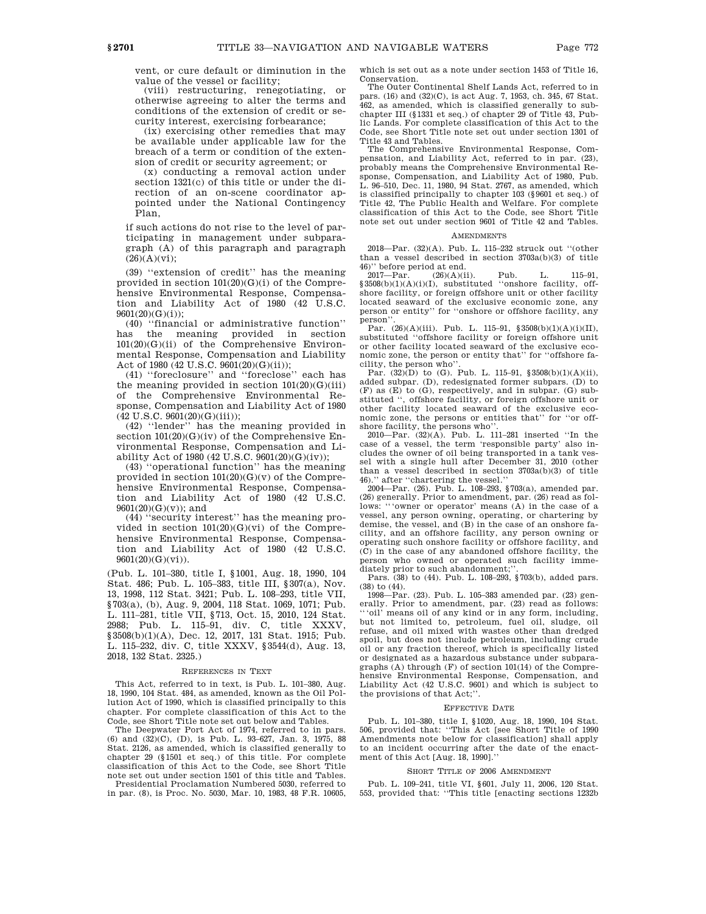vent, or cure default or diminution in the value of the vessel or facility;

(viii) restructuring, renegotiating, or otherwise agreeing to alter the terms and conditions of the extension of credit or security interest, exercising forbearance;

(ix) exercising other remedies that may be available under applicable law for the breach of a term or condition of the extension of credit or security agreement; or

(x) conducting a removal action under section 1321(c) of this title or under the direction of an on-scene coordinator appointed under the National Contingency Plan,

if such actions do not rise to the level of participating in management under subparagraph (A) of this paragraph and paragraph (26)(A)(vi);

(39) ''extension of credit'' has the meaning provided in section 101(20)(G)(i) of the Comprehensive Environmental Response, Compensation and Liability Act of 1980 (42 U.S.C. 9601(20)(G)(i));

(40) ''financial or administrative function'' has the meaning provided in section 101(20)(G)(ii) of the Comprehensive Environmental Response, Compensation and Liability Act of 1980 (42 U.S.C. 9601(20)(G)(ii));

(41) ''foreclosure'' and ''foreclose'' each has the meaning provided in section 101(20)(G)(iii) of the Comprehensive Environmental Response, Compensation and Liability Act of 1980 (42 U.S.C. 9601(20)(G)(iii));

(42) ''lender'' has the meaning provided in section 101(20)(G)(iv) of the Comprehensive Environmental Response, Compensation and Liability Act of 1980 (42 U.S.C. 9601(20)(G)(iv));

(43) ''operational function'' has the meaning provided in section 101(20)(G)(v) of the Comprehensive Environmental Response, Compensation and Liability Act of 1980 (42 U.S.C. 9601(20)(G)(v)); and

(44) ''security interest'' has the meaning provided in section 101(20)(G)(vi) of the Comprehensive Environmental Response, Compensation and Liability Act of 1980 (42 U.S.C. 9601(20)(G)(vi)).

(Pub. L. 101–380, title I, §1001, Aug. 18, 1990, 104 Stat. 486; Pub. L. 105–383, title III, §307(a), Nov. 13, 1998, 112 Stat. 3421; Pub. L. 108–293, title VII, §703(a), (b), Aug. 9, 2004, 118 Stat. 1069, 1071; Pub. L. 111–281, title VII, §713, Oct. 15, 2010, 124 Stat. 2988; Pub. L. 115–91, div. C, title XXXV, §3508(b)(1)(A), Dec. 12, 2017, 131 Stat. 1915; Pub. L. 115–232, div. C, title XXXV, §3544(d), Aug. 13, 2018, 132 Stat. 2325.)

### References in Text

This Act, referred to in text, is Pub. L. 101–380, Aug. 18, 1990, 104 Stat. 484, as amended, known as the Oil Pollution Act of 1990, which is classified principally to this chapter. For complete classification of this Act to the Code, see Short Title note set out below and Tables.

The Deepwater Port Act of 1974, referred to in pars. (6) and (32)(C), (D), is Pub. L. 93–627, Jan. 3, 1975, 88 Stat. 2126, as amended, which is classified generally to chapter 29 (§1501 et seq.) of this title. For complete classification of this Act to the Code, see Short Title note set out under section 1501 of this title and Tables.

Presidential Proclamation Numbered 5030, referred to in par. (8), is Proc. No. 5030, Mar. 10, 1983, 48 F.R. 10605, which is set out as a note under section 1453 of Title 16, Conservation.

The Outer Continental Shelf Lands Act, referred to in pars. (16) and (32)(C), is act Aug. 7, 1953, ch. 345, 67 Stat. 462, as amended, which is classified generally to subchapter III (§1331 et seq.) of chapter 29 of Title 43, Public Lands. For complete classification of this Act to the Code, see Short Title note set out under section 1301 of Title 43 and Tables.

The Comprehensive Environmental Response, Compensation, and Liability Act, referred to in par. (23), probably means the Comprehensive Environmental Response, Compensation, and Liability Act of 1980, Pub. L. 96–510, Dec. 11, 1980, 94 Stat. 2767, as amended, which is classified principally to chapter 103 (§9601 et seq.) of Title 42, The Public Health and Welfare. For complete classification of this Act to the Code, see Short Title note set out under section 9601 of Title 42 and Tables.

### Amendments

2018—Par. (32)(A). Pub. L. 115–232 struck out ''(other than a vessel described in section 3703a(b)(3) of title 46)'' before period at end.

2017—Par. (26)(A)(ii). Pub. L. 115–91, §3508(b)(1)(A)(i)(I), substituted ''onshore facility, offshore facility, or foreign offshore unit or other facility located seaward of the exclusive economic zone, any person or entity'' for ''onshore or offshore facility, any person''.

Par. (26)(A)(iii). Pub. L. 115–91, §3508(b)(1)(A)(i)(II), substituted ''offshore facility or foreign offshore unit or other facility located seaward of the exclusive economic zone, the person or entity that'' for ''offshore facility, the person who''.

Par. (32)(D) to (G). Pub. L. 115–91, §3508(b)(1)(A)(ii), added subpar. (D), redesignated former subpars. (D) to (F) as (E) to (G), respectively, and in subpar. (G) substituted '', offshore facility, or foreign offshore unit or other facility located seaward of the exclusive economic zone, the persons or entities that'' for ''or offshore facility, the persons who''.

2010—Par. (32)(A). Pub. L. 111–281 inserted ''In the case of a vessel, the term 'responsible party' also includes the owner of oil being transported in a tank vessel with a single hull after December 31, 2010 (other than a vessel described in section 3703a(b)(3) of title 46).'' after ''chartering the vessel.''

2004—Par. (26). Pub. L. 108–293, §703(a), amended par. (26) generally. Prior to amendment, par. (26) read as follows: '' 'owner or operator' means (A) in the case of a vessel, any person owning, operating, or chartering by demise, the vessel, and (B) in the case of an onshore facility, and an offshore facility, any person owning or operating such onshore facility or offshore facility, and (C) in the case of any abandoned offshore facility, the person who owned or operated such facility immediately prior to such abandonment;''.

Pars. (38) to (44). Pub. L. 108–293, §703(b), added pars. (38) to (44).

1998—Par. (23). Pub. L. 105–383 amended par. (23) generally. Prior to amendment, par. (23) read as follows: '' 'oil' means oil of any kind or in any form, including, but not limited to, petroleum, fuel oil, sludge, oil refuse, and oil mixed with wastes other than dredged spoil, but does not include petroleum, including crude oil or any fraction thereof, which is specifically listed or designated as a hazardous substance under subparagraphs (A) through (F) of section 101(14) of the Comprehensive Environmental Response, Compensation, and Liability Act (42 U.S.C. 9601) and which is subject to the provisions of that Act;''.

### Effective Date

Pub. L. 101–380, title I, §1020, Aug. 18, 1990, 104 Stat. 506, provided that: ''This Act [see Short Title of 1990 Amendments note below for classification] shall apply to an incident occurring after the date of the enactment of this Act [Aug. 18, 1990].''

### Short Title of 2006 Amendment

Pub. L. 109–241, title VI, §601, July 11, 2006, 120 Stat. 553, provided that: ''This title [enacting sections 1232b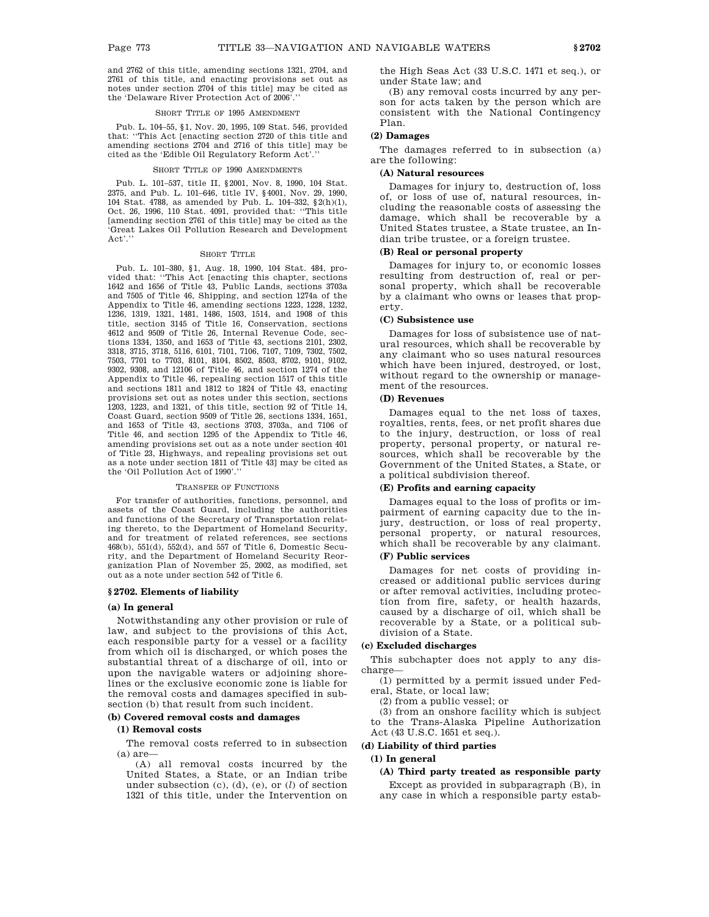and 2762 of this title, amending sections 1321, 2704, and 2761 of this title, and enacting provisions set out as notes under section 2704 of this title] may be cited as the 'Delaware River Protection Act of 2006'.''

SHORT TITLE OF 1995 AMENDMENT

Pub. L. 104–55, §1, Nov. 20, 1995, 109 Stat. 546, provided that: ''This Act [enacting section 2720 of this title and amending sections 2704 and 2716 of this title] may be cited as the 'Edible Oil Regulatory Reform Act'.''

SHORT TITLE OF 1990 AMENDMENTS

Pub. L. 101–537, title II, §2001, Nov. 8, 1990, 104 Stat. 2375, and Pub. L. 101–646, title IV, §4001, Nov. 29, 1990, 104 Stat. 4788, as amended by Pub. L. 104–332, §2(h)(1), Oct. 26, 1996, 110 Stat. 4091, provided that: ''This title [amending section 2761 of this title] may be cited as the 'Great Lakes Oil Pollution Research and Development Act'.''

SHORT TITLE

Pub. L. 101–380, §1, Aug. 18, 1990, 104 Stat. 484, provided that: ''This Act [enacting this chapter, sections 1642 and 1656 of Title 43, Public Lands, sections 3703a and 7505 of Title 46, Shipping, and section 1274a of the Appendix to Title 46, amending sections 1223, 1228, 1232, 1236, 1319, 1321, 1481, 1486, 1503, 1514, and 1908 of this title, section 3145 of Title 16, Conservation, sections 4612 and 9509 of Title 26, Internal Revenue Code, sections 1334, 1350, and 1653 of Title 43, sections 2101, 2302, 3318, 3715, 3718, 5116, 6101, 7101, 7106, 7107, 7109, 7302, 7502, 7503, 7701 to 7703, 8101, 8104, 8502, 8503, 8702, 9101, 9102, 9302, 9308, and 12106 of Title 46, and section 1274 of the Appendix to Title 46, repealing section 1517 of this title and sections 1811 and 1812 to 1824 of Title 43, enacting provisions set out as notes under this section, sections 1203, 1223, and 1321, of this title, section 92 of Title 14, Coast Guard, section 9509 of Title 26, sections 1334, 1651, and 1653 of Title 43, sections 3703, 3703a, and 7106 of Title 46, and section 1295 of the Appendix to Title 46, amending provisions set out as a note under section 401 of Title 23, Highways, and repealing provisions set out as a note under section 1811 of Title 43] may be cited as the 'Oil Pollution Act of 1990'.''

TRANSFER OF FUNCTIONS

For transfer of authorities, functions, personnel, and assets of the Coast Guard, including the authorities and functions of the Secretary of Transportation relating thereto, to the Department of Homeland Security, and for treatment of related references, see sections 468(b), 551(d), 552(d), and 557 of Title 6, Domestic Security, and the Department of Homeland Security Reorganization Plan of November 25, 2002, as modified, set out as a note under section 542 of Title 6.

## §2702. Elements of liability

### (a) In general

Notwithstanding any other provision or rule of law, and subject to the provisions of this Act, each responsible party for a vessel or a facility from which oil is discharged, or which poses the substantial threat of a discharge of oil, into or upon the navigable waters or adjoining shorelines or the exclusive economic zone is liable for the removal costs and damages specified in subsection (b) that result from such incident.

### (b) Covered removal costs and damages

#### (1) Removal costs

The removal costs referred to in subsection (a) are—

(A) all removal costs incurred by the United States, a State, or an Indian tribe under subsection (c), (d), (e), or (*l*) of section 1321 of this title, under the Intervention on the High Seas Act (33 U.S.C. 1471 et seq.), or under State law; and

(B) any removal costs incurred by any person for acts taken by the person which are consistent with the National Contingency Plan.

#### (2) Damages

The damages referred to in subsection (a) are the following:

##### (A) Natural resources

Damages for injury to, destruction of, loss of, or loss of use of, natural resources, including the reasonable costs of assessing the damage, which shall be recoverable by a United States trustee, a State trustee, an Indian tribe trustee, or a foreign trustee.

##### (B) Real or personal property

Damages for injury to, or economic losses resulting from destruction of, real or personal property, which shall be recoverable by a claimant who owns or leases that property.

##### (C) Subsistence use

Damages for loss of subsistence use of natural resources, which shall be recoverable by any claimant who so uses natural resources which have been injured, destroyed, or lost, without regard to the ownership or management of the resources.

##### (D) Revenues

Damages equal to the net loss of taxes, royalties, rents, fees, or net profit shares due to the injury, destruction, or loss of real property, personal property, or natural resources, which shall be recoverable by the Government of the United States, a State, or a political subdivision thereof.

##### (E) Profits and earning capacity

Damages equal to the loss of profits or impairment of earning capacity due to the injury, destruction, or loss of real property, personal property, or natural resources, which shall be recoverable by any claimant.

##### (F) Public services

Damages for net costs of providing increased or additional public services during or after removal activities, including protection from fire, safety, or health hazards, caused by a discharge of oil, which shall be recoverable by a State, or a political subdivision of a State.

### (c) Excluded discharges

This subchapter does not apply to any discharge—

(1) permitted by a permit issued under Federal, State, or local law;

(2) from a public vessel; or

(3) from an onshore facility which is subject to the Trans-Alaska Pipeline Authorization Act (43 U.S.C. 1651 et seq.).

### (d) Liability of third parties

#### (1) In general

##### (A) Third party treated as responsible party

Except as provided in subparagraph (B), in any case in which a responsible party estab-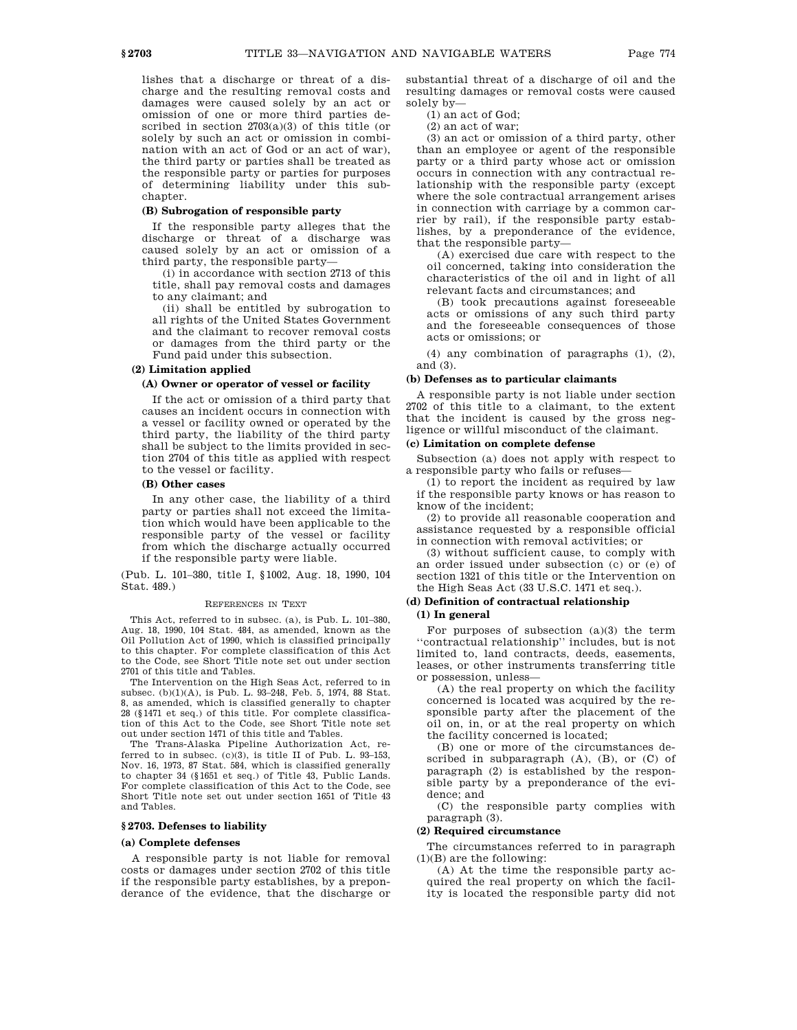lishes that a discharge or threat of a discharge and the resulting removal costs and damages were caused solely by an act or omission of one or more third parties described in section 2703(a)(3) of this title (or solely by such an act or omission in combination with an act of God or an act of war), the third party or parties shall be treated as the responsible party or parties for purposes of determining liability under this subchapter.

**(B) Subrogation of responsible party**

If the responsible party alleges that the discharge or threat of a discharge was caused solely by an act or omission of a third party, the responsible party—

(i) in accordance with section 2713 of this title, shall pay removal costs and damages to any claimant; and

(ii) shall be entitled by subrogation to all rights of the United States Government and the claimant to recover removal costs or damages from the third party or the Fund paid under this subsection.

**(2) Limitation applied**

**(A) Owner or operator of vessel or facility**

If the act or omission of a third party that causes an incident occurs in connection with a vessel or facility owned or operated by the third party, the liability of the third party shall be subject to the limits provided in section 2704 of this title as applied with respect to the vessel or facility.

**(B) Other cases**

In any other case, the liability of a third party or parties shall not exceed the limitation which would have been applicable to the responsible party of the vessel or facility from which the discharge actually occurred if the responsible party were liable.

(Pub. L. 101–380, title I, §1002, Aug. 18, 1990, 104 Stat. 489.)

REFERENCES IN TEXT

This Act, referred to in subsec. (a), is Pub. L. 101–380, Aug. 18, 1990, 104 Stat. 484, as amended, known as the Oil Pollution Act of 1990, which is classified principally to this chapter. For complete classification of this Act to the Code, see Short Title note set out under section 2701 of this title and Tables.

The Intervention on the High Seas Act, referred to in subsec. (b)(1)(A), is Pub. L. 93–248, Feb. 5, 1974, 88 Stat. 8, as amended, which is classified generally to chapter 28 (§1471 et seq.) of this title. For complete classification of this Act to the Code, see Short Title note set out under section 1471 of this title and Tables.

The Trans-Alaska Pipeline Authorization Act, referred to in subsec. (c)(3), is title II of Pub. L. 93–153, Nov. 16, 1973, 87 Stat. 584, which is classified generally to chapter 34 (§1651 et seq.) of Title 43, Public Lands. For complete classification of this Act to the Code, see Short Title note set out under section 1651 of Title 43 and Tables.

## §2703. Defenses to liability

**(a) Complete defenses**

A responsible party is not liable for removal costs or damages under section 2702 of this title if the responsible party establishes, by a preponderance of the evidence, that the discharge or substantial threat of a discharge of oil and the resulting damages or removal costs were caused solely by—

(1) an act of God;

(2) an act of war;

(3) an act or omission of a third party, other than an employee or agent of the responsible party or a third party whose act or omission occurs in connection with any contractual relationship with the responsible party (except where the sole contractual arrangement arises in connection with carriage by a common carrier by rail), if the responsible party establishes, by a preponderance of the evidence, that the responsible party—

(A) exercised due care with respect to the oil concerned, taking into consideration the characteristics of the oil and in light of all relevant facts and circumstances; and

(B) took precautions against foreseeable acts or omissions of any such third party and the foreseeable consequences of those acts or omissions; or

(4) any combination of paragraphs (1), (2), and (3).

**(b) Defenses as to particular claimants**

A responsible party is not liable under section 2702 of this title to a claimant, to the extent that the incident is caused by the gross negligence or willful misconduct of the claimant.

**(c) Limitation on complete defense**

Subsection (a) does not apply with respect to a responsible party who fails or refuses—

(1) to report the incident as required by law if the responsible party knows or has reason to know of the incident;

(2) to provide all reasonable cooperation and assistance requested by a responsible official in connection with removal activities; or

(3) without sufficient cause, to comply with an order issued under subsection (c) or (e) of section 1321 of this title or the Intervention on the High Seas Act (33 U.S.C. 1471 et seq.).

**(d) Definition of contractual relationship**

**(1) In general**

For purposes of subsection (a)(3) the term "contractual relationship" includes, but is not limited to, land contracts, deeds, easements, leases, or other instruments transferring title or possession, unless—

(A) the real property on which the facility concerned is located was acquired by the responsible party after the placement of the oil on, in, or at the real property on which the facility concerned is located;

(B) one or more of the circumstances described in subparagraph (A), (B), or (C) of paragraph (2) is established by the responsible party by a preponderance of the evidence; and

(C) the responsible party complies with paragraph (3).

**(2) Required circumstance**

The circumstances referred to in paragraph (1)(B) are the following:

(A) At the time the responsible party acquired the real property on which the facility is located the responsible party did not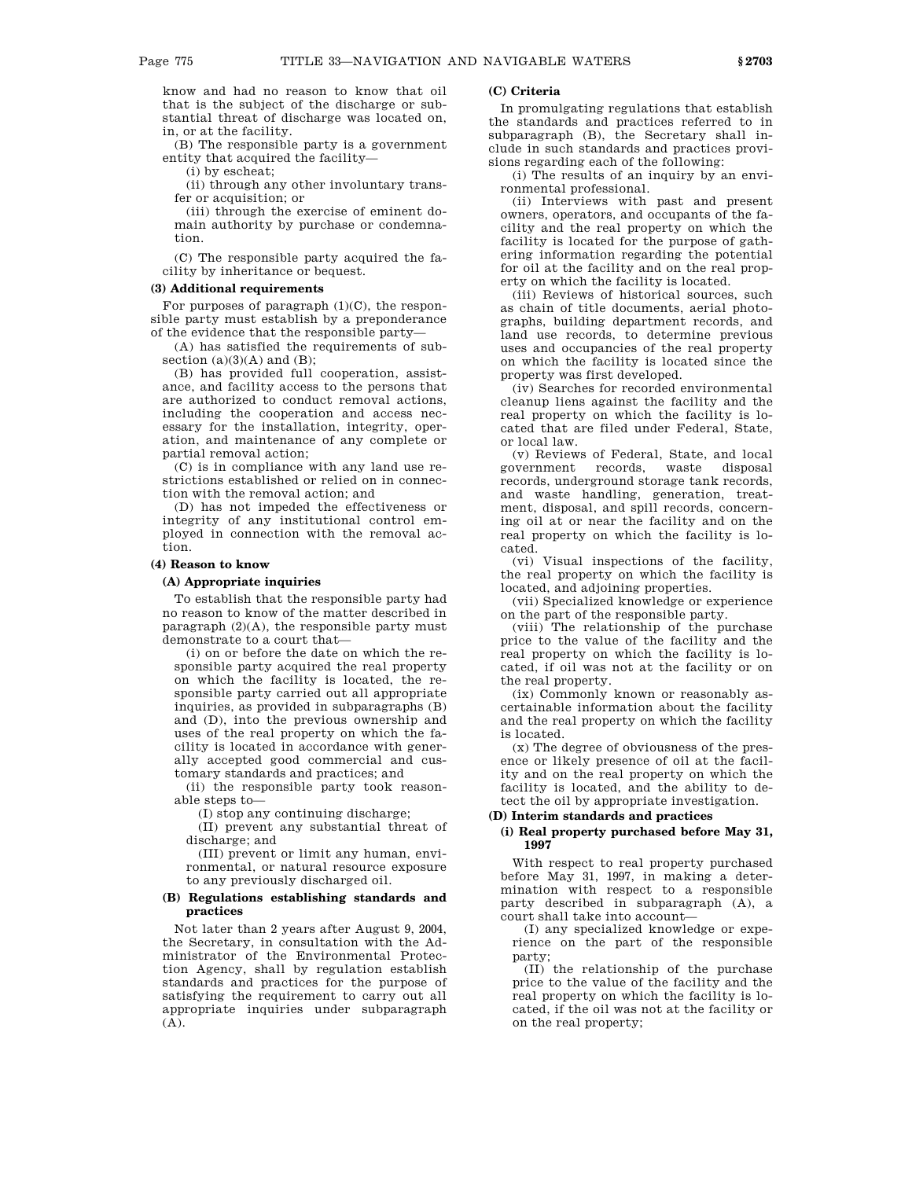know and had no reason to know that oil that is the subject of the discharge or substantial threat of discharge was located on, in, or at the facility.

(B) The responsible party is a government entity that acquired the facility—

(i) by escheat;

(ii) through any other involuntary transfer or acquisition; or

(iii) through the exercise of eminent domain authority by purchase or condemnation.

(C) The responsible party acquired the facility by inheritance or bequest.

**(3) Additional requirements**

For purposes of paragraph (1)(C), the responsible party must establish by a preponderance of the evidence that the responsible party—

(A) has satisfied the requirements of subsection (a)(3)(A) and (B);

(B) has provided full cooperation, assistance, and facility access to the persons that are authorized to conduct removal actions, including the cooperation and access necessary for the installation, integrity, operation, and maintenance of any complete or partial removal action;

(C) is in compliance with any land use restrictions established or relied on in connection with the removal action; and

(D) has not impeded the effectiveness or integrity of any institutional control employed in connection with the removal action.

**(4) Reason to know**

**(A) Appropriate inquiries**

To establish that the responsible party had no reason to know of the matter described in paragraph (2)(A), the responsible party must demonstrate to a court that—

(i) on or before the date on which the responsible party acquired the real property on which the facility is located, the responsible party carried out all appropriate inquiries, as provided in subparagraphs (B) and (D), into the previous ownership and uses of the real property on which the facility is located in accordance with generally accepted good commercial and customary standards and practices; and

(ii) the responsible party took reasonable steps to—

(I) stop any continuing discharge;

(II) prevent any substantial threat of discharge; and

(III) prevent or limit any human, environmental, or natural resource exposure to any previously discharged oil.

**(B) Regulations establishing standards and practices**

Not later than 2 years after August 9, 2004, the Secretary, in consultation with the Administrator of the Environmental Protection Agency, shall by regulation establish standards and practices for the purpose of satisfying the requirement to carry out all appropriate inquiries under subparagraph (A).

**(C) Criteria**

In promulgating regulations that establish the standards and practices referred to in subparagraph (B), the Secretary shall include in such standards and practices provisions regarding each of the following:

(i) The results of an inquiry by an environmental professional.

(ii) Interviews with past and present owners, operators, and occupants of the facility and the real property on which the facility is located for the purpose of gathering information regarding the potential for oil at the facility and on the real property on which the facility is located.

(iii) Reviews of historical sources, such as chain of title documents, aerial photographs, building department records, and land use records, to determine previous uses and occupancies of the real property on which the facility is located since the property was first developed.

(iv) Searches for recorded environmental cleanup liens against the facility and the real property on which the facility is located that are filed under Federal, State, or local law.

(v) Reviews of Federal, State, and local government records, waste disposal records, underground storage tank records, and waste handling, generation, treatment, disposal, and spill records, concerning oil at or near the facility and on the real property on which the facility is located.

(vi) Visual inspections of the facility, the real property on which the facility is located, and adjoining properties.

(vii) Specialized knowledge or experience on the part of the responsible party.

(viii) The relationship of the purchase price to the value of the facility and the real property on which the facility is located, if oil was not at the facility or on the real property.

(ix) Commonly known or reasonably ascertainable information about the facility and the real property on which the facility is located.

(x) The degree of obviousness of the presence or likely presence of oil at the facility and on the real property on which the facility is located, and the ability to detect the oil by appropriate investigation.

**(D) Interim standards and practices**

**(i) Real property purchased before May 31, 1997**

With respect to real property purchased before May 31, 1997, in making a determination with respect to a responsible party described in subparagraph (A), a court shall take into account—

(I) any specialized knowledge or experience on the part of the responsible party;

(II) the relationship of the purchase price to the value of the facility and the real property on which the facility is located, if the oil was not at the facility or on the real property;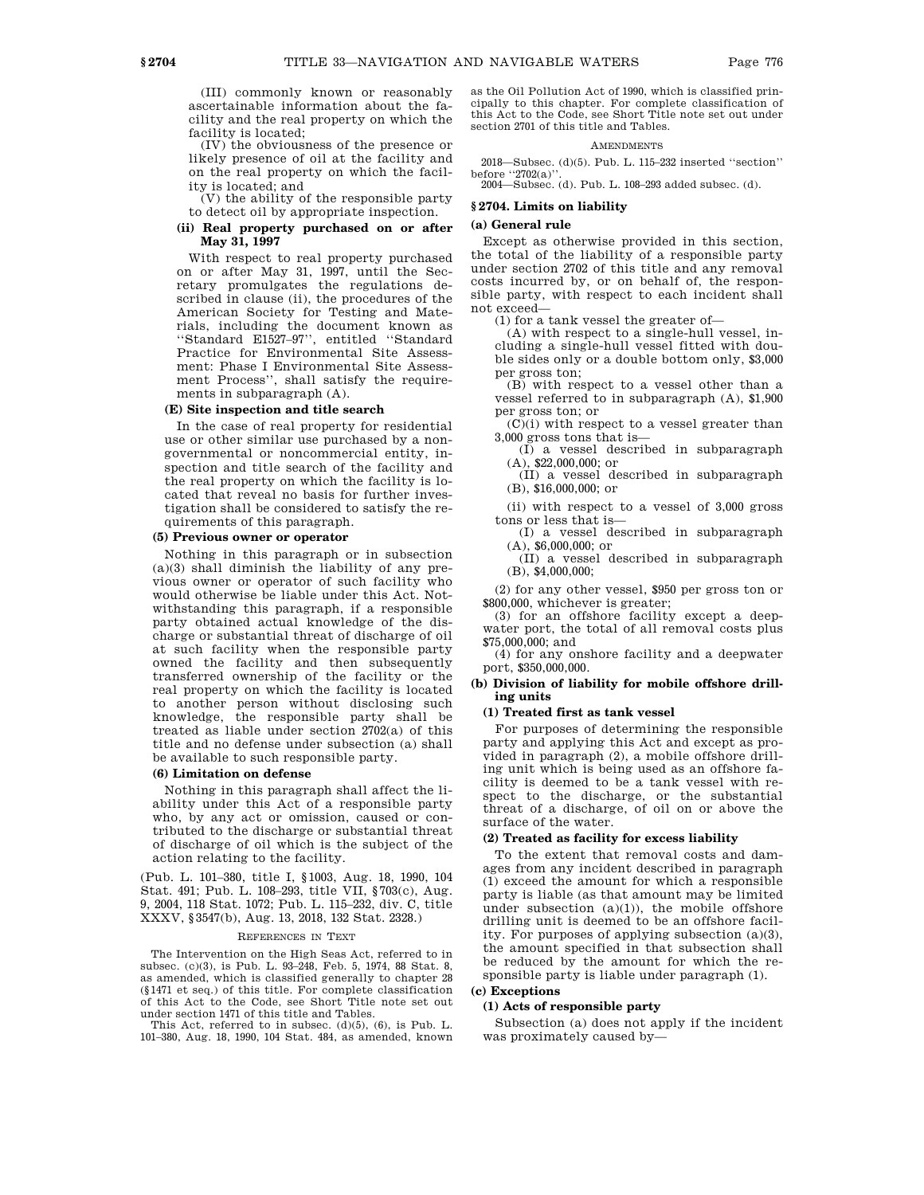(III) commonly known or reasonably ascertainable information about the facility and the real property on which the facility is located;

(IV) the obviousness of the presence or likely presence of oil at the facility and on the real property on which the facility is located; and

(V) the ability of the responsible party to detect oil by appropriate inspection.

**(ii) Real property purchased on or after May 31, 1997**

With respect to real property purchased on or after May 31, 1997, until the Secretary promulgates the regulations described in clause (ii), the procedures of the American Society for Testing and Materials, including the document known as "Standard E1527–97", entitled "Standard Practice for Environmental Site Assessment: Phase I Environmental Site Assessment Process", shall satisfy the requirements in subparagraph (A).

**(E) Site inspection and title search**

In the case of real property for residential use or other similar use purchased by a nongovernmental or noncommercial entity, inspection and title search of the facility and the real property on which the facility is located that reveal no basis for further investigation shall be considered to satisfy the requirements of this paragraph.

**(5) Previous owner or operator**

Nothing in this paragraph or in subsection (a)(3) shall diminish the liability of any previous owner or operator of such facility who would otherwise be liable under this Act. Notwithstanding this paragraph, if a responsible party obtained actual knowledge of the discharge or substantial threat of discharge of oil at such facility when the responsible party owned the facility and then subsequently transferred ownership of the facility or the real property on which the facility is located to another person without disclosing such knowledge, the responsible party shall be treated as liable under section 2702(a) of this title and no defense under subsection (a) shall be available to such responsible party.

**(6) Limitation on defense**

Nothing in this paragraph shall affect the liability under this Act of a responsible party who, by any act or omission, caused or contributed to the discharge or substantial threat of discharge of oil which is the subject of the action relating to the facility.

(Pub. L. 101–380, title I, §1003, Aug. 18, 1990, 104 Stat. 491; Pub. L. 108–293, title VII, §703(c), Aug. 9, 2004, 118 Stat. 1072; Pub. L. 115–232, div. C, title XXXV, §3547(b), Aug. 13, 2018, 132 Stat. 2328.)

REFERENCES IN TEXT

The Intervention on the High Seas Act, referred to in subsec. (c)(3), is Pub. L. 93–248, Feb. 5, 1974, 88 Stat. 8, as amended, which is classified generally to chapter 28 (§1471 et seq.) of this title. For complete classification of this Act to the Code, see Short Title note set out under section 1471 of this title and Tables.

This Act, referred to in subsec. (d)(5), (6), is Pub. L. 101–380, Aug. 18, 1990, 104 Stat. 484, as amended, known as the Oil Pollution Act of 1990, which is classified principally to this chapter. For complete classification of this Act to the Code, see Short Title note set out under section 2701 of this title and Tables.

AMENDMENTS

2018—Subsec. (d)(5). Pub. L. 115–232 inserted "section" before "2702(a)".

2004—Subsec. (d). Pub. L. 108–293 added subsec. (d).

## §2704. Limits on liability

### (a) General rule

Except as otherwise provided in this section, the total of the liability of a responsible party under section 2702 of this title and any removal costs incurred by, or on behalf of, the responsible party, with respect to each incident shall not exceed—

(1) for a tank vessel the greater of—

(A) with respect to a single-hull vessel, including a single-hull vessel fitted with double sides only or a double bottom only, $3,000 per gross ton;

(B) with respect to a vessel other than a vessel referred to in subparagraph (A), $1,900 per gross ton; or

(C)(i) with respect to a vessel greater than 3,000 gross tons that is—

(I) a vessel described in subparagraph (A), $22,000,000; or

(II) a vessel described in subparagraph (B), $16,000,000; or

(ii) with respect to a vessel of 3,000 gross tons or less that is—

(I) a vessel described in subparagraph (A), $6,000,000; or

(II) a vessel described in subparagraph (B), $4,000,000;

(2) for any other vessel, $950 per gross ton or $800,000, whichever is greater;

(3) for an offshore facility except a deepwater port, the total of all removal costs plus $75,000,000; and

(4) for any onshore facility and a deepwater port, $350,000,000.

### (b) Division of liability for mobile offshore drilling units

**(1) Treated first as tank vessel**

For purposes of determining the responsible party and applying this Act and except as provided in paragraph (2), a mobile offshore drilling unit which is being used as an offshore facility is deemed to be a tank vessel with respect to the discharge, or the substantial threat of a discharge, of oil on or above the surface of the water.

**(2) Treated as facility for excess liability**

To the extent that removal costs and damages from any incident described in paragraph (1) exceed the amount for which a responsible party is liable (as that amount may be limited under subsection (a)(1)), the mobile offshore drilling unit is deemed to be an offshore facility. For purposes of applying subsection (a)(3), the amount specified in that subsection shall be reduced by the amount for which the responsible party is liable under paragraph (1).

### (c) Exceptions

**(1) Acts of responsible party**

Subsection (a) does not apply if the incident was proximately caused by—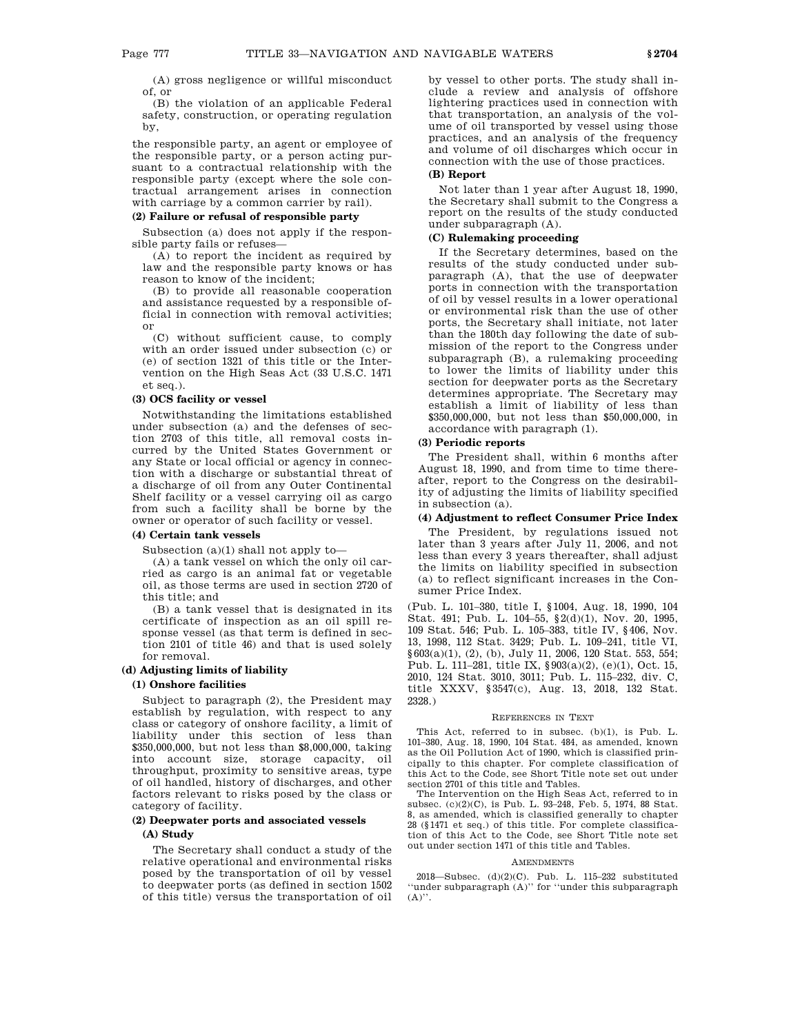(A) gross negligence or willful misconduct of, or

(B) the violation of an applicable Federal safety, construction, or operating regulation by,

the responsible party, an agent or employee of the responsible party, or a person acting pursuant to a contractual relationship with the responsible party (except where the sole contractual arrangement arises in connection with carriage by a common carrier by rail).

#### (2) Failure or refusal of responsible party

Subsection (a) does not apply if the responsible party fails or refuses—

(A) to report the incident as required by law and the responsible party knows or has reason to know of the incident;

(B) to provide all reasonable cooperation and assistance requested by a responsible official in connection with removal activities; or

(C) without sufficient cause, to comply with an order issued under subsection (c) or (e) of section 1321 of this title or the Intervention on the High Seas Act (33 U.S.C. 1471 et seq.).

#### (3) OCS facility or vessel

Notwithstanding the limitations established under subsection (a) and the defenses of section 2703 of this title, all removal costs incurred by the United States Government or any State or local official or agency in connection with a discharge or substantial threat of a discharge of oil from any Outer Continental Shelf facility or a vessel carrying oil as cargo from such a facility shall be borne by the owner or operator of such facility or vessel.

#### (4) Certain tank vessels

Subsection (a)(1) shall not apply to—

(A) a tank vessel on which the only oil carried as cargo is an animal fat or vegetable oil, as those terms are used in section 2720 of this title; and

(B) a tank vessel that is designated in its certificate of inspection as an oil spill response vessel (as that term is defined in section 2101 of title 46) and that is used solely for removal.

### (d) Adjusting limits of liability

#### (1) Onshore facilities

Subject to paragraph (2), the President may establish by regulation, with respect to any class or category of onshore facility, a limit of liability under this section of less than $350,000,000, but not less than $8,000,000, taking into account size, storage capacity, oil throughput, proximity to sensitive areas, type of oil handled, history of discharges, and other factors relevant to risks posed by the class or category of facility.

#### (2) Deepwater ports and associated vessels

##### (A) Study

The Secretary shall conduct a study of the relative operational and environmental risks posed by the transportation of oil by vessel to deepwater ports (as defined in section 1502 of this title) versus the transportation of oil by vessel to other ports. The study shall include a review and analysis of offshore lightering practices used in connection with that transportation, an analysis of the volume of oil transported by vessel using those practices, and an analysis of the frequency and volume of oil discharges which occur in connection with the use of those practices.

##### (B) Report

Not later than 1 year after August 18, 1990, the Secretary shall submit to the Congress a report on the results of the study conducted under subparagraph (A).

##### (C) Rulemaking proceeding

If the Secretary determines, based on the results of the study conducted under subparagraph (A), that the use of deepwater ports in connection with the transportation of oil by vessel results in a lower operational or environmental risk than the use of other ports, the Secretary shall initiate, not later than the 180th day following the date of submission of the report to the Congress under subparagraph (B), a rulemaking proceeding to lower the limits of liability under this section for deepwater ports as the Secretary determines appropriate. The Secretary may establish a limit of liability of less than $350,000,000, but not less than $50,000,000, in accordance with paragraph (1).

#### (3) Periodic reports

The President shall, within 6 months after August 18, 1990, and from time to time thereafter, report to the Congress on the desirability of adjusting the limits of liability specified in subsection (a).

#### (4) Adjustment to reflect Consumer Price Index

The President, by regulations issued not later than 3 years after July 11, 2006, and not less than every 3 years thereafter, shall adjust the limits on liability specified in subsection (a) to reflect significant increases in the Consumer Price Index.

(Pub. L. 101–380, title I, §1004, Aug. 18, 1990, 104 Stat. 491; Pub. L. 104–55, §2(d)(1), Nov. 20, 1995, 109 Stat. 546; Pub. L. 105–383, title IV, §406, Nov. 13, 1998, 112 Stat. 3429; Pub. L. 109–241, title VI, §603(a)(1), (2), (b), July 11, 2006, 120 Stat. 553, 554; Pub. L. 111–281, title IX, §903(a)(2), (e)(1), Oct. 15, 2010, 124 Stat. 3010, 3011; Pub. L. 115–232, div. C, title XXXV, §3547(c), Aug. 13, 2018, 132 Stat. 2328.)

REFERENCES IN TEXT

This Act, referred to in subsec. (b)(1), is Pub. L. 101–380, Aug. 18, 1990, 104 Stat. 484, as amended, known as the Oil Pollution Act of 1990, which is classified principally to this chapter. For complete classification of this Act to the Code, see Short Title note set out under section 2701 of this title and Tables.

The Intervention on the High Seas Act, referred to in subsec. (c)(2)(C), is Pub. L. 93–248, Feb. 5, 1974, 88 Stat. 8, as amended, which is classified generally to chapter 28 (§1471 et seq.) of this title. For complete classification of this Act to the Code, see Short Title note set out under section 1471 of this title and Tables.

AMENDMENTS

2018—Subsec. (d)(2)(C). Pub. L. 115–232 substituted "under subparagraph (A)" for "under this subparagraph (A)".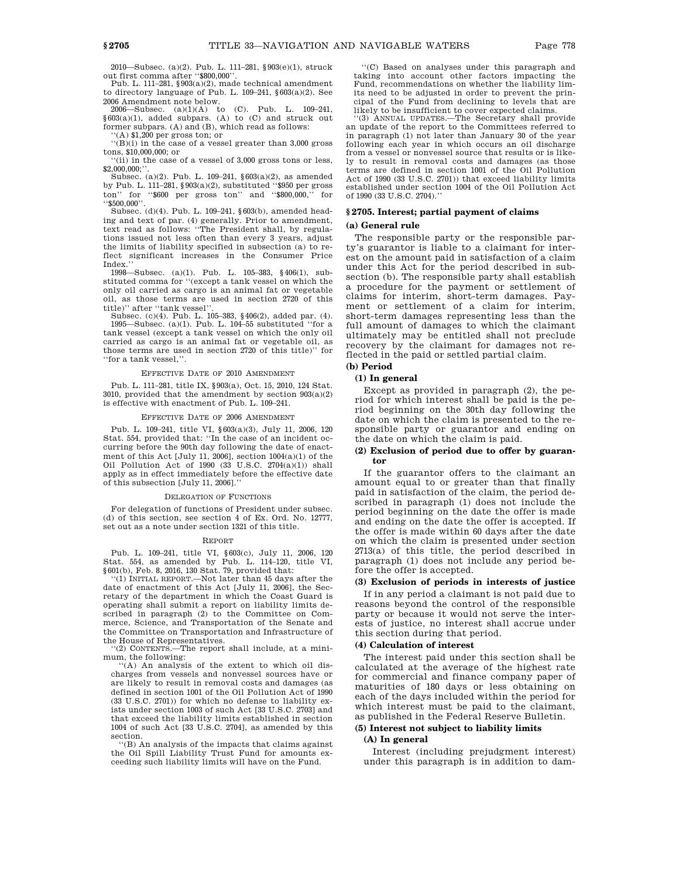2010—Subsec. (a)(2). Pub. L. 111–281, §903(e)(1), struck out first comma after ''$800,000''.

Pub. L. 111–281, §903(a)(2), made technical amendment to directory language of Pub. L. 109–241, §603(a)(2). See 2006 Amendment note below.

2006—Subsec. (a)(1)(A) to (C). Pub. L. 109–241, §603(a)(1), added subpars. (A) to (C) and struck out former subpars. (A) and (B), which read as follows:

''(A) $1,200 per gross ton; or

''(B)(i) in the case of a vessel greater than 3,000 gross tons, $10,000,000; or

''(ii) in the case of a vessel of 3,000 gross tons or less, $2,000,000;''.

Subsec. (a)(2). Pub. L. 109–241, §603(a)(2), as amended by Pub. L. 111–281, §903(a)(2), substituted ''$950 per gross ton'' for ''$600 per gross ton'' and ''$800,000,'' for ''$500,000''.

Subsec. (d)(4). Pub. L. 109–241, §603(b), amended heading and text of par. (4) generally. Prior to amendment, text read as follows: ''The President shall, by regulations issued not less often than every 3 years, adjust the limits of liability specified in subsection (a) to reflect significant increases in the Consumer Price Index.''

1998—Subsec. (a)(1). Pub. L. 105–383, §406(1), substituted comma for ''(except a tank vessel on which the only oil carried as cargo is an animal fat or vegetable oil, as those terms are used in section 2720 of this title)'' after ''tank vessel''.

Subsec. (c)(4). Pub. L. 105–383, §406(2), added par. (4).

1995—Subsec. (a)(1). Pub. L. 104–55 substituted ''for a tank vessel (except a tank vessel on which the only oil carried as cargo is an animal fat or vegetable oil, as those terms are used in section 2720 of this title)'' for ''for a tank vessel,''.

EFFECTIVE DATE OF 2010 AMENDMENT

Pub. L. 111–281, title IX, §903(a), Oct. 15, 2010, 124 Stat. 3010, provided that the amendment by section 903(a)(2) is effective with enactment of Pub. L. 109–241.

EFFECTIVE DATE OF 2006 AMENDMENT

Pub. L. 109–241, title VI, §603(a)(3), July 11, 2006, 120 Stat. 554, provided that: ''In the case of an incident occurring before the 90th day following the date of enactment of this Act [July 11, 2006], section 1004(a)(1) of the Oil Pollution Act of 1990 (33 U.S.C. 2704(a)(1)) shall apply as in effect immediately before the effective date of this subsection [July 11, 2006].''

DELEGATION OF FUNCTIONS

For delegation of functions of President under subsec. (d) of this section, see section 4 of Ex. Ord. No. 12777, set out as a note under section 1321 of this title.

REPORT

Pub. L. 109–241, title VI, §603(c), July 11, 2006, 120 Stat. 554, as amended by Pub. L. 114–120, title VI, §601(b), Feb. 8, 2016, 130 Stat. 79, provided that:

''(1) INITIAL REPORT.—Not later than 45 days after the date of enactment of this Act [July 11, 2006], the Secretary of the department in which the Coast Guard is operating shall submit a report on liability limits described in paragraph (2) to the Committee on Commerce, Science, and Transportation of the Senate and the Committee on Transportation and Infrastructure of the House of Representatives.

''(2) CONTENTS.—The report shall include, at a minimum, the following:

''(A) An analysis of the extent to which oil discharges from vessels and nonvessel sources have or are likely to result in removal costs and damages (as defined in section 1001 of the Oil Pollution Act of 1990 (33 U.S.C. 2701)) for which no defense to liability exists under section 1003 of such Act [33 U.S.C. 2703] and that exceed the liability limits established in section 1004 of such Act [33 U.S.C. 2704], as amended by this section.

''(B) An analysis of the impacts that claims against the Oil Spill Liability Trust Fund for amounts exceeding such liability limits will have on the Fund.

''(C) Based on analyses under this paragraph and taking into account other factors impacting the Fund, recommendations on whether the liability limits need to be adjusted in order to prevent the principal of the Fund from declining to levels that are likely to be insufficient to cover expected claims.

''(3) ANNUAL UPDATES.—The Secretary shall provide an update of the report to the Committees referred to in paragraph (1) not later than January 30 of the year following each year in which occurs an oil discharge from a vessel or nonvessel source that results or is likely to result in removal costs and damages (as those terms are defined in section 1001 of the Oil Pollution Act of 1990 (33 U.S.C. 2701)) that exceed liability limits established under section 1004 of the Oil Pollution Act of 1990 (33 U.S.C. 2704).''

## §2705. Interest; partial payment of claims

### (a) General rule

The responsible party or the responsible party's guarantor is liable to a claimant for interest on the amount paid in satisfaction of a claim under this Act for the period described in subsection (b). The responsible party shall establish a procedure for the payment or settlement of claims for interim, short-term damages. Payment or settlement of a claim for interim, short-term damages representing less than the full amount of damages to which the claimant ultimately may be entitled shall not preclude recovery by the claimant for damages not reflected in the paid or settled partial claim.

### (b) Period

#### (1) In general

Except as provided in paragraph (2), the period for which interest shall be paid is the period beginning on the 30th day following the date on which the claim is presented to the responsible party or guarantor and ending on the date on which the claim is paid.

#### (2) Exclusion of period due to offer by guarantor

If the guarantor offers to the claimant an amount equal to or greater than that finally paid in satisfaction of the claim, the period described in paragraph (1) does not include the period beginning on the date the offer is made and ending on the date the offer is accepted. If the offer is made within 60 days after the date on which the claim is presented under section 2713(a) of this title, the period described in paragraph (1) does not include any period before the offer is accepted.

#### (3) Exclusion of periods in interests of justice

If in any period a claimant is not paid due to reasons beyond the control of the responsible party or because it would not serve the interests of justice, no interest shall accrue under this section during that period.

#### (4) Calculation of interest

The interest paid under this section shall be calculated at the average of the highest rate for commercial and finance company paper of maturities of 180 days or less obtaining on each of the days included within the period for which interest must be paid to the claimant, as published in the Federal Reserve Bulletin.

#### (5) Interest not subject to liability limits

##### (A) In general

Interest (including prejudgment interest) under this paragraph is in addition to dam-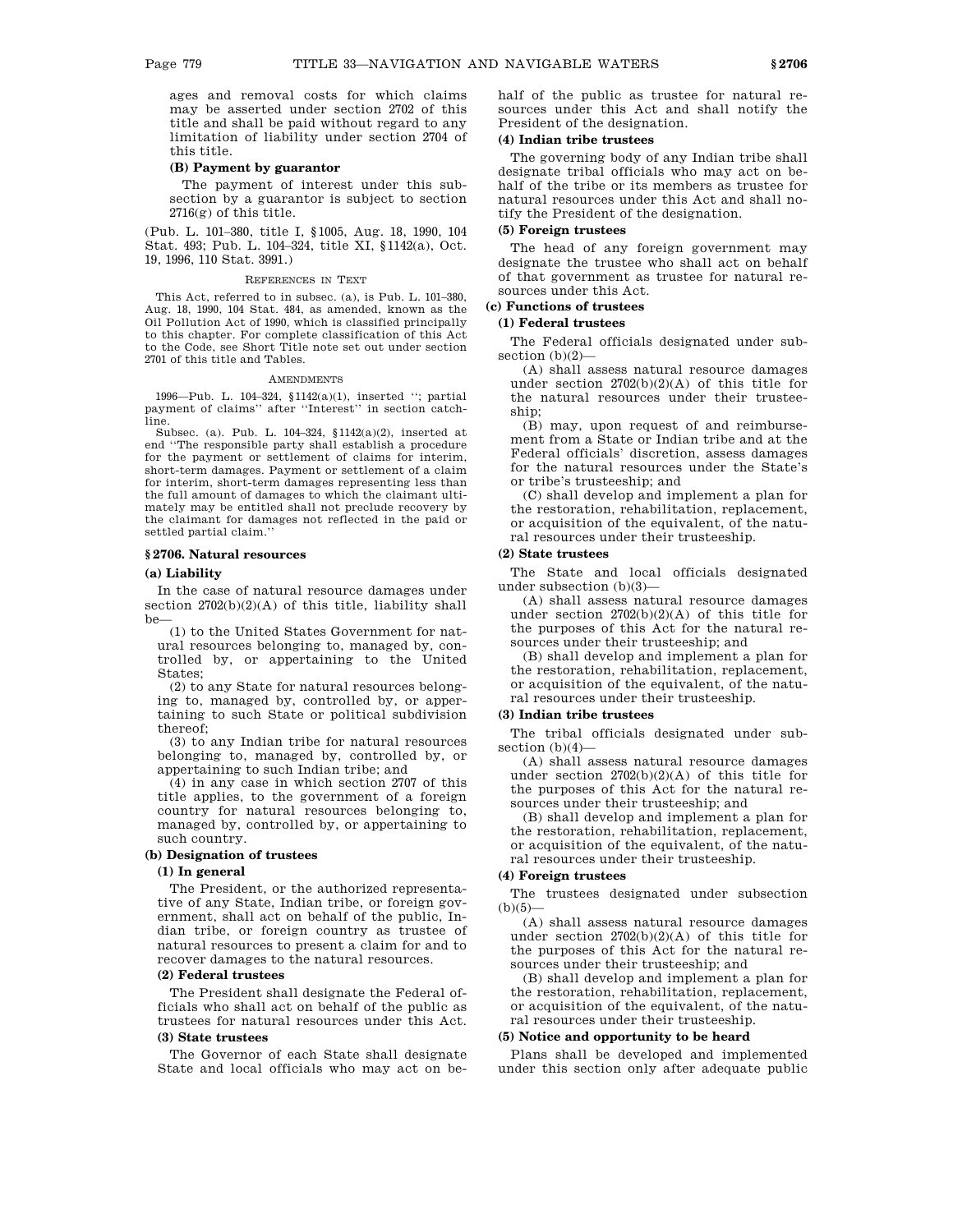ages and removal costs for which claims may be asserted under section 2702 of this title and shall be paid without regard to any limitation of liability under section 2704 of this title.

**(B) Payment by guarantor**

The payment of interest under this subsection by a guarantor is subject to section 2716(g) of this title.

(Pub. L. 101–380, title I, §1005, Aug. 18, 1990, 104 Stat. 493; Pub. L. 104–324, title XI, §1142(a), Oct. 19, 1996, 110 Stat. 3991.)

REFERENCES IN TEXT

This Act, referred to in subsec. (a), is Pub. L. 101–380, Aug. 18, 1990, 104 Stat. 484, as amended, known as the Oil Pollution Act of 1990, which is classified principally to this chapter. For complete classification of this Act to the Code, see Short Title note set out under section 2701 of this title and Tables.

AMENDMENTS

1996—Pub. L. 104–324, §1142(a)(1), inserted ''; partial payment of claims'' after ''Interest'' in section catchline.

Subsec. (a). Pub. L. 104–324, §1142(a)(2), inserted at end ''The responsible party shall establish a procedure for the payment or settlement of claims for interim, short-term damages. Payment or settlement of a claim for interim, short-term damages representing less than the full amount of damages to which the claimant ultimately may be entitled shall not preclude recovery by the claimant for damages not reflected in the paid or settled partial claim.''

## §2706. Natural resources

### (a) Liability

In the case of natural resource damages under section 2702(b)(2)(A) of this title, liability shall be—

(1) to the United States Government for natural resources belonging to, managed by, controlled by, or appertaining to the United States;

(2) to any State for natural resources belonging to, managed by, controlled by, or appertaining to such State or political subdivision thereof;

(3) to any Indian tribe for natural resources belonging to, managed by, controlled by, or appertaining to such Indian tribe; and

(4) in any case in which section 2707 of this title applies, to the government of a foreign country for natural resources belonging to, managed by, controlled by, or appertaining to such country.

### (b) Designation of trustees

**(1) In general**

The President, or the authorized representative of any State, Indian tribe, or foreign government, shall act on behalf of the public, Indian tribe, or foreign country as trustee of natural resources to present a claim for and to recover damages to the natural resources.

**(2) Federal trustees**

The President shall designate the Federal officials who shall act on behalf of the public as trustees for natural resources under this Act.

**(3) State trustees**

The Governor of each State shall designate State and local officials who may act on behalf of the public as trustee for natural resources under this Act and shall notify the President of the designation.

**(4) Indian tribe trustees**

The governing body of any Indian tribe shall designate tribal officials who may act on behalf of the tribe or its members as trustee for natural resources under this Act and shall notify the President of the designation.

**(5) Foreign trustees**

The head of any foreign government may designate the trustee who shall act on behalf of that government as trustee for natural resources under this Act.

### (c) Functions of trustees

**(1) Federal trustees**

The Federal officials designated under subsection (b)(2)—

(A) shall assess natural resource damages under section 2702(b)(2)(A) of this title for the natural resources under their trusteeship;

(B) may, upon request of and reimbursement from a State or Indian tribe and at the Federal officials' discretion, assess damages for the natural resources under the State's or tribe's trusteeship; and

(C) shall develop and implement a plan for the restoration, rehabilitation, replacement, or acquisition of the equivalent, of the natural resources under their trusteeship.

**(2) State trustees**

The State and local officials designated under subsection (b)(3)—

(A) shall assess natural resource damages under section 2702(b)(2)(A) of this title for the purposes of this Act for the natural resources under their trusteeship; and

(B) shall develop and implement a plan for the restoration, rehabilitation, replacement, or acquisition of the equivalent, of the natural resources under their trusteeship.

**(3) Indian tribe trustees**

The tribal officials designated under subsection (b)(4)—

(A) shall assess natural resource damages under section 2702(b)(2)(A) of this title for the purposes of this Act for the natural resources under their trusteeship; and

(B) shall develop and implement a plan for the restoration, rehabilitation, replacement, or acquisition of the equivalent, of the natural resources under their trusteeship.

**(4) Foreign trustees**

The trustees designated under subsection (b)(5)—

(A) shall assess natural resource damages under section 2702(b)(2)(A) of this title for the purposes of this Act for the natural resources under their trusteeship; and

(B) shall develop and implement a plan for the restoration, rehabilitation, replacement, or acquisition of the equivalent, of the natural resources under their trusteeship.

**(5) Notice and opportunity to be heard**

Plans shall be developed and implemented under this section only after adequate public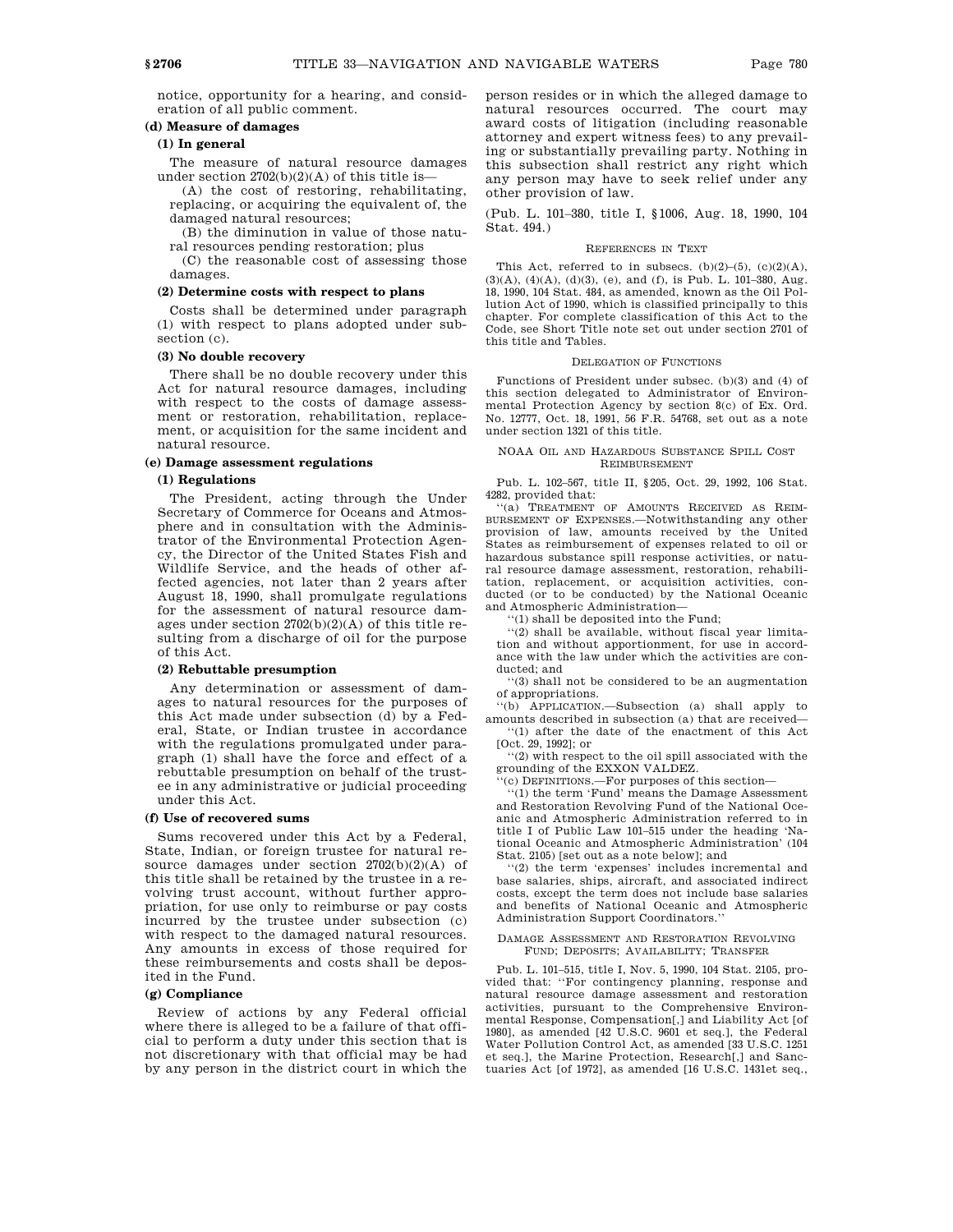notice, opportunity for a hearing, and consideration of all public comment.

**(d) Measure of damages**

**(1) In general**

The measure of natural resource damages under section 2702(b)(2)(A) of this title is—

(A) the cost of restoring, rehabilitating, replacing, or acquiring the equivalent of, the damaged natural resources;

(B) the diminution in value of those natural resources pending restoration; plus

(C) the reasonable cost of assessing those damages.

**(2) Determine costs with respect to plans**

Costs shall be determined under paragraph (1) with respect to plans adopted under subsection (c).

**(3) No double recovery**

There shall be no double recovery under this Act for natural resource damages, including with respect to the costs of damage assessment or restoration, rehabilitation, replacement, or acquisition for the same incident and natural resource.

**(e) Damage assessment regulations**

**(1) Regulations**

The President, acting through the Under Secretary of Commerce for Oceans and Atmosphere and in consultation with the Administrator of the Environmental Protection Agency, the Director of the United States Fish and Wildlife Service, and the heads of other affected agencies, not later than 2 years after August 18, 1990, shall promulgate regulations for the assessment of natural resource damages under section 2702(b)(2)(A) of this title resulting from a discharge of oil for the purpose of this Act.

**(2) Rebuttable presumption**

Any determination or assessment of damages to natural resources for the purposes of this Act made under subsection (d) by a Federal, State, or Indian trustee in accordance with the regulations promulgated under paragraph (1) shall have the force and effect of a rebuttable presumption on behalf of the trustee in any administrative or judicial proceeding under this Act.

**(f) Use of recovered sums**

Sums recovered under this Act by a Federal, State, Indian, or foreign trustee for natural resource damages under section 2702(b)(2)(A) of this title shall be retained by the trustee in a revolving trust account, without further appropriation, for use only to reimburse or pay costs incurred by the trustee under subsection (c) with respect to the damaged natural resources. Any amounts in excess of those required for these reimbursements and costs shall be deposited in the Fund.

**(g) Compliance**

Review of actions by any Federal official where there is alleged to be a failure of that official to perform a duty under this section that is not discretionary with that official may be had by any person in the district court in which the person resides or in which the alleged damage to natural resources occurred. The court may award costs of litigation (including reasonable attorney and expert witness fees) to any prevailing or substantially prevailing party. Nothing in this subsection shall restrict any right which any person may have to seek relief under any other provision of law.

(Pub. L. 101–380, title I, §1006, Aug. 18, 1990, 104 Stat. 494.)

REFERENCES IN TEXT

This Act, referred to in subsecs. (b)(2)–(5), (c)(2)(A), (3)(A), (4)(A), (d)(3), (e), and (f), is Pub. L. 101–380, Aug. 18, 1990, 104 Stat. 484, as amended, known as the Oil Pollution Act of 1990, which is classified principally to this chapter. For complete classification of this Act to the Code, see Short Title note set out under section 2701 of this title and Tables.

DELEGATION OF FUNCTIONS

Functions of President under subsec. (b)(3) and (4) of this section delegated to Administrator of Environmental Protection Agency by section 8(c) of Ex. Ord. No. 12777, Oct. 18, 1991, 56 F.R. 54768, set out as a note under section 1321 of this title.

NOAA OIL AND HAZARDOUS SUBSTANCE SPILL COST REIMBURSEMENT

Pub. L. 102–567, title II, §205, Oct. 29, 1992, 106 Stat. 4282, provided that:

"(a) TREATMENT OF AMOUNTS RECEIVED AS REIMBURSEMENT OF EXPENSES.—Notwithstanding any other provision of law, amounts received by the United States as reimbursement of expenses related to oil or hazardous substance spill response activities, or natural resource damage assessment, restoration, rehabilitation, replacement, or acquisition activities, conducted (or to be conducted) by the National Oceanic and Atmospheric Administration—

"(1) shall be deposited into the Fund;

"(2) shall be available, without fiscal year limitation and without apportionment, for use in accordance with the law under which the activities are conducted; and

"(3) shall not be considered to be an augmentation of appropriations.

"(b) APPLICATION.—Subsection (a) shall apply to amounts described in subsection (a) that are received—

"(1) after the date of the enactment of this Act [Oct. 29, 1992]; or

"(2) with respect to the oil spill associated with the grounding of the EXXON VALDEZ.

"(c) DEFINITIONS.—For purposes of this section—

"(1) the term 'Fund' means the Damage Assessment and Restoration Revolving Fund of the National Oceanic and Atmospheric Administration referred to in title I of Public Law 101–515 under the heading 'National Oceanic and Atmospheric Administration' (104 Stat. 2105) [set out as a note below]; and

"(2) the term 'expenses' includes incremental and base salaries, ships, aircraft, and associated indirect costs, except the term does not include base salaries and benefits of National Oceanic and Atmospheric Administration Support Coordinators."

DAMAGE ASSESSMENT AND RESTORATION REVOLVING FUND; DEPOSITS; AVAILABILITY; TRANSFER

Pub. L. 101–515, title I, Nov. 5, 1990, 104 Stat. 2105, provided that: "For contingency planning, response and natural resource damage assessment and restoration activities, pursuant to the Comprehensive Environmental Response, Compensation[,] and Liability Act [of 1980], as amended [42 U.S.C. 9601 et seq.], the Federal Water Pollution Control Act, as amended [33 U.S.C. 1251 et seq.], the Marine Protection, Research[,] and Sanctuaries Act [of 1972], as amended [16 U.S.C. 1431et seq.,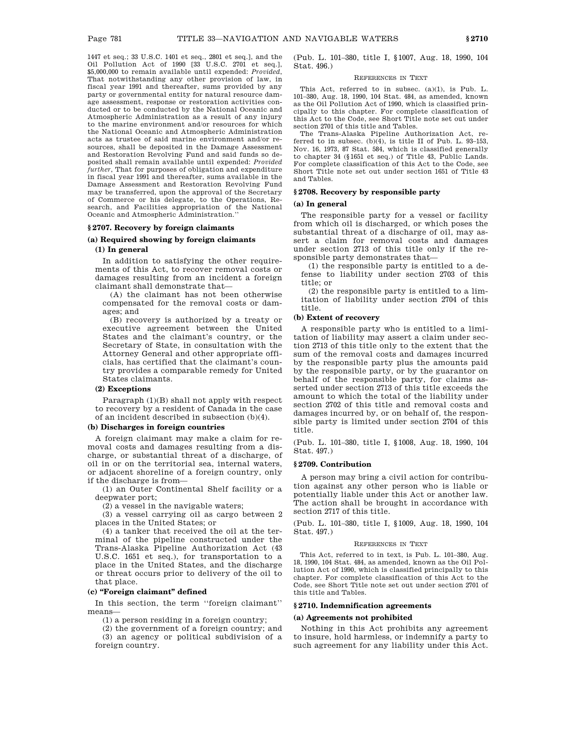1447 et seq.; 33 U.S.C. 1401 et seq., 2801 et seq.], and the Oil Pollution Act of 1990 [33 U.S.C. 2701 et seq.], $5,000,000 to remain available until expended: *Provided*, That notwithstanding any other provision of law, in fiscal year 1991 and thereafter, sums provided by any party or governmental entity for natural resource damage assessment, response or restoration activities conducted or to be conducted by the National Oceanic and Atmospheric Administration as a result of any injury to the marine environment and/or resources for which the National Oceanic and Atmospheric Administration acts as trustee of said marine environment and/or resources, shall be deposited in the Damage Assessment and Restoration Revolving Fund and said funds so deposited shall remain available until expended: *Provided further*, That for purposes of obligation and expenditure in fiscal year 1991 and thereafter, sums available in the Damage Assessment and Restoration Revolving Fund may be transferred, upon the approval of the Secretary of Commerce or his delegate, to the Operations, Research, and Facilities appropriation of the National Oceanic and Atmospheric Administration.''

## § 2707. Recovery by foreign claimants

### (a) Required showing by foreign claimants

#### (1) In general

In addition to satisfying the other requirements of this Act, to recover removal costs or damages resulting from an incident a foreign claimant shall demonstrate that—

(A) the claimant has not been otherwise compensated for the removal costs or damages; and

(B) recovery is authorized by a treaty or executive agreement between the United States and the claimant's country, or the Secretary of State, in consultation with the Attorney General and other appropriate officials, has certified that the claimant's country provides a comparable remedy for United States claimants.

#### (2) Exceptions

Paragraph (1)(B) shall not apply with respect to recovery by a resident of Canada in the case of an incident described in subsection (b)(4).

### (b) Discharges in foreign countries

A foreign claimant may make a claim for removal costs and damages resulting from a discharge, or substantial threat of a discharge, of oil in or on the territorial sea, internal waters, or adjacent shoreline of a foreign country, only if the discharge is from—

(1) an Outer Continental Shelf facility or a deepwater port;

(2) a vessel in the navigable waters;

(3) a vessel carrying oil as cargo between 2 places in the United States; or

(4) a tanker that received the oil at the terminal of the pipeline constructed under the Trans-Alaska Pipeline Authorization Act (43 U.S.C. 1651 et seq.), for transportation to a place in the United States, and the discharge or threat occurs prior to delivery of the oil to that place.

### (c) "Foreign claimant" defined

In this section, the term ''foreign claimant'' means—

(1) a person residing in a foreign country;

(2) the government of a foreign country; and

(3) an agency or political subdivision of a foreign country.

(Pub. L. 101–380, title I, §1007, Aug. 18, 1990, 104 Stat. 496.)

REFERENCES IN TEXT

This Act, referred to in subsec. (a)(1), is Pub. L. 101–380, Aug. 18, 1990, 104 Stat. 484, as amended, known as the Oil Pollution Act of 1990, which is classified principally to this chapter. For complete classification of this Act to the Code, see Short Title note set out under section 2701 of this title and Tables.

The Trans-Alaska Pipeline Authorization Act, referred to in subsec. (b)(4), is title II of Pub. L. 93–153, Nov. 16, 1973, 87 Stat. 584, which is classified generally to chapter 34 (§1651 et seq.) of Title 43, Public Lands. For complete classification of this Act to the Code, see Short Title note set out under section 1651 of Title 43 and Tables.

## § 2708. Recovery by responsible party

### (a) In general

The responsible party for a vessel or facility from which oil is discharged, or which poses the substantial threat of a discharge of oil, may assert a claim for removal costs and damages under section 2713 of this title only if the responsible party demonstrates that—

(1) the responsible party is entitled to a defense to liability under section 2703 of this title; or

(2) the responsible party is entitled to a limitation of liability under section 2704 of this title.

### (b) Extent of recovery

A responsible party who is entitled to a limitation of liability may assert a claim under section 2713 of this title only to the extent that the sum of the removal costs and damages incurred by the responsible party plus the amounts paid by the responsible party, or by the guarantor on behalf of the responsible party, for claims asserted under section 2713 of this title exceeds the amount to which the total of the liability under section 2702 of this title and removal costs and damages incurred by, or on behalf of, the responsible party is limited under section 2704 of this title.

(Pub. L. 101–380, title I, §1008, Aug. 18, 1990, 104 Stat. 497.)

## § 2709. Contribution

A person may bring a civil action for contribution against any other person who is liable or potentially liable under this Act or another law. The action shall be brought in accordance with section 2717 of this title.

(Pub. L. 101–380, title I, §1009, Aug. 18, 1990, 104 Stat. 497.)

REFERENCES IN TEXT

This Act, referred to in text, is Pub. L. 101–380, Aug. 18, 1990, 104 Stat. 484, as amended, known as the Oil Pollution Act of 1990, which is classified principally to this chapter. For complete classification of this Act to the Code, see Short Title note set out under section 2701 of this title and Tables.

## § 2710. Indemnification agreements

### (a) Agreements not prohibited

Nothing in this Act prohibits any agreement to insure, hold harmless, or indemnify a party to such agreement for any liability under this Act.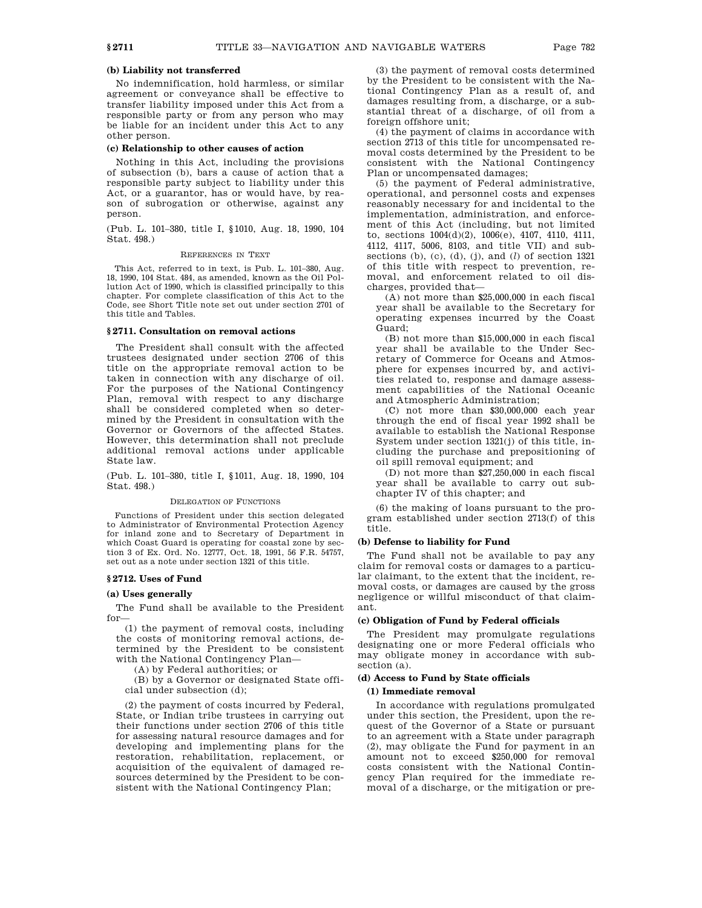**(b) Liability not transferred**

No indemnification, hold harmless, or similar agreement or conveyance shall be effective to transfer liability imposed under this Act from a responsible party or from any person who may be liable for an incident under this Act to any other person.

**(c) Relationship to other causes of action**

Nothing in this Act, including the provisions of subsection (b), bars a cause of action that a responsible party subject to liability under this Act, or a guarantor, has or would have, by reason of subrogation or otherwise, against any person.

(Pub. L. 101–380, title I, §1010, Aug. 18, 1990, 104 Stat. 498.)

REFERENCES IN TEXT

This Act, referred to in text, is Pub. L. 101–380, Aug. 18, 1990, 104 Stat. 484, as amended, known as the Oil Pollution Act of 1990, which is classified principally to this chapter. For complete classification of this Act to the Code, see Short Title note set out under section 2701 of this title and Tables.

## §2711. Consultation on removal actions

The President shall consult with the affected trustees designated under section 2706 of this title on the appropriate removal action to be taken in connection with any discharge of oil. For the purposes of the National Contingency Plan, removal with respect to any discharge shall be considered completed when so determined by the President in consultation with the Governor or Governors of the affected States. However, this determination shall not preclude additional removal actions under applicable State law.

(Pub. L. 101–380, title I, §1011, Aug. 18, 1990, 104 Stat. 498.)

DELEGATION OF FUNCTIONS

Functions of President under this section delegated to Administrator of Environmental Protection Agency for inland zone and to Secretary of Department in which Coast Guard is operating for coastal zone by section 3 of Ex. Ord. No. 12777, Oct. 18, 1991, 56 F.R. 54757, set out as a note under section 1321 of this title.

## §2712. Uses of Fund

**(a) Uses generally**

The Fund shall be available to the President for—

(1) the payment of removal costs, including the costs of monitoring removal actions, determined by the President to be consistent with the National Contingency Plan—

(A) by Federal authorities; or

(B) by a Governor or designated State official under subsection (d);

(2) the payment of costs incurred by Federal, State, or Indian tribe trustees in carrying out their functions under section 2706 of this title for assessing natural resource damages and for developing and implementing plans for the restoration, rehabilitation, replacement, or acquisition of the equivalent of damaged resources determined by the President to be consistent with the National Contingency Plan;

(3) the payment of removal costs determined by the President to be consistent with the National Contingency Plan as a result of, and damages resulting from, a discharge, or a substantial threat of a discharge, of oil from a foreign offshore unit;

(4) the payment of claims in accordance with section 2713 of this title for uncompensated removal costs determined by the President to be consistent with the National Contingency Plan or uncompensated damages;

(5) the payment of Federal administrative, operational, and personnel costs and expenses reasonably necessary for and incidental to the implementation, administration, and enforcement of this Act (including, but not limited to, sections 1004(d)(2), 1006(e), 4107, 4110, 4111, 4112, 4117, 5006, 8103, and title VII) and subsections (b), (c), (d), (j), and (*l*) of section 1321 of this title with respect to prevention, removal, and enforcement related to oil discharges, provided that—

(A) not more than $25,000,000 in each fiscal year shall be available to the Secretary for operating expenses incurred by the Coast Guard;

(B) not more than $15,000,000 in each fiscal year shall be available to the Under Secretary of Commerce for Oceans and Atmosphere for expenses incurred by, and activities related to, response and damage assessment capabilities of the National Oceanic and Atmospheric Administration;

(C) not more than $30,000,000 each year through the end of fiscal year 1992 shall be available to establish the National Response System under section 1321(j) of this title, including the purchase and prepositioning of oil spill removal equipment; and

(D) not more than $27,250,000 in each fiscal year shall be available to carry out subchapter IV of this chapter; and

(6) the making of loans pursuant to the program established under section 2713(f) of this title.

**(b) Defense to liability for Fund**

The Fund shall not be available to pay any claim for removal costs or damages to a particular claimant, to the extent that the incident, removal costs, or damages are caused by the gross negligence or willful misconduct of that claimant.

**(c) Obligation of Fund by Federal officials**

The President may promulgate regulations designating one or more Federal officials who may obligate money in accordance with subsection (a).

**(d) Access to Fund by State officials**

**(1) Immediate removal**

In accordance with regulations promulgated under this section, the President, upon the request of the Governor of a State or pursuant to an agreement with a State under paragraph (2), may obligate the Fund for payment in an amount not to exceed $250,000 for removal costs consistent with the National Contingency Plan required for the immediate removal of a discharge, or the mitigation or pre-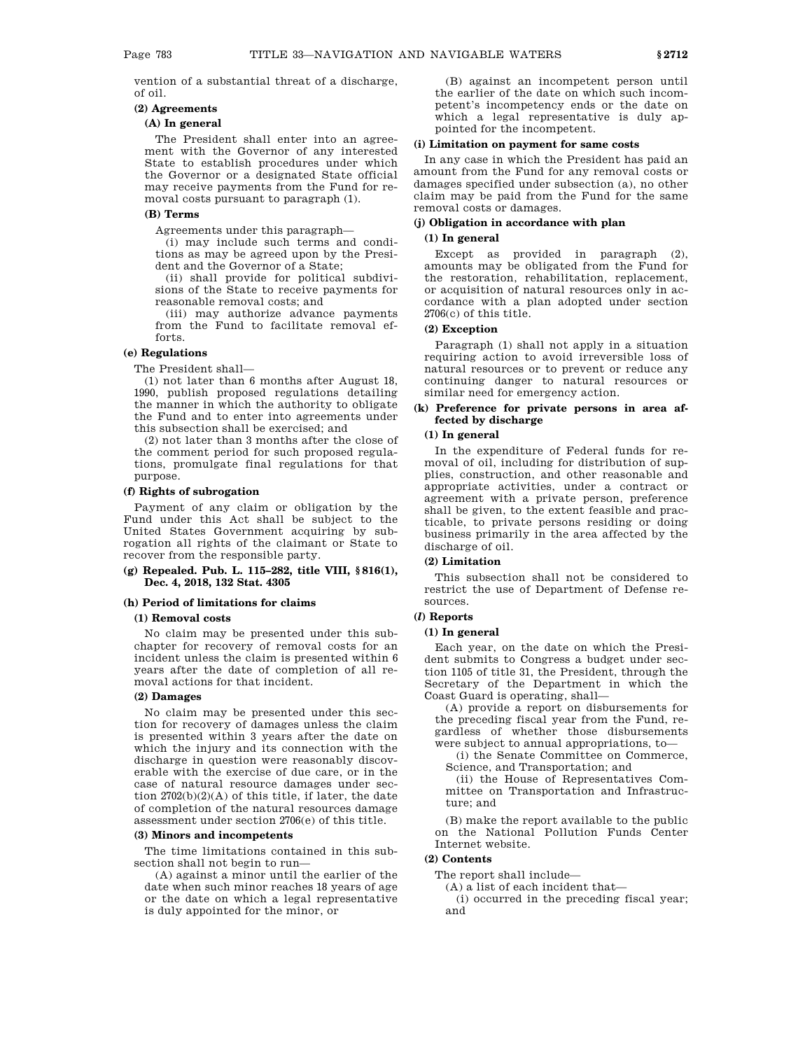vention of a substantial threat of a discharge, of oil.

**(2) Agreements**

**(A) In general**

The President shall enter into an agreement with the Governor of any interested State to establish procedures under which the Governor or a designated State official may receive payments from the Fund for removal costs pursuant to paragraph (1).

**(B) Terms**

Agreements under this paragraph—

(i) may include such terms and conditions as may be agreed upon by the President and the Governor of a State;

(ii) shall provide for political subdivisions of the State to receive payments for reasonable removal costs; and

(iii) may authorize advance payments from the Fund to facilitate removal efforts.

**(e) Regulations**

The President shall—

(1) not later than 6 months after August 18, 1990, publish proposed regulations detailing the manner in which the authority to obligate the Fund and to enter into agreements under this subsection shall be exercised; and

(2) not later than 3 months after the close of the comment period for such proposed regulations, promulgate final regulations for that purpose.

**(f) Rights of subrogation**

Payment of any claim or obligation by the Fund under this Act shall be subject to the United States Government acquiring by subrogation all rights of the claimant or State to recover from the responsible party.

**(g) Repealed. Pub. L. 115–282, title VIII, § 816(1), Dec. 4, 2018, 132 Stat. 4305**

**(h) Period of limitations for claims**

**(1) Removal costs**

No claim may be presented under this subchapter for recovery of removal costs for an incident unless the claim is presented within 6 years after the date of completion of all removal actions for that incident.

**(2) Damages**

No claim may be presented under this section for recovery of damages unless the claim is presented within 3 years after the date on which the injury and its connection with the discharge in question were reasonably discoverable with the exercise of due care, or in the case of natural resource damages under section 2702(b)(2)(A) of this title, if later, the date of completion of the natural resources damage assessment under section 2706(e) of this title.

**(3) Minors and incompetents**

The time limitations contained in this subsection shall not begin to run—

(A) against a minor until the earlier of the date when such minor reaches 18 years of age or the date on which a legal representative is duly appointed for the minor, or

(B) against an incompetent person until the earlier of the date on which such incompetent's incompetency ends or the date on which a legal representative is duly appointed for the incompetent.

**(i) Limitation on payment for same costs**

In any case in which the President has paid an amount from the Fund for any removal costs or damages specified under subsection (a), no other claim may be paid from the Fund for the same removal costs or damages.

**(j) Obligation in accordance with plan**

**(1) In general**

Except as provided in paragraph (2), amounts may be obligated from the Fund for the restoration, rehabilitation, replacement, or acquisition of natural resources only in accordance with a plan adopted under section 2706(c) of this title.

**(2) Exception**

Paragraph (1) shall not apply in a situation requiring action to avoid irreversible loss of natural resources or to prevent or reduce any continuing danger to natural resources or similar need for emergency action.

**(k) Preference for private persons in area affected by discharge**

**(1) In general**

In the expenditure of Federal funds for removal of oil, including for distribution of supplies, construction, and other reasonable and appropriate activities, under a contract or agreement with a private person, preference shall be given, to the extent feasible and practicable, to private persons residing or doing business primarily in the area affected by the discharge of oil.

**(2) Limitation**

This subsection shall not be considered to restrict the use of Department of Defense resources.

**(*l*) Reports**

**(1) In general**

Each year, on the date on which the President submits to Congress a budget under section 1105 of title 31, the President, through the Secretary of the Department in which the Coast Guard is operating, shall—

(A) provide a report on disbursements for the preceding fiscal year from the Fund, regardless of whether those disbursements were subject to annual appropriations, to—

(i) the Senate Committee on Commerce, Science, and Transportation; and

(ii) the House of Representatives Committee on Transportation and Infrastructure; and

(B) make the report available to the public on the National Pollution Funds Center Internet website.

**(2) Contents**

The report shall include—

(A) a list of each incident that—

(i) occurred in the preceding fiscal year; and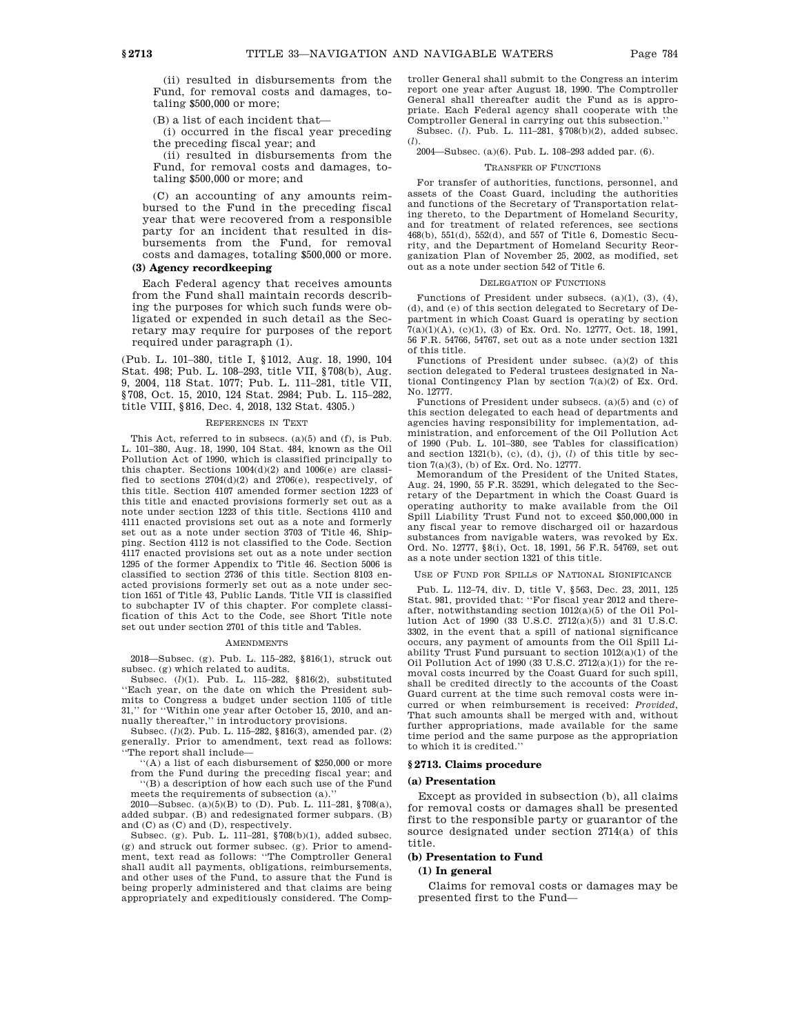(ii) resulted in disbursements from the Fund, for removal costs and damages, totaling $500,000 or more;

(B) a list of each incident that—

(i) occurred in the fiscal year preceding the preceding fiscal year; and

(ii) resulted in disbursements from the Fund, for removal costs and damages, totaling $500,000 or more; and

(C) an accounting of any amounts reimbursed to the Fund in the preceding fiscal year that were recovered from a responsible party for an incident that resulted in disbursements from the Fund, for removal costs and damages, totaling $500,000 or more.

**(3) Agency recordkeeping**

Each Federal agency that receives amounts from the Fund shall maintain records describing the purposes for which such funds were obligated or expended in such detail as the Secretary may require for purposes of the report required under paragraph (1).

(Pub. L. 101–380, title I, §1012, Aug. 18, 1990, 104 Stat. 498; Pub. L. 108–293, title VII, §708(b), Aug. 9, 2004, 118 Stat. 1077; Pub. L. 111–281, title VII, §708, Oct. 15, 2010, 124 Stat. 2984; Pub. L. 115–282, title VIII, §816, Dec. 4, 2018, 132 Stat. 4305.)

REFERENCES IN TEXT

This Act, referred to in subsecs. (a)(5) and (f), is Pub. L. 101–380, Aug. 18, 1990, 104 Stat. 484, known as the Oil Pollution Act of 1990, which is classified principally to this chapter. Sections 1004(d)(2) and 1006(e) are classified to sections 2704(d)(2) and 2706(e), respectively, of this title. Section 4107 amended former section 1223 of this title and enacted provisions formerly set out as a note under section 1223 of this title. Sections 4110 and 4111 enacted provisions set out as a note and formerly set out as a note under section 3703 of Title 46, Shipping. Section 4112 is not classified to the Code. Section 4117 enacted provisions set out as a note under section 1295 of the former Appendix to Title 46. Section 5006 is classified to section 2736 of this title. Section 8103 enacted provisions formerly set out as a note under section 1651 of Title 43, Public Lands. Title VII is classified to subchapter IV of this chapter. For complete classification of this Act to the Code, see Short Title note set out under section 2701 of this title and Tables.

AMENDMENTS

2018—Subsec. (g). Pub. L. 115–282, §816(1), struck out subsec. (g) which related to audits.

Subsec. (*l*)(1). Pub. L. 115–282, §816(2), substituted ''Each year, on the date on which the President submits to Congress a budget under section 1105 of title 31,'' for ''Within one year after October 15, 2010, and annually thereafter,'' in introductory provisions.

Subsec. (*l*)(2). Pub. L. 115–282, §816(3), amended par. (2) generally. Prior to amendment, text read as follows: ''The report shall include—

''(A) a list of each disbursement of $250,000 or more from the Fund during the preceding fiscal year; and

''(B) a description of how each such use of the Fund meets the requirements of subsection (a).''

2010—Subsec. (a)(5)(B) to (D). Pub. L. 111–281, §708(a), added subpar. (B) and redesignated former subpars. (B) and (C) as (C) and (D), respectively.

Subsec. (g). Pub. L. 111–281, §708(b)(1), added subsec. (g) and struck out former subsec. (g). Prior to amendment, text read as follows: ''The Comptroller General shall audit all payments, obligations, reimbursements, and other uses of the Fund, to assure that the Fund is being properly administered and that claims are being appropriately and expeditiously considered. The Comptroller General shall submit to the Congress an interim report one year after August 18, 1990. The Comptroller General shall thereafter audit the Fund as is appropriate. Each Federal agency shall cooperate with the Comptroller General in carrying out this subsection.''

Subsec. (*l*). Pub. L. 111–281, §708(b)(2), added subsec. (*l*).

2004—Subsec. (a)(6). Pub. L. 108–293 added par. (6).

TRANSFER OF FUNCTIONS

For transfer of authorities, functions, personnel, and assets of the Coast Guard, including the authorities and functions of the Secretary of Transportation relating thereto, to the Department of Homeland Security, and for treatment of related references, see sections 468(b), 551(d), 552(d), and 557 of Title 6, Domestic Security, and the Department of Homeland Security Reorganization Plan of November 25, 2002, as modified, set out as a note under section 542 of Title 6.

DELEGATION OF FUNCTIONS

Functions of President under subsecs. (a)(1), (3), (4), (d), and (e) of this section delegated to Secretary of Department in which Coast Guard is operating by section 7(a)(1)(A), (c)(1), (3) of Ex. Ord. No. 12777, Oct. 18, 1991, 56 F.R. 54766, 54767, set out as a note under section 1321 of this title.

Functions of President under subsec. (a)(2) of this section delegated to Federal trustees designated in National Contingency Plan by section 7(a)(2) of Ex. Ord. No. 12777.

Functions of President under subsecs. (a)(5) and (c) of this section delegated to each head of departments and agencies having responsibility for implementation, administration, and enforcement of the Oil Pollution Act of 1990 (Pub. L. 101–380, see Tables for classification) and section 1321(b), (c), (d), (j), (*l*) of this title by section 7(a)(3), (b) of Ex. Ord. No. 12777.

Memorandum of the President of the United States, Aug. 24, 1990, 55 F.R. 35291, which delegated to the Secretary of the Department in which the Coast Guard is operating authority to make available from the Oil Spill Liability Trust Fund not to exceed $50,000,000 in any fiscal year to remove discharged oil or hazardous substances from navigable waters, was revoked by Ex. Ord. No. 12777, §8(i), Oct. 18, 1991, 56 F.R. 54769, set out as a note under section 1321 of this title.

USE OF FUND FOR SPILLS OF NATIONAL SIGNIFICANCE

Pub. L. 112–74, div. D, title V, §563, Dec. 23, 2011, 125 Stat. 981, provided that: ''For fiscal year 2012 and thereafter, notwithstanding section 1012(a)(5) of the Oil Pollution Act of 1990 (33 U.S.C. 2712(a)(5)) and 31 U.S.C. 3302, in the event that a spill of national significance occurs, any payment of amounts from the Oil Spill Liability Trust Fund pursuant to section 1012(a)(1) of the Oil Pollution Act of 1990 (33 U.S.C. 2712(a)(1)) for the removal costs incurred by the Coast Guard for such spill, shall be credited directly to the accounts of the Coast Guard current at the time such removal costs were incurred or when reimbursement is received: *Provided*, That such amounts shall be merged with and, without further appropriations, made available for the same time period and the same purpose as the appropriation to which it is credited.''

## §2713. Claims procedure

**(a) Presentation**

Except as provided in subsection (b), all claims for removal costs or damages shall be presented first to the responsible party or guarantor of the source designated under section 2714(a) of this title.

**(b) Presentation to Fund**

**(1) In general**

Claims for removal costs or damages may be presented first to the Fund—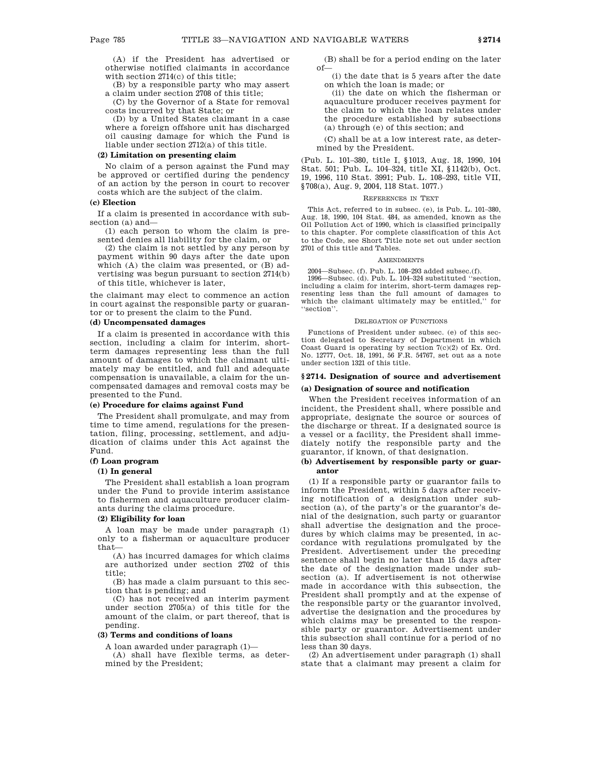(A) if the President has advertised or otherwise notified claimants in accordance with section 2714(c) of this title;

(B) by a responsible party who may assert a claim under section 2708 of this title;

(C) by the Governor of a State for removal costs incurred by that State; or

(D) by a United States claimant in a case where a foreign offshore unit has discharged oil causing damage for which the Fund is liable under section 2712(a) of this title.

**(2) Limitation on presenting claim**

No claim of a person against the Fund may be approved or certified during the pendency of an action by the person in court to recover costs which are the subject of the claim.

**(c) Election**

If a claim is presented in accordance with subsection (a) and—

(1) each person to whom the claim is presented denies all liability for the claim, or

(2) the claim is not settled by any person by payment within 90 days after the date upon which (A) the claim was presented, or (B) advertising was begun pursuant to section 2714(b) of this title, whichever is later,

the claimant may elect to commence an action in court against the responsible party or guarantor or to present the claim to the Fund.

**(d) Uncompensated damages**

If a claim is presented in accordance with this section, including a claim for interim, short-term damages representing less than the full amount of damages to which the claimant ultimately may be entitled, and full and adequate compensation is unavailable, a claim for the uncompensated damages and removal costs may be presented to the Fund.

**(e) Procedure for claims against Fund**

The President shall promulgate, and may from time to time amend, regulations for the presentation, filing, processing, settlement, and adjudication of claims under this Act against the Fund.

**(f) Loan program**

**(1) In general**

The President shall establish a loan program under the Fund to provide interim assistance to fishermen and aquaculture producer claimants during the claims procedure.

**(2) Eligibility for loan**

A loan may be made under paragraph (1) only to a fisherman or aquaculture producer that—

(A) has incurred damages for which claims are authorized under section 2702 of this title;

(B) has made a claim pursuant to this section that is pending; and

(C) has not received an interim payment under section 2705(a) of this title for the amount of the claim, or part thereof, that is pending.

**(3) Terms and conditions of loans**

A loan awarded under paragraph (1)—

(A) shall have flexible terms, as determined by the President;

(B) shall be for a period ending on the later of—

(i) the date that is 5 years after the date on which the loan is made; or

(ii) the date on which the fisherman or aquaculture producer receives payment for the claim to which the loan relates under the procedure established by subsections (a) through (e) of this section; and

(C) shall be at a low interest rate, as determined by the President.

(Pub. L. 101–380, title I, §1013, Aug. 18, 1990, 104 Stat. 501; Pub. L. 104–324, title XI, §1142(b), Oct. 19, 1996, 110 Stat. 3991; Pub. L. 108–293, title VII, §708(a), Aug. 9, 2004, 118 Stat. 1077.)

REFERENCES IN TEXT

This Act, referred to in subsec. (e), is Pub. L. 101–380, Aug. 18, 1990, 104 Stat. 484, as amended, known as the Oil Pollution Act of 1990, which is classified principally to this chapter. For complete classification of this Act to the Code, see Short Title note set out under section 2701 of this title and Tables.

AMENDMENTS

2004—Subsec. (f). Pub. L. 108–293 added subsec.(f).

1996—Subsec. (d). Pub. L. 104–324 substituted "section, including a claim for interim, short-term damages representing less than the full amount of damages to which the claimant ultimately may be entitled," for "section".

DELEGATION OF FUNCTIONS

Functions of President under subsec. (e) of this section delegated to Secretary of Department in which Coast Guard is operating by section 7(c)(2) of Ex. Ord. No. 12777, Oct. 18, 1991, 56 F.R. 54767, set out as a note under section 1321 of this title.

## §2714. Designation of source and advertisement

**(a) Designation of source and notification**

When the President receives information of an incident, the President shall, where possible and appropriate, designate the source or sources of the discharge or threat. If a designated source is a vessel or a facility, the President shall immediately notify the responsible party and the guarantor, if known, of that designation.

**(b) Advertisement by responsible party or guarantor**

(1) If a responsible party or guarantor fails to inform the President, within 5 days after receiving notification of a designation under subsection (a), of the party's or the guarantor's denial of the designation, such party or guarantor shall advertise the designation and the procedures by which claims may be presented, in accordance with regulations promulgated by the President. Advertisement under the preceding sentence shall begin no later than 15 days after the date of the designation made under subsection (a). If advertisement is not otherwise made in accordance with this subsection, the President shall promptly and at the expense of the responsible party or the guarantor involved, advertise the designation and the procedures by which claims may be presented to the responsible party or guarantor. Advertisement under this subsection shall continue for a period of no less than 30 days.

(2) An advertisement under paragraph (1) shall state that a claimant may present a claim for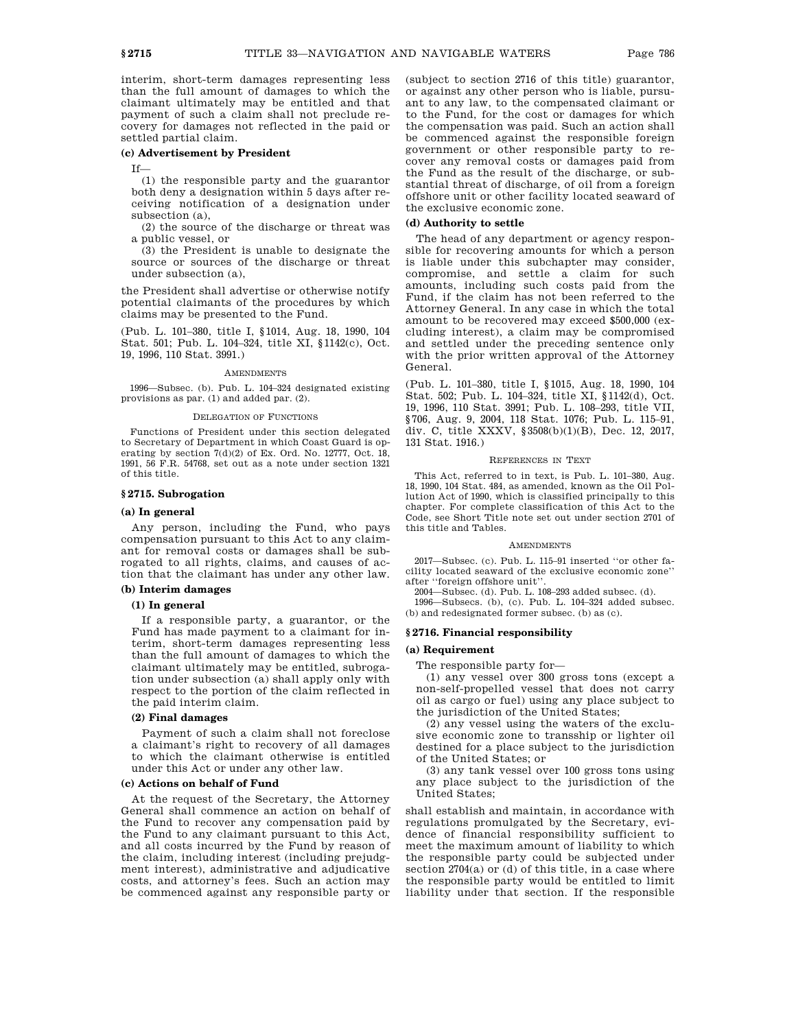interim, short-term damages representing less than the full amount of damages to which the claimant ultimately may be entitled and that payment of such a claim shall not preclude recovery for damages not reflected in the paid or settled partial claim.

**(c) Advertisement by President**

If—

(1) the responsible party and the guarantor both deny a designation within 5 days after receiving notification of a designation under subsection (a),

(2) the source of the discharge or threat was a public vessel, or

(3) the President is unable to designate the source or sources of the discharge or threat under subsection (a),

the President shall advertise or otherwise notify potential claimants of the procedures by which claims may be presented to the Fund.

(Pub. L. 101–380, title I, §1014, Aug. 18, 1990, 104 Stat. 501; Pub. L. 104–324, title XI, §1142(c), Oct. 19, 1996, 110 Stat. 3991.)

AMENDMENTS

1996—Subsec. (b). Pub. L. 104–324 designated existing provisions as par. (1) and added par. (2).

DELEGATION OF FUNCTIONS

Functions of President under this section delegated to Secretary of Department in which Coast Guard is operating by section 7(d)(2) of Ex. Ord. No. 12777, Oct. 18, 1991, 56 F.R. 54768, set out as a note under section 1321 of this title.

### §2715. Subrogation

**(a) In general**

Any person, including the Fund, who pays compensation pursuant to this Act to any claimant for removal costs or damages shall be subrogated to all rights, claims, and causes of action that the claimant has under any other law.

**(b) Interim damages**

**(1) In general**

If a responsible party, a guarantor, or the Fund has made payment to a claimant for interim, short-term damages representing less than the full amount of damages to which the claimant ultimately may be entitled, subrogation under subsection (a) shall apply only with respect to the portion of the claim reflected in the paid interim claim.

**(2) Final damages**

Payment of such a claim shall not foreclose a claimant's right to recovery of all damages to which the claimant otherwise is entitled under this Act or under any other law.

**(c) Actions on behalf of Fund**

At the request of the Secretary, the Attorney General shall commence an action on behalf of the Fund to recover any compensation paid by the Fund to any claimant pursuant to this Act, and all costs incurred by the Fund by reason of the claim, including interest (including prejudgment interest), administrative and adjudicative costs, and attorney's fees. Such an action may be commenced against any responsible party or (subject to section 2716 of this title) guarantor, or against any other person who is liable, pursuant to any law, to the compensated claimant or to the Fund, for the cost or damages for which the compensation was paid. Such an action shall be commenced against the responsible foreign government or other responsible party to recover any removal costs or damages paid from the Fund as the result of the discharge, or substantial threat of discharge, of oil from a foreign offshore unit or other facility located seaward of the exclusive economic zone.

**(d) Authority to settle**

The head of any department or agency responsible for recovering amounts for which a person is liable under this subchapter may consider, compromise, and settle a claim for such amounts, including such costs paid from the Fund, if the claim has not been referred to the Attorney General. In any case in which the total amount to be recovered may exceed $500,000 (excluding interest), a claim may be compromised and settled under the preceding sentence only with the prior written approval of the Attorney General.

(Pub. L. 101–380, title I, §1015, Aug. 18, 1990, 104 Stat. 502; Pub. L. 104–324, title XI, §1142(d), Oct. 19, 1996, 110 Stat. 3991; Pub. L. 108–293, title VII, §706, Aug. 9, 2004, 118 Stat. 1076; Pub. L. 115–91, div. C, title XXXV, §3508(b)(1)(B), Dec. 12, 2017, 131 Stat. 1916.)

REFERENCES IN TEXT

This Act, referred to in text, is Pub. L. 101–380, Aug. 18, 1990, 104 Stat. 484, as amended, known as the Oil Pollution Act of 1990, which is classified principally to this chapter. For complete classification of this Act to the Code, see Short Title note set out under section 2701 of this title and Tables.

AMENDMENTS

2017—Subsec. (c). Pub. L. 115–91 inserted ''or other facility located seaward of the exclusive economic zone'' after ''foreign offshore unit''.

2004—Subsec. (d). Pub. L. 108–293 added subsec. (d).

1996—Subsecs. (b), (c). Pub. L. 104–324 added subsec. (b) and redesignated former subsec. (b) as (c).

### §2716. Financial responsibility

**(a) Requirement**

The responsible party for—

(1) any vessel over 300 gross tons (except a non-self-propelled vessel that does not carry oil as cargo or fuel) using any place subject to the jurisdiction of the United States;

(2) any vessel using the waters of the exclusive economic zone to transship or lighter oil destined for a place subject to the jurisdiction of the United States; or

(3) any tank vessel over 100 gross tons using any place subject to the jurisdiction of the United States;

shall establish and maintain, in accordance with regulations promulgated by the Secretary, evidence of financial responsibility sufficient to meet the maximum amount of liability to which the responsible party could be subjected under section 2704(a) or (d) of this title, in a case where the responsible party would be entitled to limit liability under that section. If the responsible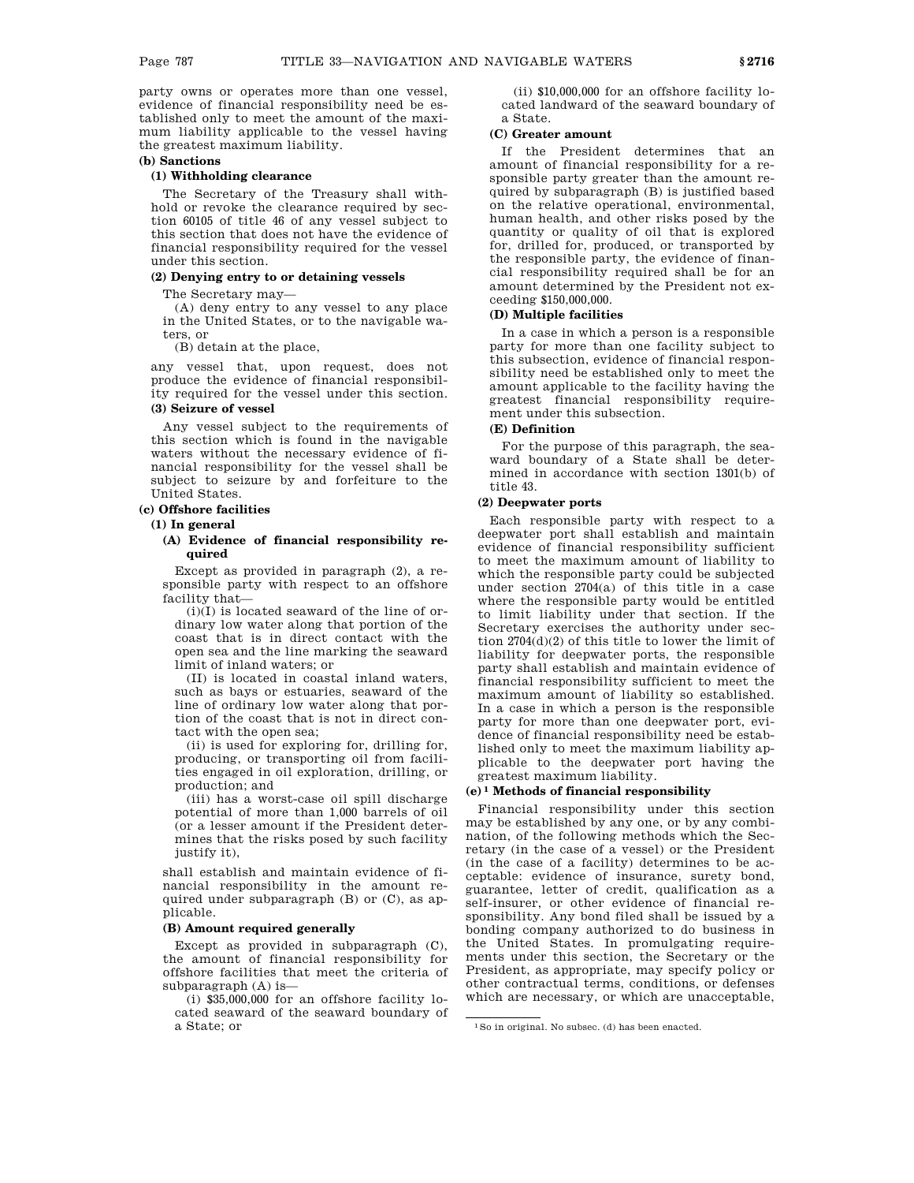party owns or operates more than one vessel, evidence of financial responsibility need be established only to meet the amount of the maximum liability applicable to the vessel having the greatest maximum liability.

**(b) Sanctions**

**(1) Withholding clearance**

The Secretary of the Treasury shall withhold or revoke the clearance required by section 60105 of title 46 of any vessel subject to this section that does not have the evidence of financial responsibility required for the vessel under this section.

**(2) Denying entry to or detaining vessels**

The Secretary may—

(A) deny entry to any vessel to any place in the United States, or to the navigable waters, or

(B) detain at the place,

any vessel that, upon request, does not produce the evidence of financial responsibility required for the vessel under this section.

**(3) Seizure of vessel**

Any vessel subject to the requirements of this section which is found in the navigable waters without the necessary evidence of financial responsibility for the vessel shall be subject to seizure by and forfeiture to the United States.

**(c) Offshore facilities**

**(1) In general**

**(A) Evidence of financial responsibility required**

Except as provided in paragraph (2), a responsible party with respect to an offshore facility that—

(i)(I) is located seaward of the line of ordinary low water along that portion of the coast that is in direct contact with the open sea and the line marking the seaward limit of inland waters; or

(II) is located in coastal inland waters, such as bays or estuaries, seaward of the line of ordinary low water along that portion of the coast that is not in direct contact with the open sea;

(ii) is used for exploring for, drilling for, producing, or transporting oil from facilities engaged in oil exploration, drilling, or production; and

(iii) has a worst-case oil spill discharge potential of more than 1,000 barrels of oil (or a lesser amount if the President determines that the risks posed by such facility justify it),

shall establish and maintain evidence of financial responsibility in the amount required under subparagraph (B) or (C), as applicable.

**(B) Amount required generally**

Except as provided in subparagraph (C), the amount of financial responsibility for offshore facilities that meet the criteria of subparagraph (A) is—

(i) $35,000,000 for an offshore facility located seaward of the seaward boundary of a State; or

(ii) $10,000,000 for an offshore facility located landward of the seaward boundary of a State.

**(C) Greater amount**

If the President determines that an amount of financial responsibility for a responsible party greater than the amount required by subparagraph (B) is justified based on the relative operational, environmental, human health, and other risks posed by the quantity or quality of oil that is explored for, drilled for, produced, or transported by the responsible party, the evidence of financial responsibility required shall be for an amount determined by the President not exceeding $150,000,000.

**(D) Multiple facilities**

In a case in which a person is a responsible party for more than one facility subject to this subsection, evidence of financial responsibility need be established only to meet the amount applicable to the facility having the greatest financial responsibility requirement under this subsection.

**(E) Definition**

For the purpose of this paragraph, the seaward boundary of a State shall be determined in accordance with section 1301(b) of title 43.

**(2) Deepwater ports**

Each responsible party with respect to a deepwater port shall establish and maintain evidence of financial responsibility sufficient to meet the maximum amount of liability to which the responsible party could be subjected under section 2704(a) of this title in a case where the responsible party would be entitled to limit liability under that section. If the Secretary exercises the authority under section 2704(d)(2) of this title to lower the limit of liability for deepwater ports, the responsible party shall establish and maintain evidence of financial responsibility sufficient to meet the maximum amount of liability so established. In a case in which a person is the responsible party for more than one deepwater port, evidence of financial responsibility need be established only to meet the maximum liability applicable to the deepwater port having the greatest maximum liability.

**(e)[1] Methods of financial responsibility**

Financial responsibility under this section may be established by any one, or by any combination, of the following methods which the Secretary (in the case of a vessel) or the President (in the case of a facility) determines to be acceptable: evidence of insurance, surety bond, guarantee, letter of credit, qualification as a self-insurer, or other evidence of financial responsibility. Any bond filed shall be issued by a bonding company authorized to do business in the United States. In promulgating requirements under this section, the Secretary or the President, as appropriate, may specify policy or other contractual terms, conditions, or defenses which are necessary, or which are unacceptable,

---

[1] So in original. No subsec. (d) has been enacted.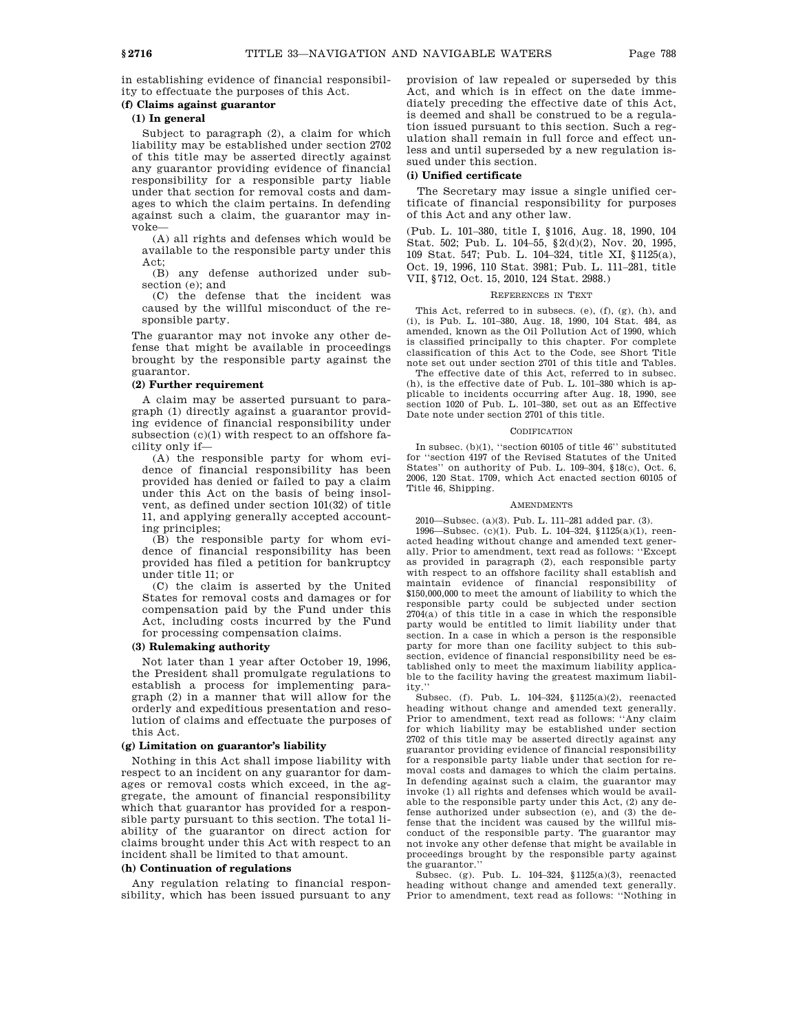in establishing evidence of financial responsibility to effectuate the purposes of this Act.

**(f) Claims against guarantor**

**(1) In general**

Subject to paragraph (2), a claim for which liability may be established under section 2702 of this title may be asserted directly against any guarantor providing evidence of financial responsibility for a responsible party liable under that section for removal costs and damages to which the claim pertains. In defending against such a claim, the guarantor may invoke—

(A) all rights and defenses which would be available to the responsible party under this Act;

(B) any defense authorized under subsection (e); and

(C) the defense that the incident was caused by the willful misconduct of the responsible party.

The guarantor may not invoke any other defense that might be available in proceedings brought by the responsible party against the guarantor.

**(2) Further requirement**

A claim may be asserted pursuant to paragraph (1) directly against a guarantor providing evidence of financial responsibility under subsection (c)(1) with respect to an offshore facility only if—

(A) the responsible party for whom evidence of financial responsibility has been provided has denied or failed to pay a claim under this Act on the basis of being insolvent, as defined under section 101(32) of title 11, and applying generally accepted accounting principles;

(B) the responsible party for whom evidence of financial responsibility has been provided has filed a petition for bankruptcy under title 11; or

(C) the claim is asserted by the United States for removal costs and damages or for compensation paid by the Fund under this Act, including costs incurred by the Fund for processing compensation claims.

**(3) Rulemaking authority**

Not later than 1 year after October 19, 1996, the President shall promulgate regulations to establish a process for implementing paragraph (2) in a manner that will allow for the orderly and expeditious presentation and resolution of claims and effectuate the purposes of this Act.

**(g) Limitation on guarantor's liability**

Nothing in this Act shall impose liability with respect to an incident on any guarantor for damages or removal costs which exceed, in the aggregate, the amount of financial responsibility which that guarantor has provided for a responsible party pursuant to this section. The total liability of the guarantor on direct action for claims brought under this Act with respect to an incident shall be limited to that amount.

**(h) Continuation of regulations**

Any regulation relating to financial responsibility, which has been issued pursuant to any provision of law repealed or superseded by this Act, and which is in effect on the date immediately preceding the effective date of this Act, is deemed and shall be construed to be a regulation issued pursuant to this section. Such a regulation shall remain in full force and effect unless and until superseded by a new regulation issued under this section.

**(i) Unified certificate**

The Secretary may issue a single unified certificate of financial responsibility for purposes of this Act and any other law.

(Pub. L. 101–380, title I, §1016, Aug. 18, 1990, 104 Stat. 502; Pub. L. 104–55, §2(d)(2), Nov. 20, 1995, 109 Stat. 547; Pub. L. 104–324, title XI, §1125(a), Oct. 19, 1996, 110 Stat. 3981; Pub. L. 111–281, title VII, §712, Oct. 15, 2010, 124 Stat. 2988.)

REFERENCES IN TEXT

This Act, referred to in subsecs. (e), (f), (g), (h), and (i), is Pub. L. 101–380, Aug. 18, 1990, 104 Stat. 484, as amended, known as the Oil Pollution Act of 1990, which is classified principally to this chapter. For complete classification of this Act to the Code, see Short Title note set out under section 2701 of this title and Tables.

The effective date of this Act, referred to in subsec. (h), is the effective date of Pub. L. 101–380 which is applicable to incidents occurring after Aug. 18, 1990, see section 1020 of Pub. L. 101–380, set out as an Effective Date note under section 2701 of this title.

CODIFICATION

In subsec. (b)(1), "section 60105 of title 46" substituted for "section 4197 of the Revised Statutes of the United States" on authority of Pub. L. 109–304, §18(c), Oct. 6, 2006, 120 Stat. 1709, which Act enacted section 60105 of Title 46, Shipping.

AMENDMENTS

2010—Subsec. (a)(3). Pub. L. 111–281 added par. (3).

1996—Subsec. (c)(1). Pub. L. 104–324, §1125(a)(1), reenacted heading without change and amended text generally. Prior to amendment, text read as follows: "Except as provided in paragraph (2), each responsible party with respect to an offshore facility shall establish and maintain evidence of financial responsibility of $150,000,000 to meet the amount of liability to which the responsible party could be subjected under section 2704(a) of this title in a case in which the responsible party would be entitled to limit liability under that section. In a case in which a person is the responsible party for more than one facility subject to this subsection, evidence of financial responsibility need be established only to meet the maximum liability applicable to the facility having the greatest maximum liability."

Subsec. (f). Pub. L. 104–324, §1125(a)(2), reenacted heading without change and amended text generally. Prior to amendment, text read as follows: "Any claim for which liability may be established under section 2702 of this title may be asserted directly against any guarantor providing evidence of financial responsibility for a responsible party liable under that section for removal costs and damages to which the claim pertains. In defending against such a claim, the guarantor may invoke (1) all rights and defenses which would be available to the responsible party under this Act, (2) any defense authorized under subsection (e), and (3) the defense that the incident was caused by the willful misconduct of the responsible party. The guarantor may not invoke any other defense that might be available in proceedings brought by the responsible party against the guarantor."

Subsec. (g). Pub. L. 104–324, §1125(a)(3), reenacted heading without change and amended text generally. Prior to amendment, text read as follows: "Nothing in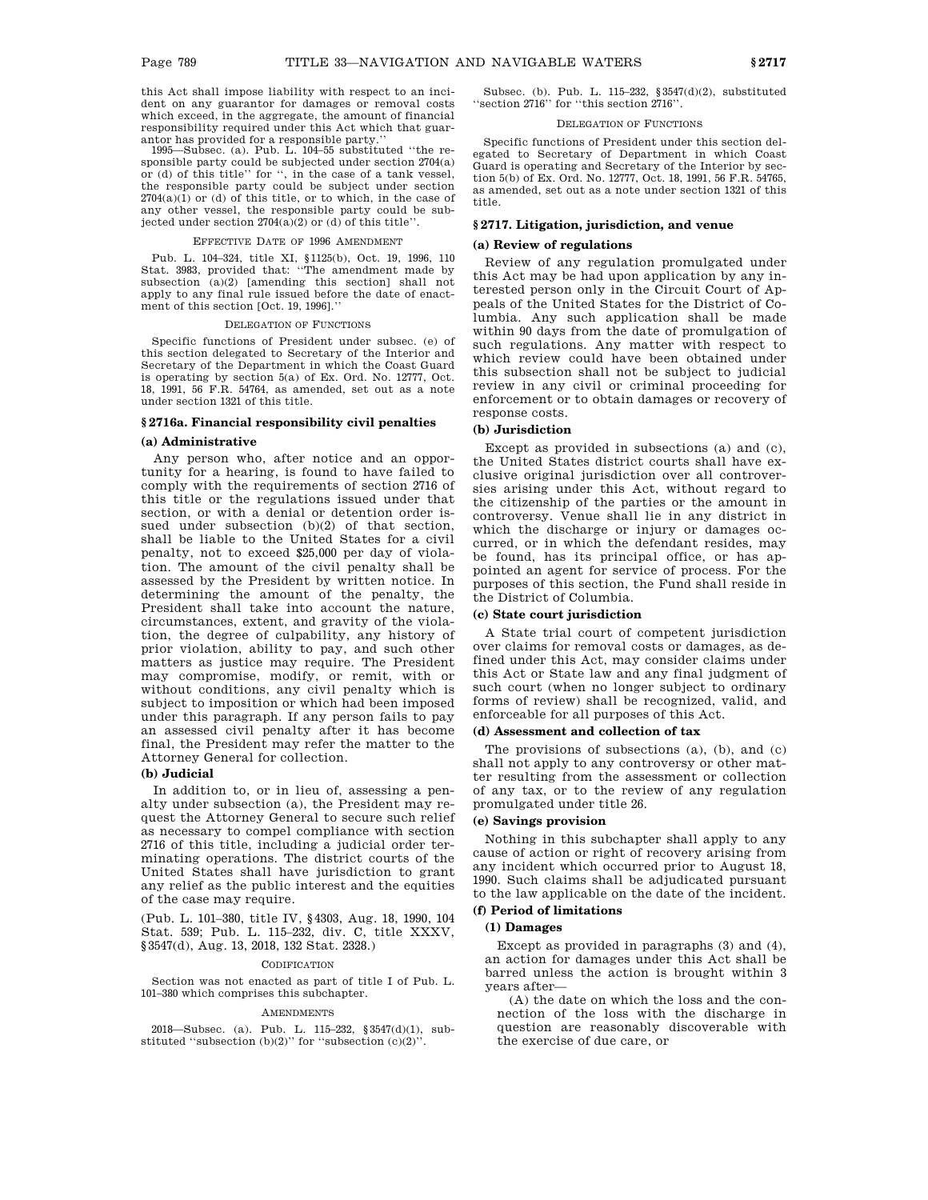this Act shall impose liability with respect to an incident on any guarantor for damages or removal costs which exceed, in the aggregate, the amount of financial responsibility required under this Act which that guarantor has provided for a responsible party.''

1995—Subsec. (a). Pub. L. 104–55 substituted ''the responsible party could be subjected under section 2704(a) or (d) of this title'' for '', in the case of a tank vessel, the responsible party could be subject under section 2704(a)(1) or (d) of this title, or to which, in the case of any other vessel, the responsible party could be subjected under section 2704(a)(2) or (d) of this title''.

EFFECTIVE DATE OF 1996 AMENDMENT

Pub. L. 104–324, title XI, §1125(b), Oct. 19, 1996, 110 Stat. 3983, provided that: ''The amendment made by subsection (a)(2) [amending this section] shall not apply to any final rule issued before the date of enactment of this section [Oct. 19, 1996].''

DELEGATION OF FUNCTIONS

Specific functions of President under subsec. (e) of this section delegated to Secretary of the Interior and Secretary of the Department in which the Coast Guard is operating by section 5(a) of Ex. Ord. No. 12777, Oct. 18, 1991, 56 F.R. 54764, as amended, set out as a note under section 1321 of this title.

## §2716a. Financial responsibility civil penalties

### (a) Administrative

Any person who, after notice and an opportunity for a hearing, is found to have failed to comply with the requirements of section 2716 of this title or the regulations issued under that section, or with a denial or detention order issued under subsection (b)(2) of that section, shall be liable to the United States for a civil penalty, not to exceed $25,000 per day of violation. The amount of the civil penalty shall be assessed by the President by written notice. In determining the amount of the penalty, the President shall take into account the nature, circumstances, extent, and gravity of the violation, the degree of culpability, any history of prior violation, ability to pay, and such other matters as justice may require. The President may compromise, modify, or remit, with or without conditions, any civil penalty which is subject to imposition or which had been imposed under this paragraph. If any person fails to pay an assessed civil penalty after it has become final, the President may refer the matter to the Attorney General for collection.

### (b) Judicial

In addition to, or in lieu of, assessing a penalty under subsection (a), the President may request the Attorney General to secure such relief as necessary to compel compliance with section 2716 of this title, including a judicial order terminating operations. The district courts of the United States shall have jurisdiction to grant any relief as the public interest and the equities of the case may require.

(Pub. L. 101–380, title IV, §4303, Aug. 18, 1990, 104 Stat. 539; Pub. L. 115–232, div. C, title XXXV, §3547(d), Aug. 13, 2018, 132 Stat. 2328.)

CODIFICATION

Section was not enacted as part of title I of Pub. L. 101–380 which comprises this subchapter.

AMENDMENTS

2018—Subsec. (a). Pub. L. 115–232, §3547(d)(1), substituted ''subsection (b)(2)'' for ''subsection (c)(2)''.

Subsec. (b). Pub. L. 115–232, §3547(d)(2), substituted ''section 2716'' for ''this section 2716''.

DELEGATION OF FUNCTIONS

Specific functions of President under this section delegated to Secretary of Department in which Coast Guard is operating and Secretary of the Interior by section 5(b) of Ex. Ord. No. 12777, Oct. 18, 1991, 56 F.R. 54765, as amended, set out as a note under section 1321 of this title.

## §2717. Litigation, jurisdiction, and venue

### (a) Review of regulations

Review of any regulation promulgated under this Act may be had upon application by any interested person only in the Circuit Court of Appeals of the United States for the District of Columbia. Any such application shall be made within 90 days from the date of promulgation of such regulations. Any matter with respect to which review could have been obtained under this subsection shall not be subject to judicial review in any civil or criminal proceeding for enforcement or to obtain damages or recovery of response costs.

### (b) Jurisdiction

Except as provided in subsections (a) and (c), the United States district courts shall have exclusive original jurisdiction over all controversies arising under this Act, without regard to the citizenship of the parties or the amount in controversy. Venue shall lie in any district in which the discharge or injury or damages occurred, or in which the defendant resides, may be found, has its principal office, or has appointed an agent for service of process. For the purposes of this section, the Fund shall reside in the District of Columbia.

### (c) State court jurisdiction

A State trial court of competent jurisdiction over claims for removal costs or damages, as defined under this Act, may consider claims under this Act or State law and any final judgment of such court (when no longer subject to ordinary forms of review) shall be recognized, valid, and enforceable for all purposes of this Act.

### (d) Assessment and collection of tax

The provisions of subsections (a), (b), and (c) shall not apply to any controversy or other matter resulting from the assessment or collection of any tax, or to the review of any regulation promulgated under title 26.

### (e) Savings provision

Nothing in this subchapter shall apply to any cause of action or right of recovery arising from any incident which occurred prior to August 18, 1990. Such claims shall be adjudicated pursuant to the law applicable on the date of the incident.

### (f) Period of limitations

#### (1) Damages

Except as provided in paragraphs (3) and (4), an action for damages under this Act shall be barred unless the action is brought within 3 years after—

(A) the date on which the loss and the connection of the loss with the discharge in question are reasonably discoverable with the exercise of due care, or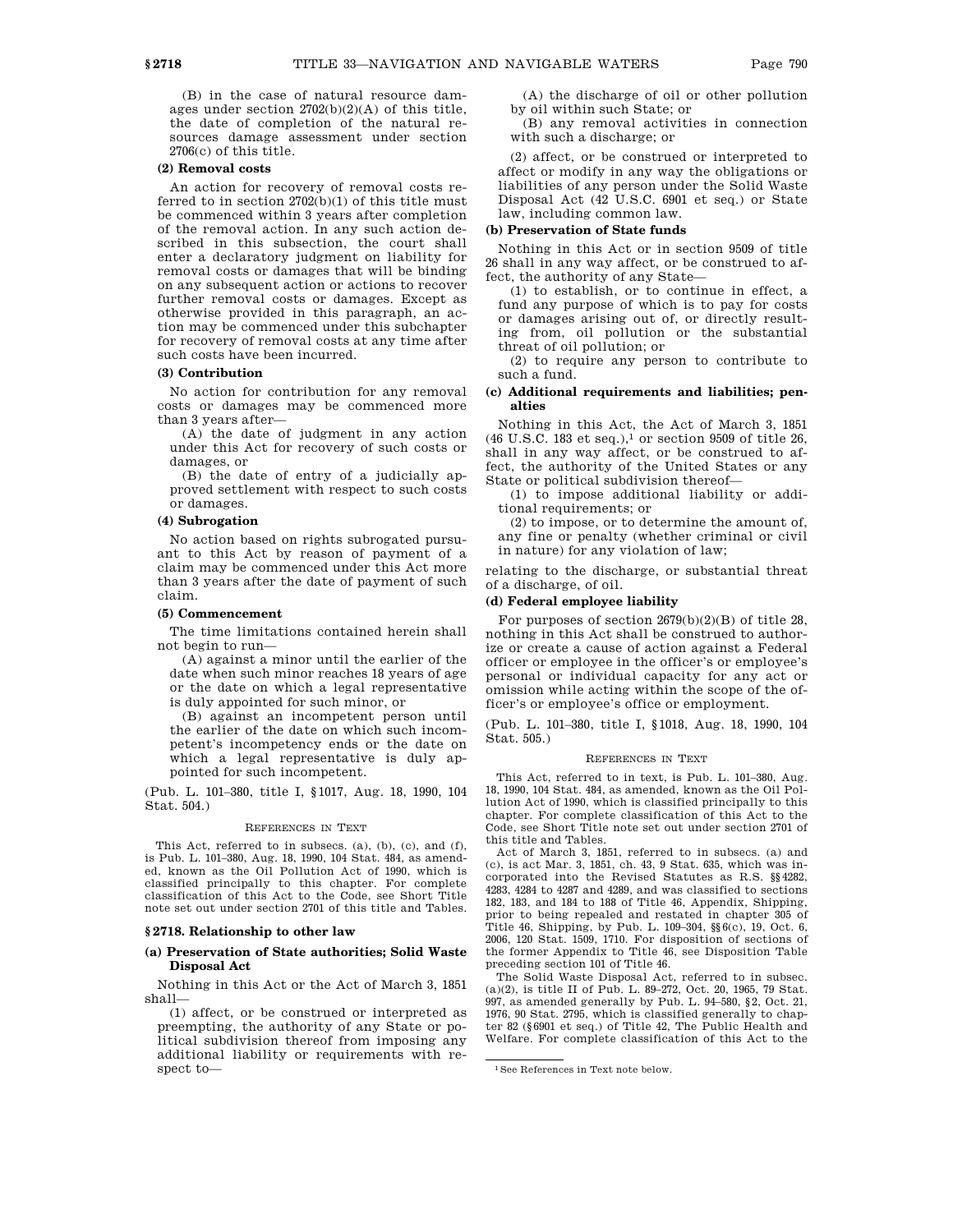(B) in the case of natural resource damages under section 2702(b)(2)(A) of this title, the date of completion of the natural resources damage assessment under section 2706(c) of this title.

**(2) Removal costs**

An action for recovery of removal costs referred to in section 2702(b)(1) of this title must be commenced within 3 years after completion of the removal action. In any such action described in this subsection, the court shall enter a declaratory judgment on liability for removal costs or damages that will be binding on any subsequent action or actions to recover further removal costs or damages. Except as otherwise provided in this paragraph, an action may be commenced under this subchapter for recovery of removal costs at any time after such costs have been incurred.

**(3) Contribution**

No action for contribution for any removal costs or damages may be commenced more than 3 years after—

(A) the date of judgment in any action under this Act for recovery of such costs or damages, or

(B) the date of entry of a judicially approved settlement with respect to such costs or damages.

**(4) Subrogation**

No action based on rights subrogated pursuant to this Act by reason of payment of a claim may be commenced under this Act more than 3 years after the date of payment of such claim.

**(5) Commencement**

The time limitations contained herein shall not begin to run—

(A) against a minor until the earlier of the date when such minor reaches 18 years of age or the date on which a legal representative is duly appointed for such minor, or

(B) against an incompetent person until the earlier of the date on which such incompetent's incompetency ends or the date on which a legal representative is duly appointed for such incompetent.

(Pub. L. 101–380, title I, §1017, Aug. 18, 1990, 104 Stat. 504.)

REFERENCES IN TEXT

This Act, referred to in subsecs. (a), (b), (c), and (f), is Pub. L. 101–380, Aug. 18, 1990, 104 Stat. 484, as amended, known as the Oil Pollution Act of 1990, which is classified principally to this chapter. For complete classification of this Act to the Code, see Short Title note set out under section 2701 of this title and Tables.

## §2718. Relationship to other law

### (a) Preservation of State authorities; Solid Waste Disposal Act

Nothing in this Act or the Act of March 3, 1851 shall—

(1) affect, or be construed or interpreted as preempting, the authority of any State or political subdivision thereof from imposing any additional liability or requirements with respect to—

(A) the discharge of oil or other pollution by oil within such State; or

(B) any removal activities in connection with such a discharge; or

(2) affect, or be construed or interpreted to affect or modify in any way the obligations or liabilities of any person under the Solid Waste Disposal Act (42 U.S.C. 6901 et seq.) or State law, including common law.

### (b) Preservation of State funds

Nothing in this Act or in section 9509 of title 26 shall in any way affect, or be construed to affect, the authority of any State—

(1) to establish, or to continue in effect, a fund any purpose of which is to pay for costs or damages arising out of, or directly resulting from, oil pollution or the substantial threat of oil pollution; or

(2) to require any person to contribute to such a fund.

### (c) Additional requirements and liabilities; penalties

Nothing in this Act, the Act of March 3, 1851 (46 U.S.C. 183 et seq.),[1] or section 9509 of title 26, shall in any way affect, or be construed to affect, the authority of the United States or any State or political subdivision thereof—

(1) to impose additional liability or additional requirements; or

(2) to impose, or to determine the amount of, any fine or penalty (whether criminal or civil in nature) for any violation of law;

relating to the discharge, or substantial threat of a discharge, of oil.

### (d) Federal employee liability

For purposes of section 2679(b)(2)(B) of title 28, nothing in this Act shall be construed to authorize or create a cause of action against a Federal officer or employee in the officer's or employee's personal or individual capacity for any act or omission while acting within the scope of the officer's or employee's office or employment.

(Pub. L. 101–380, title I, §1018, Aug. 18, 1990, 104 Stat. 505.)

REFERENCES IN TEXT

This Act, referred to in text, is Pub. L. 101–380, Aug. 18, 1990, 104 Stat. 484, as amended, known as the Oil Pollution Act of 1990, which is classified principally to this chapter. For complete classification of this Act to the Code, see Short Title note set out under section 2701 of this title and Tables.

Act of March 3, 1851, referred to in subsecs. (a) and (c), is act Mar. 3, 1851, ch. 43, 9 Stat. 635, which was incorporated into the Revised Statutes as R.S. §§4282, 4283, 4284 to 4287 and 4289, and was classified to sections 182, 183, and 184 to 188 of Title 46, Appendix, Shipping, prior to being repealed and restated in chapter 305 of Title 46, Shipping, by Pub. L. 109–304, §§6(c), 19, Oct. 6, 2006, 120 Stat. 1509, 1710. For disposition of sections of the former Appendix to Title 46, see Disposition Table preceding section 101 of Title 46.

The Solid Waste Disposal Act, referred to in subsec. (a)(2), is title II of Pub. L. 89–272, Oct. 20, 1965, 79 Stat. 997, as amended generally by Pub. L. 94–580, §2, Oct. 21, 1976, 90 Stat. 2795, which is classified generally to chapter 82 (§6901 et seq.) of Title 42, The Public Health and Welfare. For complete classification of this Act to the

[1] See References in Text note below.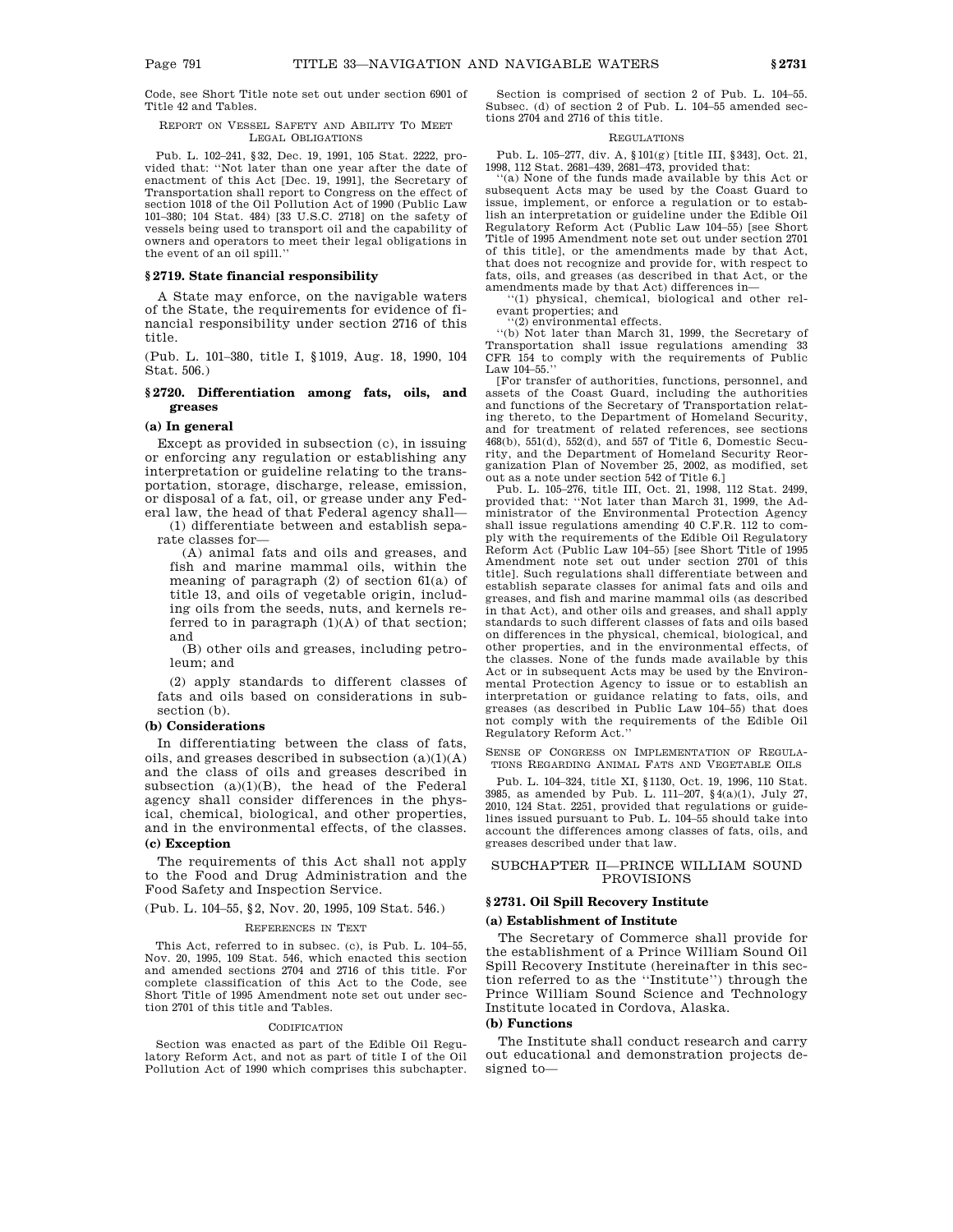Code, see Short Title note set out under section 6901 of Title 42 and Tables.

REPORT ON VESSEL SAFETY AND ABILITY TO MEET LEGAL OBLIGATIONS

Pub. L. 102–241, §32, Dec. 19, 1991, 105 Stat. 2222, provided that: ''Not later than one year after the date of enactment of this Act [Dec. 19, 1991], the Secretary of Transportation shall report to Congress on the effect of section 1018 of the Oil Pollution Act of 1990 (Public Law 101–380; 104 Stat. 484) [33 U.S.C. 2718] on the safety of vessels being used to transport oil and the capability of owners and operators to meet their legal obligations in the event of an oil spill.''

### §2719. State financial responsibility

A State may enforce, on the navigable waters of the State, the requirements for evidence of financial responsibility under section 2716 of this title.

(Pub. L. 101–380, title I, §1019, Aug. 18, 1990, 104 Stat. 506.)

### §2720. Differentiation among fats, oils, and greases

**(a) In general**

Except as provided in subsection (c), in issuing or enforcing any regulation or establishing any interpretation or guideline relating to the transportation, storage, discharge, release, emission, or disposal of a fat, oil, or grease under any Federal law, the head of that Federal agency shall—

(1) differentiate between and establish separate classes for—

(A) animal fats and oils and greases, and fish and marine mammal oils, within the meaning of paragraph (2) of section 61(a) of title 13, and oils of vegetable origin, including oils from the seeds, nuts, and kernels referred to in paragraph (1)(A) of that section; and

(B) other oils and greases, including petroleum; and

(2) apply standards to different classes of fats and oils based on considerations in subsection (b).

**(b) Considerations**

In differentiating between the class of fats, oils, and greases described in subsection (a)(1)(A) and the class of oils and greases described in subsection (a)(1)(B), the head of the Federal agency shall consider differences in the physical, chemical, biological, and other properties, and in the environmental effects, of the classes.

**(c) Exception**

The requirements of this Act shall not apply to the Food and Drug Administration and the Food Safety and Inspection Service.

(Pub. L. 104–55, §2, Nov. 20, 1995, 109 Stat. 546.)

REFERENCES IN TEXT

This Act, referred to in subsec. (c), is Pub. L. 104–55, Nov. 20, 1995, 109 Stat. 546, which enacted this section and amended sections 2704 and 2716 of this title. For complete classification of this Act to the Code, see Short Title of 1995 Amendment note set out under section 2701 of this title and Tables.

CODIFICATION

Section was enacted as part of the Edible Oil Regulatory Reform Act, and not as part of title I of the Oil Pollution Act of 1990 which comprises this subchapter.

Section is comprised of section 2 of Pub. L. 104–55. Subsec. (d) of section 2 of Pub. L. 104–55 amended sections 2704 and 2716 of this title.

REGULATIONS

Pub. L. 105–277, div. A, §101(g) [title III, §343], Oct. 21, 1998, 112 Stat. 2681–439, 2681–473, provided that:

''(a) None of the funds made available by this Act or subsequent Acts may be used by the Coast Guard to issue, implement, or enforce a regulation or to establish an interpretation or guideline under the Edible Oil Regulatory Reform Act (Public Law 104–55) [see Short Title of 1995 Amendment note set out under section 2701 of this title], or the amendments made by that Act, that does not recognize and provide for, with respect to fats, oils, and greases (as described in that Act, or the amendments made by that Act) differences in—

''(1) physical, chemical, biological and other relevant properties; and

''(2) environmental effects.

''(b) Not later than March 31, 1999, the Secretary of Transportation shall issue regulations amending 33 CFR 154 to comply with the requirements of Public Law 104–55.''

[For transfer of authorities, functions, personnel, and assets of the Coast Guard, including the authorities and functions of the Secretary of Transportation relating thereto, to the Department of Homeland Security, and for treatment of related references, see sections 468(b), 551(d), 552(d), and 557 of Title 6, Domestic Security, and the Department of Homeland Security Reorganization Plan of November 25, 2002, as modified, set out as a note under section 542 of Title 6.]

Pub. L. 105–276, title III, Oct. 21, 1998, 112 Stat. 2499, provided that: ''Not later than March 31, 1999, the Administrator of the Environmental Protection Agency shall issue regulations amending 40 C.F.R. 112 to comply with the requirements of the Edible Oil Regulatory Reform Act (Public Law 104–55) [see Short Title of 1995 Amendment note set out under section 2701 of this title]. Such regulations shall differentiate between and establish separate classes for animal fats and oils and greases, and fish and marine mammal oils (as described in that Act), and other oils and greases, and shall apply standards to such different classes of fats and oils based on differences in the physical, chemical, biological, and other properties, and in the environmental effects, of the classes. None of the funds made available by this Act or in subsequent Acts may be used by the Environmental Protection Agency to issue or to establish an interpretation or guidance relating to fats, oils, and greases (as described in Public Law 104–55) that does not comply with the requirements of the Edible Oil Regulatory Reform Act.''

SENSE OF CONGRESS ON IMPLEMENTATION OF REGULATIONS REGARDING ANIMAL FATS AND VEGETABLE OILS

Pub. L. 104–324, title XI, §1130, Oct. 19, 1996, 110 Stat. 3985, as amended by Pub. L. 111–207, §4(a)(1), July 27, 2010, 124 Stat. 2251, provided that regulations or guidelines issued pursuant to Pub. L. 104–55 should take into account the differences among classes of fats, oils, and greases described under that law.

## SUBCHAPTER II—PRINCE WILLIAM SOUND PROVISIONS

### §2731. Oil Spill Recovery Institute

**(a) Establishment of Institute**

The Secretary of Commerce shall provide for the establishment of a Prince William Sound Oil Spill Recovery Institute (hereinafter in this section referred to as the ''Institute'') through the Prince William Sound Science and Technology Institute located in Cordova, Alaska.

**(b) Functions**

The Institute shall conduct research and carry out educational and demonstration projects designed to—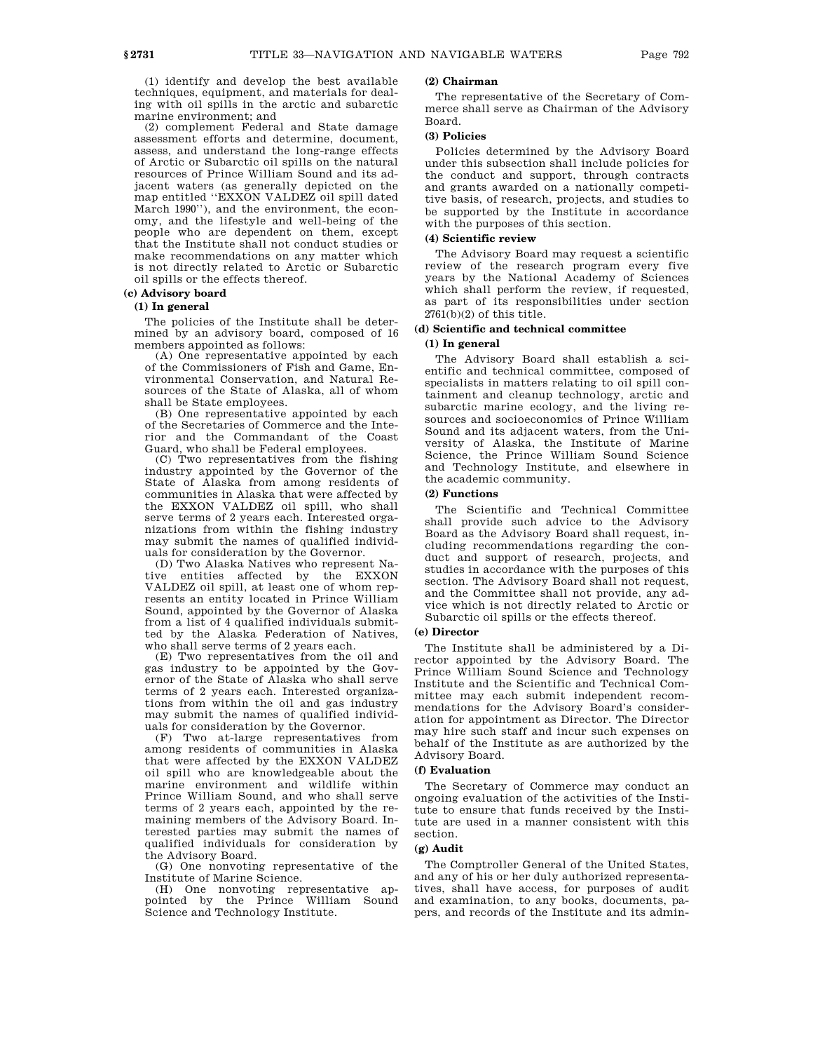(1) identify and develop the best available techniques, equipment, and materials for dealing with oil spills in the arctic and subarctic marine environment; and

(2) complement Federal and State damage assessment efforts and determine, document, assess, and understand the long-range effects of Arctic or Subarctic oil spills on the natural resources of Prince William Sound and its adjacent waters (as generally depicted on the map entitled ''EXXON VALDEZ oil spill dated March 1990''), and the environment, the economy, and the lifestyle and well-being of the people who are dependent on them, except that the Institute shall not conduct studies or make recommendations on any matter which is not directly related to Arctic or Subarctic oil spills or the effects thereof.

**(c) Advisory board**

**(1) In general**

The policies of the Institute shall be determined by an advisory board, composed of 16 members appointed as follows:

(A) One representative appointed by each of the Commissioners of Fish and Game, Environmental Conservation, and Natural Resources of the State of Alaska, all of whom shall be State employees.

(B) One representative appointed by each of the Secretaries of Commerce and the Interior and the Commandant of the Coast Guard, who shall be Federal employees.

(C) Two representatives from the fishing industry appointed by the Governor of the State of Alaska from among residents of communities in Alaska that were affected by the EXXON VALDEZ oil spill, who shall serve terms of 2 years each. Interested organizations from within the fishing industry may submit the names of qualified individuals for consideration by the Governor.

(D) Two Alaska Natives who represent Native entities affected by the EXXON VALDEZ oil spill, at least one of whom represents an entity located in Prince William Sound, appointed by the Governor of Alaska from a list of 4 qualified individuals submitted by the Alaska Federation of Natives, who shall serve terms of 2 years each.

(E) Two representatives from the oil and gas industry to be appointed by the Governor of the State of Alaska who shall serve terms of 2 years each. Interested organizations from within the oil and gas industry may submit the names of qualified individuals for consideration by the Governor.

(F) Two at-large representatives from among residents of communities in Alaska that were affected by the EXXON VALDEZ oil spill who are knowledgeable about the marine environment and wildlife within Prince William Sound, and who shall serve terms of 2 years each, appointed by the remaining members of the Advisory Board. Interested parties may submit the names of qualified individuals for consideration by the Advisory Board.

(G) One nonvoting representative of the Institute of Marine Science.

(H) One nonvoting representative appointed by the Prince William Sound Science and Technology Institute.

**(2) Chairman**

The representative of the Secretary of Commerce shall serve as Chairman of the Advisory Board.

**(3) Policies**

Policies determined by the Advisory Board under this subsection shall include policies for the conduct and support, through contracts and grants awarded on a nationally competitive basis, of research, projects, and studies to be supported by the Institute in accordance with the purposes of this section.

**(4) Scientific review**

The Advisory Board may request a scientific review of the research program every five years by the National Academy of Sciences which shall perform the review, if requested, as part of its responsibilities under section 2761(b)(2) of this title.

**(d) Scientific and technical committee**

**(1) In general**

The Advisory Board shall establish a scientific and technical committee, composed of specialists in matters relating to oil spill containment and cleanup technology, arctic and subarctic marine ecology, and the living resources and socioeconomics of Prince William Sound and its adjacent waters, from the University of Alaska, the Institute of Marine Science, the Prince William Sound Science and Technology Institute, and elsewhere in the academic community.

**(2) Functions**

The Scientific and Technical Committee shall provide such advice to the Advisory Board as the Advisory Board shall request, including recommendations regarding the conduct and support of research, projects, and studies in accordance with the purposes of this section. The Advisory Board shall not request, and the Committee shall not provide, any advice which is not directly related to Arctic or Subarctic oil spills or the effects thereof.

**(e) Director**

The Institute shall be administered by a Director appointed by the Advisory Board. The Prince William Sound Science and Technology Institute and the Scientific and Technical Committee may each submit independent recommendations for the Advisory Board's consideration for appointment as Director. The Director may hire such staff and incur such expenses on behalf of the Institute as are authorized by the Advisory Board.

**(f) Evaluation**

The Secretary of Commerce may conduct an ongoing evaluation of the activities of the Institute to ensure that funds received by the Institute are used in a manner consistent with this section.

**(g) Audit**

The Comptroller General of the United States, and any of his or her duly authorized representatives, shall have access, for purposes of audit and examination, to any books, documents, papers, and records of the Institute and its admin-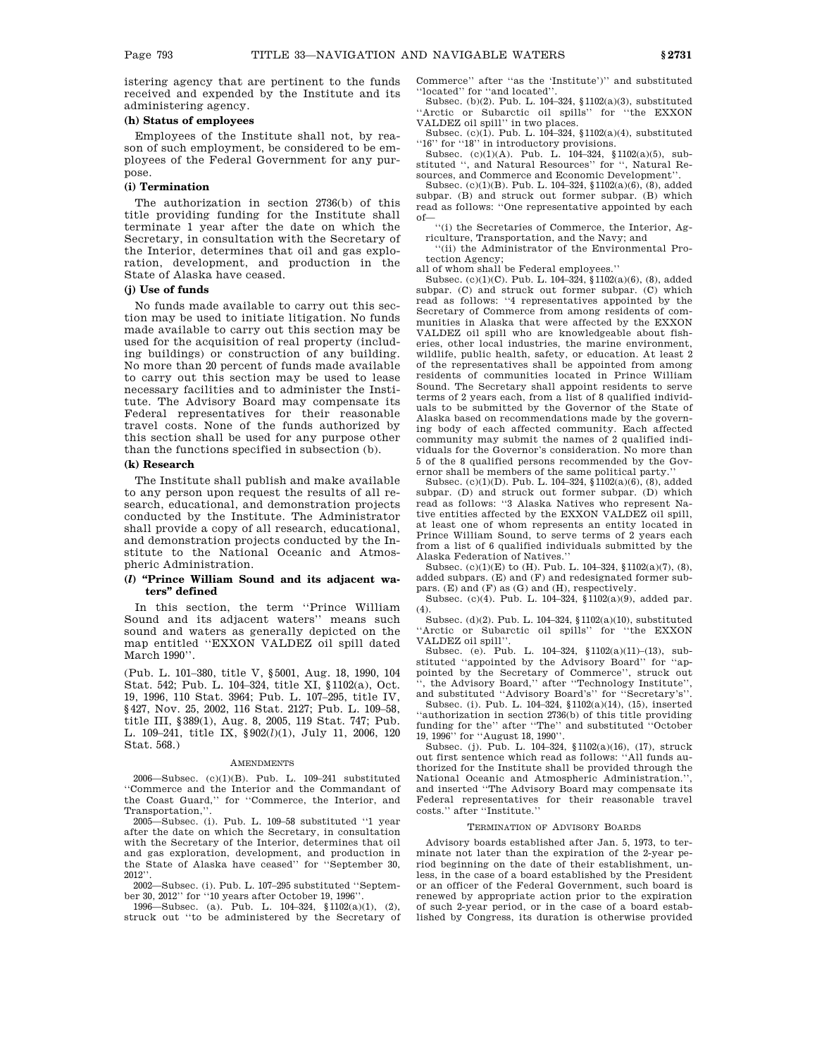istering agency that are pertinent to the funds received and expended by the Institute and its administering agency.

**(h) Status of employees**

Employees of the Institute shall not, by reason of such employment, be considered to be employees of the Federal Government for any purpose.

**(i) Termination**

The authorization in section 2736(b) of this title providing funding for the Institute shall terminate 1 year after the date on which the Secretary, in consultation with the Secretary of the Interior, determines that oil and gas exploration, development, and production in the State of Alaska have ceased.

**(j) Use of funds**

No funds made available to carry out this section may be used to initiate litigation. No funds made available to carry out this section may be used for the acquisition of real property (including buildings) or construction of any building. No more than 20 percent of funds made available to carry out this section may be used to lease necessary facilities and to administer the Institute. The Advisory Board may compensate its Federal representatives for their reasonable travel costs. None of the funds authorized by this section shall be used for any purpose other than the functions specified in subsection (b).

**(k) Research**

The Institute shall publish and make available to any person upon request the results of all research, educational, and demonstration projects conducted by the Institute. The Administrator shall provide a copy of all research, educational, and demonstration projects conducted by the Institute to the National Oceanic and Atmospheric Administration.

**(*l*) "Prince William Sound and its adjacent waters" defined**

In this section, the term ''Prince William Sound and its adjacent waters'' means such sound and waters as generally depicted on the map entitled ''EXXON VALDEZ oil spill dated March 1990''.

(Pub. L. 101–380, title V, §5001, Aug. 18, 1990, 104 Stat. 542; Pub. L. 104–324, title XI, §1102(a), Oct. 19, 1996, 110 Stat. 3964; Pub. L. 107–295, title IV, §427, Nov. 25, 2002, 116 Stat. 2127; Pub. L. 109–58, title III, §389(1), Aug. 8, 2005, 119 Stat. 747; Pub. L. 109–241, title IX, §902(*l*)(1), July 11, 2006, 120 Stat. 568.)

AMENDMENTS

2006—Subsec. (c)(1)(B). Pub. L. 109–241 substituted ''Commerce and the Interior and the Commandant of the Coast Guard,'' for ''Commerce, the Interior, and Transportation,''.

2005—Subsec. (i). Pub. L. 109–58 substituted ''1 year after the date on which the Secretary, in consultation with the Secretary of the Interior, determines that oil and gas exploration, development, and production in the State of Alaska have ceased'' for ''September 30, 2012''.

2002—Subsec. (i). Pub. L. 107–295 substituted ''September 30, 2012'' for ''10 years after October 19, 1996''.

1996—Subsec. (a). Pub. L. 104–324, §1102(a)(1), (2), struck out ''to be administered by the Secretary of Commerce'' after ''as the 'Institute')'' and substituted ''located'' for ''and located''.

Subsec. (b)(2). Pub. L. 104–324, §1102(a)(3), substituted ''Arctic or Subarctic oil spills'' for ''the EXXON VALDEZ oil spill'' in two places.

Subsec. (c)(1). Pub. L. 104–324, §1102(a)(4), substituted ''16'' for ''18'' in introductory provisions.

Subsec. (c)(1)(A). Pub. L. 104–324, §1102(a)(5), substituted '', and Natural Resources'' for '', Natural Resources, and Commerce and Economic Development''.

Subsec. (c)(1)(B). Pub. L. 104–324, §1102(a)(6), (8), added subpar. (B) and struck out former subpar. (B) which read as follows: ''One representative appointed by each of—

''(i) the Secretaries of Commerce, the Interior, Agriculture, Transportation, and the Navy; and

''(ii) the Administrator of the Environmental Protection Agency;

all of whom shall be Federal employees.''

Subsec. (c)(1)(C). Pub. L. 104–324, §1102(a)(6), (8), added subpar. (C) and struck out former subpar. (C) which read as follows: ''4 representatives appointed by the Secretary of Commerce from among residents of communities in Alaska that were affected by the EXXON VALDEZ oil spill who are knowledgeable about fisheries, other local industries, the marine environment, wildlife, public health, safety, or education. At least 2 of the representatives shall be appointed from among residents of communities located in Prince William Sound. The Secretary shall appoint residents to serve terms of 2 years each, from a list of 8 qualified individuals to be submitted by the Governor of the State of Alaska based on recommendations made by the governing body of each affected community. Each affected community may submit the names of 2 qualified individuals for the Governor's consideration. No more than 5 of the 8 qualified persons recommended by the Governor shall be members of the same political party.''

Subsec. (c)(1)(D). Pub. L. 104–324, §1102(a)(6), (8), added subpar. (D) and struck out former subpar. (D) which read as follows: ''3 Alaska Natives who represent Native entities affected by the EXXON VALDEZ oil spill, at least one of whom represents an entity located in Prince William Sound, to serve terms of 2 years each from a list of 6 qualified individuals submitted by the Alaska Federation of Natives.''

Subsec. (c)(1)(E) to (H). Pub. L. 104–324, §1102(a)(7), (8), added subpars. (E) and (F) and redesignated former subpars. (E) and (F) as (G) and (H), respectively.

Subsec. (c)(4). Pub. L. 104–324, §1102(a)(9), added par. (4).

Subsec. (d)(2). Pub. L. 104–324, §1102(a)(10), substituted ''Arctic or Subarctic oil spills'' for ''the EXXON VALDEZ oil spill''.

Subsec. (e). Pub. L. 104–324, §1102(a)(11)–(13), substituted ''appointed by the Advisory Board'' for ''appointed by the Secretary of Commerce'', struck out '', the Advisory Board,'' after ''Technology Institute'', and substituted ''Advisory Board's'' for ''Secretary's''.

Subsec. (i). Pub. L. 104–324, §1102(a)(14), (15), inserted ''authorization in section 2736(b) of this title providing funding for the'' after ''The'' and substituted ''October 19, 1996'' for ''August 18, 1990''.

Subsec. (j). Pub. L. 104–324, §1102(a)(16), (17), struck out first sentence which read as follows: ''All funds authorized for the Institute shall be provided through the National Oceanic and Atmospheric Administration.'', and inserted ''The Advisory Board may compensate its Federal representatives for their reasonable travel costs.'' after ''Institute.''

TERMINATION OF ADVISORY BOARDS

Advisory boards established after Jan. 5, 1973, to terminate not later than the expiration of the 2-year period beginning on the date of their establishment, unless, in the case of a board established by the President or an officer of the Federal Government, such board is renewed by appropriate action prior to the expiration of such 2-year period, or in the case of a board established by Congress, its duration is otherwise provided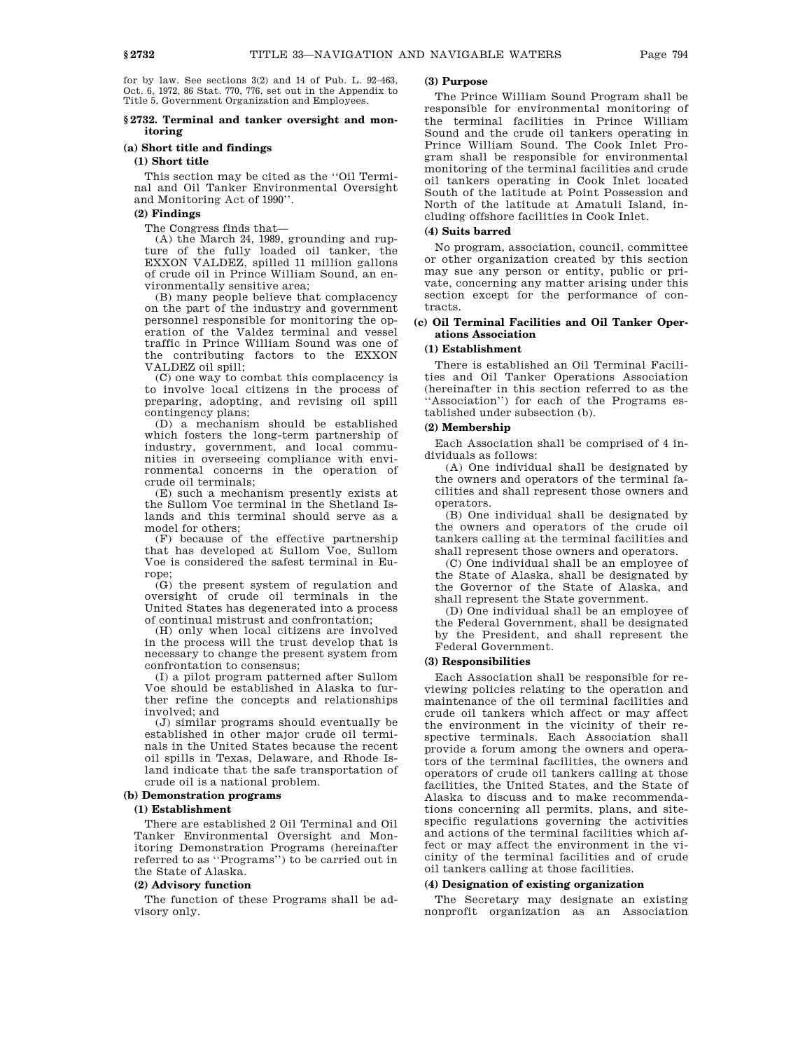for by law. See sections 3(2) and 14 of Pub. L. 92–463, Oct. 6, 1972, 86 Stat. 770, 776, set out in the Appendix to Title 5, Government Organization and Employees.

## § 2732. Terminal and tanker oversight and monitoring

### (a) Short title and findings

#### (1) Short title

This section may be cited as the ''Oil Terminal and Oil Tanker Environmental Oversight and Monitoring Act of 1990''.

#### (2) Findings

The Congress finds that—

(A) the March 24, 1989, grounding and rupture of the fully loaded oil tanker, the EXXON VALDEZ, spilled 11 million gallons of crude oil in Prince William Sound, an environmentally sensitive area;

(B) many people believe that complacency on the part of the industry and government personnel responsible for monitoring the operation of the Valdez terminal and vessel traffic in Prince William Sound was one of the contributing factors to the EXXON VALDEZ oil spill;

(C) one way to combat this complacency is to involve local citizens in the process of preparing, adopting, and revising oil spill contingency plans;

(D) a mechanism should be established which fosters the long-term partnership of industry, government, and local communities in overseeing compliance with environmental concerns in the operation of crude oil terminals;

(E) such a mechanism presently exists at the Sullom Voe terminal in the Shetland Islands and this terminal should serve as a model for others;

(F) because of the effective partnership that has developed at Sullom Voe, Sullom Voe is considered the safest terminal in Europe;

(G) the present system of regulation and oversight of crude oil terminals in the United States has degenerated into a process of continual mistrust and confrontation;

(H) only when local citizens are involved in the process will the trust develop that is necessary to change the present system from confrontation to consensus;

(I) a pilot program patterned after Sullom Voe should be established in Alaska to further refine the concepts and relationships involved; and

(J) similar programs should eventually be established in other major crude oil terminals in the United States because the recent oil spills in Texas, Delaware, and Rhode Island indicate that the safe transportation of crude oil is a national problem.

### (b) Demonstration programs

#### (1) Establishment

There are established 2 Oil Terminal and Oil Tanker Environmental Oversight and Monitoring Demonstration Programs (hereinafter referred to as ''Programs'') to be carried out in the State of Alaska.

#### (2) Advisory function

The function of these Programs shall be advisory only.

#### (3) Purpose

The Prince William Sound Program shall be responsible for environmental monitoring of the terminal facilities in Prince William Sound and the crude oil tankers operating in Prince William Sound. The Cook Inlet Program shall be responsible for environmental monitoring of the terminal facilities and crude oil tankers operating in Cook Inlet located South of the latitude at Point Possession and North of the latitude at Amatuli Island, including offshore facilities in Cook Inlet.

#### (4) Suits barred

No program, association, council, committee or other organization created by this section may sue any person or entity, public or private, concerning any matter arising under this section except for the performance of contracts.

### (c) Oil Terminal Facilities and Oil Tanker Operations Association

#### (1) Establishment

There is established an Oil Terminal Facilities and Oil Tanker Operations Association (hereinafter in this section referred to as the ''Association'') for each of the Programs established under subsection (b).

#### (2) Membership

Each Association shall be comprised of 4 individuals as follows:

(A) One individual shall be designated by the owners and operators of the terminal facilities and shall represent those owners and operators.

(B) One individual shall be designated by the owners and operators of the crude oil tankers calling at the terminal facilities and shall represent those owners and operators.

(C) One individual shall be an employee of the State of Alaska, shall be designated by the Governor of the State of Alaska, and shall represent the State government.

(D) One individual shall be an employee of the Federal Government, shall be designated by the President, and shall represent the Federal Government.

#### (3) Responsibilities

Each Association shall be responsible for reviewing policies relating to the operation and maintenance of the oil terminal facilities and crude oil tankers which affect or may affect the environment in the vicinity of their respective terminals. Each Association shall provide a forum among the owners and operators of the terminal facilities, the owners and operators of crude oil tankers calling at those facilities, the United States, and the State of Alaska to discuss and to make recommendations concerning all permits, plans, and site-specific regulations governing the activities and actions of the terminal facilities which affect or may affect the environment in the vicinity of the terminal facilities and of crude oil tankers calling at those facilities.

#### (4) Designation of existing organization

The Secretary may designate an existing nonprofit organization as an Association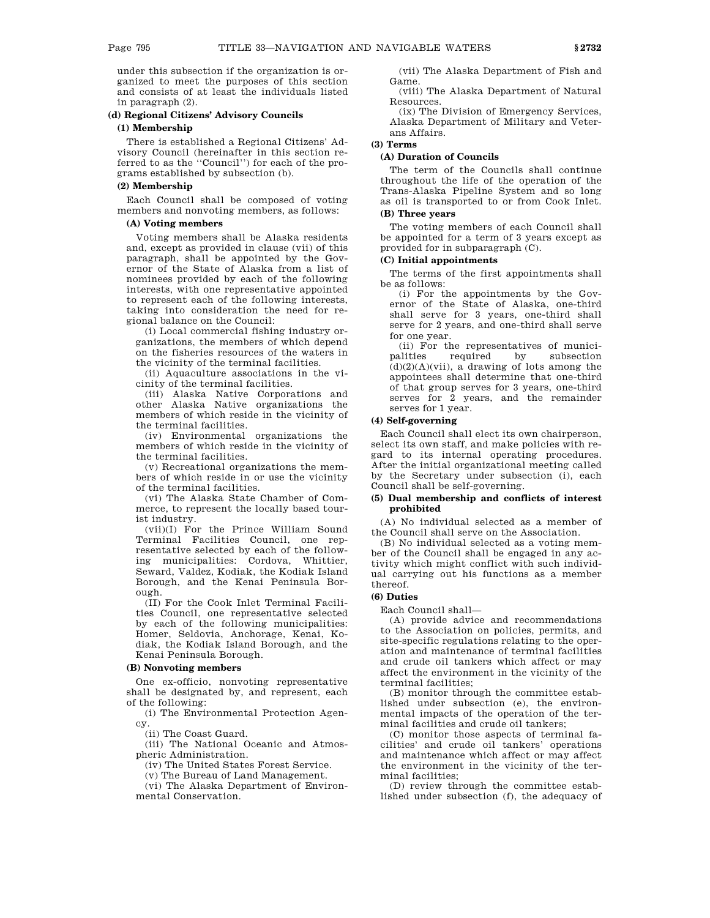under this subsection if the organization is organized to meet the purposes of this section and consists of at least the individuals listed in paragraph (2).

**(d) Regional Citizens' Advisory Councils**

**(1) Membership**

There is established a Regional Citizens' Advisory Council (hereinafter in this section referred to as the ''Council'') for each of the programs established by subsection (b).

**(2) Membership**

Each Council shall be composed of voting members and nonvoting members, as follows:

**(A) Voting members**

Voting members shall be Alaska residents and, except as provided in clause (vii) of this paragraph, shall be appointed by the Governor of the State of Alaska from a list of nominees provided by each of the following interests, with one representative appointed to represent each of the following interests, taking into consideration the need for regional balance on the Council:

(i) Local commercial fishing industry organizations, the members of which depend on the fisheries resources of the waters in the vicinity of the terminal facilities.

(ii) Aquaculture associations in the vicinity of the terminal facilities.

(iii) Alaska Native Corporations and other Alaska Native organizations the members of which reside in the vicinity of the terminal facilities.

(iv) Environmental organizations the members of which reside in the vicinity of the terminal facilities.

(v) Recreational organizations the members of which reside in or use the vicinity of the terminal facilities.

(vi) The Alaska State Chamber of Commerce, to represent the locally based tourist industry.

(vii)(I) For the Prince William Sound Terminal Facilities Council, one representative selected by each of the following municipalities: Cordova, Whittier, Seward, Valdez, Kodiak, the Kodiak Island Borough, and the Kenai Peninsula Borough.

(II) For the Cook Inlet Terminal Facilities Council, one representative selected by each of the following municipalities: Homer, Seldovia, Anchorage, Kenai, Kodiak, the Kodiak Island Borough, and the Kenai Peninsula Borough.

**(B) Nonvoting members**

One ex-officio, nonvoting representative shall be designated by, and represent, each of the following:

(i) The Environmental Protection Agency.

(ii) The Coast Guard.

(iii) The National Oceanic and Atmospheric Administration.

(iv) The United States Forest Service.

(v) The Bureau of Land Management.

(vi) The Alaska Department of Environmental Conservation.

(vii) The Alaska Department of Fish and Game.

(viii) The Alaska Department of Natural Resources.

(ix) The Division of Emergency Services, Alaska Department of Military and Veterans Affairs.

**(3) Terms**

**(A) Duration of Councils**

The term of the Councils shall continue throughout the life of the operation of the Trans-Alaska Pipeline System and so long as oil is transported to or from Cook Inlet.

**(B) Three years**

The voting members of each Council shall be appointed for a term of 3 years except as provided for in subparagraph (C).

**(C) Initial appointments**

The terms of the first appointments shall be as follows:

(i) For the appointments by the Governor of the State of Alaska, one-third shall serve for 3 years, one-third shall serve for 2 years, and one-third shall serve for one year.

(ii) For the representatives of municipalities required by subsection (d)(2)(A)(vii), a drawing of lots among the appointees shall determine that one-third of that group serves for 3 years, one-third serves for 2 years, and the remainder serves for 1 year.

**(4) Self-governing**

Each Council shall elect its own chairperson, select its own staff, and make policies with regard to its internal operating procedures. After the initial organizational meeting called by the Secretary under subsection (i), each Council shall be self-governing.

**(5) Dual membership and conflicts of interest prohibited**

(A) No individual selected as a member of the Council shall serve on the Association.

(B) No individual selected as a voting member of the Council shall be engaged in any activity which might conflict with such individual carrying out his functions as a member thereof.

**(6) Duties**

Each Council shall—

(A) provide advice and recommendations to the Association on policies, permits, and site-specific regulations relating to the operation and maintenance of terminal facilities and crude oil tankers which affect or may affect the environment in the vicinity of the terminal facilities;

(B) monitor through the committee established under subsection (e), the environmental impacts of the operation of the terminal facilities and crude oil tankers;

(C) monitor those aspects of terminal facilities' and crude oil tankers' operations and maintenance which affect or may affect the environment in the vicinity of the terminal facilities;

(D) review through the committee established under subsection (f), the adequacy of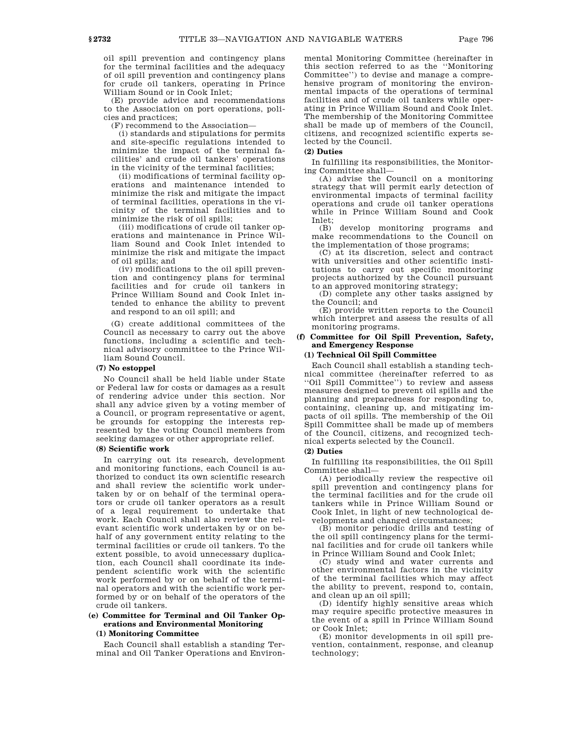oil spill prevention and contingency plans for the terminal facilities and the adequacy of oil spill prevention and contingency plans for crude oil tankers, operating in Prince William Sound or in Cook Inlet;

(E) provide advice and recommendations to the Association on port operations, policies and practices;

(F) recommend to the Association—

(i) standards and stipulations for permits and site-specific regulations intended to minimize the impact of the terminal facilities' and crude oil tankers' operations in the vicinity of the terminal facilities;

(ii) modifications of terminal facility operations and maintenance intended to minimize the risk and mitigate the impact of terminal facilities, operations in the vicinity of the terminal facilities and to minimize the risk of oil spills;

(iii) modifications of crude oil tanker operations and maintenance in Prince William Sound and Cook Inlet intended to minimize the risk and mitigate the impact of oil spills; and

(iv) modifications to the oil spill prevention and contingency plans for terminal facilities and for crude oil tankers in Prince William Sound and Cook Inlet intended to enhance the ability to prevent and respond to an oil spill; and

(G) create additional committees of the Council as necessary to carry out the above functions, including a scientific and technical advisory committee to the Prince William Sound Council.

#### (7) No estoppel

No Council shall be held liable under State or Federal law for costs or damages as a result of rendering advice under this section. Nor shall any advice given by a voting member of a Council, or program representative or agent, be grounds for estopping the interests represented by the voting Council members from seeking damages or other appropriate relief.

#### (8) Scientific work

In carrying out its research, development and monitoring functions, each Council is authorized to conduct its own scientific research and shall review the scientific work undertaken by or on behalf of the terminal operators or crude oil tanker operators as a result of a legal requirement to undertake that work. Each Council shall also review the relevant scientific work undertaken by or on behalf of any government entity relating to the terminal facilities or crude oil tankers. To the extent possible, to avoid unnecessary duplication, each Council shall coordinate its independent scientific work with the scientific work performed by or on behalf of the terminal operators and with the scientific work performed by or on behalf of the operators of the crude oil tankers.

### (e) Committee for Terminal and Oil Tanker Operations and Environmental Monitoring

#### (1) Monitoring Committee

Each Council shall establish a standing Terminal and Oil Tanker Operations and Environmental Monitoring Committee (hereinafter in this section referred to as the ''Monitoring Committee'') to devise and manage a comprehensive program of monitoring the environmental impacts of the operations of terminal facilities and of crude oil tankers while operating in Prince William Sound and Cook Inlet. The membership of the Monitoring Committee shall be made up of members of the Council, citizens, and recognized scientific experts selected by the Council.

#### (2) Duties

In fulfilling its responsibilities, the Monitoring Committee shall—

(A) advise the Council on a monitoring strategy that will permit early detection of environmental impacts of terminal facility operations and crude oil tanker operations while in Prince William Sound and Cook Inlet;

(B) develop monitoring programs and make recommendations to the Council on the implementation of those programs;

(C) at its discretion, select and contract with universities and other scientific institutions to carry out specific monitoring projects authorized by the Council pursuant to an approved monitoring strategy;

(D) complete any other tasks assigned by the Council; and

(E) provide written reports to the Council which interpret and assess the results of all monitoring programs.

### (f) Committee for Oil Spill Prevention, Safety, and Emergency Response

#### (1) Technical Oil Spill Committee

Each Council shall establish a standing technical committee (hereinafter referred to as ''Oil Spill Committee'') to review and assess measures designed to prevent oil spills and the planning and preparedness for responding to, containing, cleaning up, and mitigating impacts of oil spills. The membership of the Oil Spill Committee shall be made up of members of the Council, citizens, and recognized technical experts selected by the Council.

#### (2) Duties

In fulfilling its responsibilities, the Oil Spill Committee shall—

(A) periodically review the respective oil spill prevention and contingency plans for the terminal facilities and for the crude oil tankers while in Prince William Sound or Cook Inlet, in light of new technological developments and changed circumstances;

(B) monitor periodic drills and testing of the oil spill contingency plans for the terminal facilities and for crude oil tankers while in Prince William Sound and Cook Inlet;

(C) study wind and water currents and other environmental factors in the vicinity of the terminal facilities which may affect the ability to prevent, respond to, contain, and clean up an oil spill;

(D) identify highly sensitive areas which may require specific protective measures in the event of a spill in Prince William Sound or Cook Inlet;

(E) monitor developments in oil spill prevention, containment, response, and cleanup technology;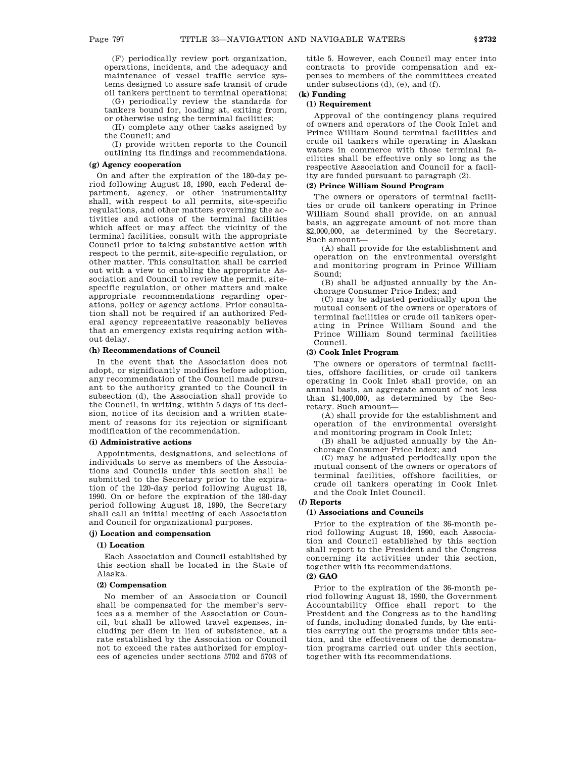(F) periodically review port organization, operations, incidents, and the adequacy and maintenance of vessel traffic service systems designed to assure safe transit of crude oil tankers pertinent to terminal operations;

(G) periodically review the standards for tankers bound for, loading at, exiting from, or otherwise using the terminal facilities;

(H) complete any other tasks assigned by the Council; and

(I) provide written reports to the Council outlining its findings and recommendations.

#### (g) Agency cooperation

On and after the expiration of the 180-day period following August 18, 1990, each Federal department, agency, or other instrumentality shall, with respect to all permits, site-specific regulations, and other matters governing the activities and actions of the terminal facilities which affect or may affect the vicinity of the terminal facilities, consult with the appropriate Council prior to taking substantive action with respect to the permit, site-specific regulation, or other matter. This consultation shall be carried out with a view to enabling the appropriate Association and Council to review the permit, site-specific regulation, or other matters and make appropriate recommendations regarding operations, policy or agency actions. Prior consultation shall not be required if an authorized Federal agency representative reasonably believes that an emergency exists requiring action without delay.

#### (h) Recommendations of Council

In the event that the Association does not adopt, or significantly modifies before adoption, any recommendation of the Council made pursuant to the authority granted to the Council in subsection (d), the Association shall provide to the Council, in writing, within 5 days of its decision, notice of its decision and a written statement of reasons for its rejection or significant modification of the recommendation.

#### (i) Administrative actions

Appointments, designations, and selections of individuals to serve as members of the Associations and Councils under this section shall be submitted to the Secretary prior to the expiration of the 120-day period following August 18, 1990. On or before the expiration of the 180-day period following August 18, 1990, the Secretary shall call an initial meeting of each Association and Council for organizational purposes.

#### (j) Location and compensation

##### (1) Location

Each Association and Council established by this section shall be located in the State of Alaska.

##### (2) Compensation

No member of an Association or Council shall be compensated for the member's services as a member of the Association or Council, but shall be allowed travel expenses, including per diem in lieu of subsistence, at a rate established by the Association or Council not to exceed the rates authorized for employees of agencies under sections 5702 and 5703 of title 5. However, each Council may enter into contracts to provide compensation and expenses to members of the committees created under subsections (d), (e), and (f).

#### (k) Funding

##### (1) Requirement

Approval of the contingency plans required of owners and operators of the Cook Inlet and Prince William Sound terminal facilities and crude oil tankers while operating in Alaskan waters in commerce with those terminal facilities shall be effective only so long as the respective Association and Council for a facility are funded pursuant to paragraph (2).

##### (2) Prince William Sound Program

The owners or operators of terminal facilities or crude oil tankers operating in Prince William Sound shall provide, on an annual basis, an aggregate amount of not more than $2,000,000, as determined by the Secretary. Such amount—

(A) shall provide for the establishment and operation on the environmental oversight and monitoring program in Prince William Sound;

(B) shall be adjusted annually by the Anchorage Consumer Price Index; and

(C) may be adjusted periodically upon the mutual consent of the owners or operators of terminal facilities or crude oil tankers operating in Prince William Sound and the Prince William Sound terminal facilities Council.

##### (3) Cook Inlet Program

The owners or operators of terminal facilities, offshore facilities, or crude oil tankers operating in Cook Inlet shall provide, on an annual basis, an aggregate amount of not less than $1,400,000, as determined by the Secretary. Such amount—

(A) shall provide for the establishment and operation of the environmental oversight and monitoring program in Cook Inlet;

(B) shall be adjusted annually by the Anchorage Consumer Price Index; and

(C) may be adjusted periodically upon the mutual consent of the owners or operators of terminal facilities, offshore facilities, or crude oil tankers operating in Cook Inlet and the Cook Inlet Council.

#### (*l*) Reports

##### (1) Associations and Councils

Prior to the expiration of the 36-month period following August 18, 1990, each Association and Council established by this section shall report to the President and the Congress concerning its activities under this section, together with its recommendations.

##### (2) GAO

Prior to the expiration of the 36-month period following August 18, 1990, the Government Accountability Office shall report to the President and the Congress as to the handling of funds, including donated funds, by the entities carrying out the programs under this section, and the effectiveness of the demonstration programs carried out under this section, together with its recommendations.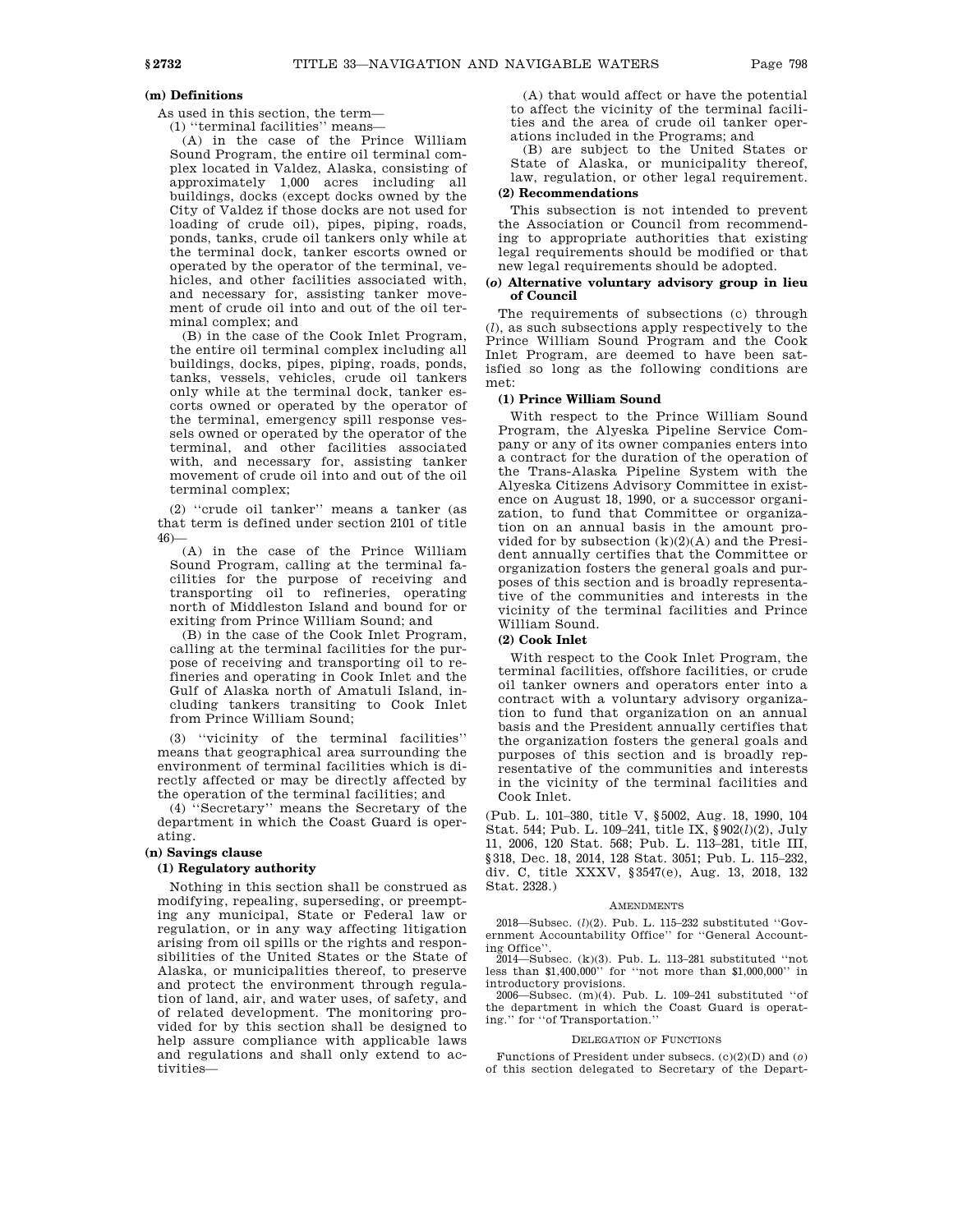**(m) Definitions**

As used in this section, the term—

(1) ''terminal facilities'' means—

(A) in the case of the Prince William Sound Program, the entire oil terminal complex located in Valdez, Alaska, consisting of approximately 1,000 acres including all buildings, docks (except docks owned by the City of Valdez if those docks are not used for loading of crude oil), pipes, piping, roads, ponds, tanks, crude oil tankers only while at the terminal dock, tanker escorts owned or operated by the operator of the terminal, vehicles, and other facilities associated with, and necessary for, assisting tanker movement of crude oil into and out of the oil terminal complex; and

(B) in the case of the Cook Inlet Program, the entire oil terminal complex including all buildings, docks, pipes, piping, roads, ponds, tanks, vessels, vehicles, crude oil tankers only while at the terminal dock, tanker escorts owned or operated by the operator of the terminal, emergency spill response vessels owned or operated by the operator of the terminal, and other facilities associated with, and necessary for, assisting tanker movement of crude oil into and out of the oil terminal complex;

(2) ''crude oil tanker'' means a tanker (as that term is defined under section 2101 of title 46)—

(A) in the case of the Prince William Sound Program, calling at the terminal facilities for the purpose of receiving and transporting oil to refineries, operating north of Middleston Island and bound for or exiting from Prince William Sound; and

(B) in the case of the Cook Inlet Program, calling at the terminal facilities for the purpose of receiving and transporting oil to refineries and operating in Cook Inlet and the Gulf of Alaska north of Amatuli Island, including tankers transiting to Cook Inlet from Prince William Sound;

(3) ''vicinity of the terminal facilities'' means that geographical area surrounding the environment of terminal facilities which is directly affected or may be directly affected by the operation of the terminal facilities; and

(4) ''Secretary'' means the Secretary of the department in which the Coast Guard is operating.

**(n) Savings clause**

**(1) Regulatory authority**

Nothing in this section shall be construed as modifying, repealing, superseding, or preempting any municipal, State or Federal law or regulation, or in any way affecting litigation arising from oil spills or the rights and responsibilities of the United States or the State of Alaska, or municipalities thereof, to preserve and protect the environment through regulation of land, air, and water uses, of safety, and of related development. The monitoring provided for by this section shall be designed to help assure compliance with applicable laws and regulations and shall only extend to activities—

(A) that would affect or have the potential to affect the vicinity of the terminal facilities and the area of crude oil tanker operations included in the Programs; and

(B) are subject to the United States or State of Alaska, or municipality thereof, law, regulation, or other legal requirement.

**(2) Recommendations**

This subsection is not intended to prevent the Association or Council from recommending to appropriate authorities that existing legal requirements should be modified or that new legal requirements should be adopted.

**(*o*) Alternative voluntary advisory group in lieu of Council**

The requirements of subsections (c) through (*l*), as such subsections apply respectively to the Prince William Sound Program and the Cook Inlet Program, are deemed to have been satisfied so long as the following conditions are met:

**(1) Prince William Sound**

With respect to the Prince William Sound Program, the Alyeska Pipeline Service Company or any of its owner companies enters into a contract for the duration of the operation of the Trans-Alaska Pipeline System with the Alyeska Citizens Advisory Committee in existence on August 18, 1990, or a successor organization, to fund that Committee or organization on an annual basis in the amount provided for by subsection (k)(2)(A) and the President annually certifies that the Committee or organization fosters the general goals and purposes of this section and is broadly representative of the communities and interests in the vicinity of the terminal facilities and Prince William Sound.

**(2) Cook Inlet**

With respect to the Cook Inlet Program, the terminal facilities, offshore facilities, or crude oil tanker owners and operators enter into a contract with a voluntary advisory organization to fund that organization on an annual basis and the President annually certifies that the organization fosters the general goals and purposes of this section and is broadly representative of the communities and interests in the vicinity of the terminal facilities and Cook Inlet.

(Pub. L. 101–380, title V, §5002, Aug. 18, 1990, 104 Stat. 544; Pub. L. 109–241, title IX, §902(*l*)(2), July 11, 2006, 120 Stat. 568; Pub. L. 113–281, title III, §318, Dec. 18, 2014, 128 Stat. 3051; Pub. L. 115–232, div. C, title XXXV, §3547(e), Aug. 13, 2018, 132 Stat. 2328.)

AMENDMENTS

2018—Subsec. (*l*)(2). Pub. L. 115–232 substituted ''Government Accountability Office'' for ''General Accounting Office''.

2014—Subsec. (k)(3). Pub. L. 113–281 substituted ''not less than $1,400,000'' for ''not more than $1,000,000'' in introductory provisions.

2006—Subsec. (m)(4). Pub. L. 109–241 substituted ''of the department in which the Coast Guard is operating.'' for ''of Transportation.''

DELEGATION OF FUNCTIONS

Functions of President under subsecs. (c)(2)(D) and (*o*) of this section delegated to Secretary of the Depart-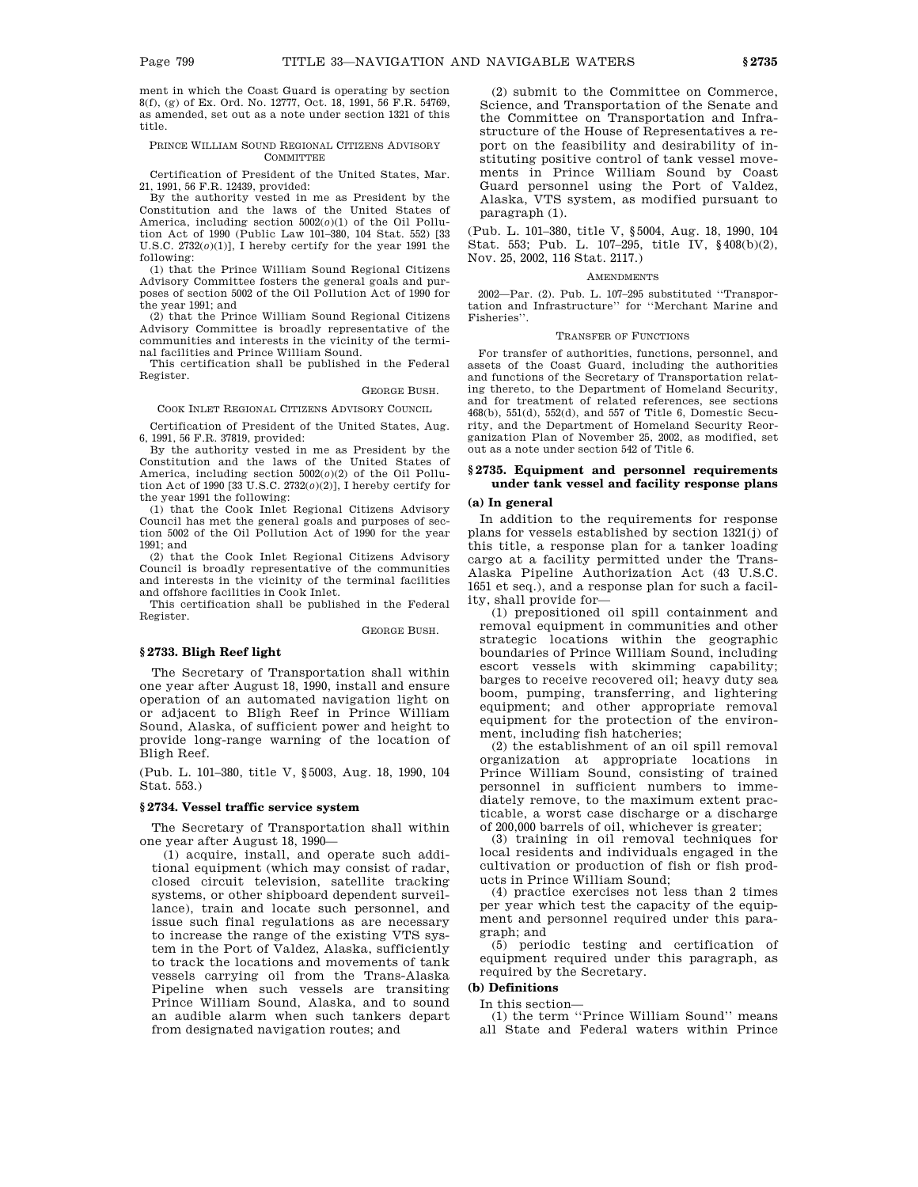ment in which the Coast Guard is operating by section 8(f), (g) of Ex. Ord. No. 12777, Oct. 18, 1991, 56 F.R. 54769, as amended, set out as a note under section 1321 of this title.

PRINCE WILLIAM SOUND REGIONAL CITIZENS ADVISORY COMMITTEE

Certification of President of the United States, Mar. 21, 1991, 56 F.R. 12439, provided:

By the authority vested in me as President by the Constitution and the laws of the United States of America, including section 5002(*o*)(1) of the Oil Pollution Act of 1990 (Public Law 101–380, 104 Stat. 552) [33 U.S.C. 2732(*o*)(1)], I hereby certify for the year 1991 the following:

(1) that the Prince William Sound Regional Citizens Advisory Committee fosters the general goals and purposes of section 5002 of the Oil Pollution Act of 1990 for the year 1991; and

(2) that the Prince William Sound Regional Citizens Advisory Committee is broadly representative of the communities and interests in the vicinity of the terminal facilities and Prince William Sound.

This certification shall be published in the Federal Register.

GEORGE BUSH.

COOK INLET REGIONAL CITIZENS ADVISORY COUNCIL

Certification of President of the United States, Aug. 6, 1991, 56 F.R. 37819, provided:

By the authority vested in me as President by the Constitution and the laws of the United States of America, including section 5002(*o*)(2) of the Oil Pollution Act of 1990 [33 U.S.C. 2732(*o*)(2)], I hereby certify for the year 1991 the following:

(1) that the Cook Inlet Regional Citizens Advisory Council has met the general goals and purposes of section 5002 of the Oil Pollution Act of 1990 for the year 1991; and

(2) that the Cook Inlet Regional Citizens Advisory Council is broadly representative of the communities and interests in the vicinity of the terminal facilities and offshore facilities in Cook Inlet.

This certification shall be published in the Federal Register.

GEORGE BUSH.

### § 2733. Bligh Reef light

The Secretary of Transportation shall within one year after August 18, 1990, install and ensure operation of an automated navigation light on or adjacent to Bligh Reef in Prince William Sound, Alaska, of sufficient power and height to provide long-range warning of the location of Bligh Reef.

(Pub. L. 101–380, title V, § 5003, Aug. 18, 1990, 104 Stat. 553.)

### § 2734. Vessel traffic service system

The Secretary of Transportation shall within one year after August 18, 1990—

(1) acquire, install, and operate such additional equipment (which may consist of radar, closed circuit television, satellite tracking systems, or other shipboard dependent surveillance), train and locate such personnel, and issue such final regulations as are necessary to increase the range of the existing VTS system in the Port of Valdez, Alaska, sufficiently to track the locations and movements of tank vessels carrying oil from the Trans-Alaska Pipeline when such vessels are transiting Prince William Sound, Alaska, and to sound an audible alarm when such tankers depart from designated navigation routes; and

(2) submit to the Committee on Commerce, Science, and Transportation of the Senate and the Committee on Transportation and Infrastructure of the House of Representatives a report on the feasibility and desirability of instituting positive control of tank vessel movements in Prince William Sound by Coast Guard personnel using the Port of Valdez, Alaska, VTS system, as modified pursuant to paragraph (1).

(Pub. L. 101–380, title V, § 5004, Aug. 18, 1990, 104 Stat. 553; Pub. L. 107–295, title IV, § 408(b)(2), Nov. 25, 2002, 116 Stat. 2117.)

AMENDMENTS

2002—Par. (2). Pub. L. 107–295 substituted "Transportation and Infrastructure" for "Merchant Marine and Fisheries".

TRANSFER OF FUNCTIONS

For transfer of authorities, functions, personnel, and assets of the Coast Guard, including the authorities and functions of the Secretary of Transportation relating thereto, to the Department of Homeland Security, and for treatment of related references, see sections 468(b), 551(d), 552(d), and 557 of Title 6, Domestic Security, and the Department of Homeland Security Reorganization Plan of November 25, 2002, as modified, set out as a note under section 542 of Title 6.

### § 2735. Equipment and personnel requirements under tank vessel and facility response plans

#### (a) In general

In addition to the requirements for response plans for vessels established by section 1321(j) of this title, a response plan for a tanker loading cargo at a facility permitted under the Trans-Alaska Pipeline Authorization Act (43 U.S.C. 1651 et seq.), and a response plan for such a facility, shall provide for—

(1) prepositioned oil spill containment and removal equipment in communities and other strategic locations within the geographic boundaries of Prince William Sound, including escort vessels with skimming capability; barges to receive recovered oil; heavy duty sea boom, pumping, transferring, and lightering equipment; and other appropriate removal equipment for the protection of the environment, including fish hatcheries;

(2) the establishment of an oil spill removal organization at appropriate locations in Prince William Sound, consisting of trained personnel in sufficient numbers to immediately remove, to the maximum extent practicable, a worst case discharge or a discharge of 200,000 barrels of oil, whichever is greater;

(3) training in oil removal techniques for local residents and individuals engaged in the cultivation or production of fish or fish products in Prince William Sound;

(4) practice exercises not less than 2 times per year which test the capacity of the equipment and personnel required under this paragraph; and

(5) periodic testing and certification of equipment required under this paragraph, as required by the Secretary.

#### (b) Definitions

In this section—

(1) the term "Prince William Sound" means all State and Federal waters within Prince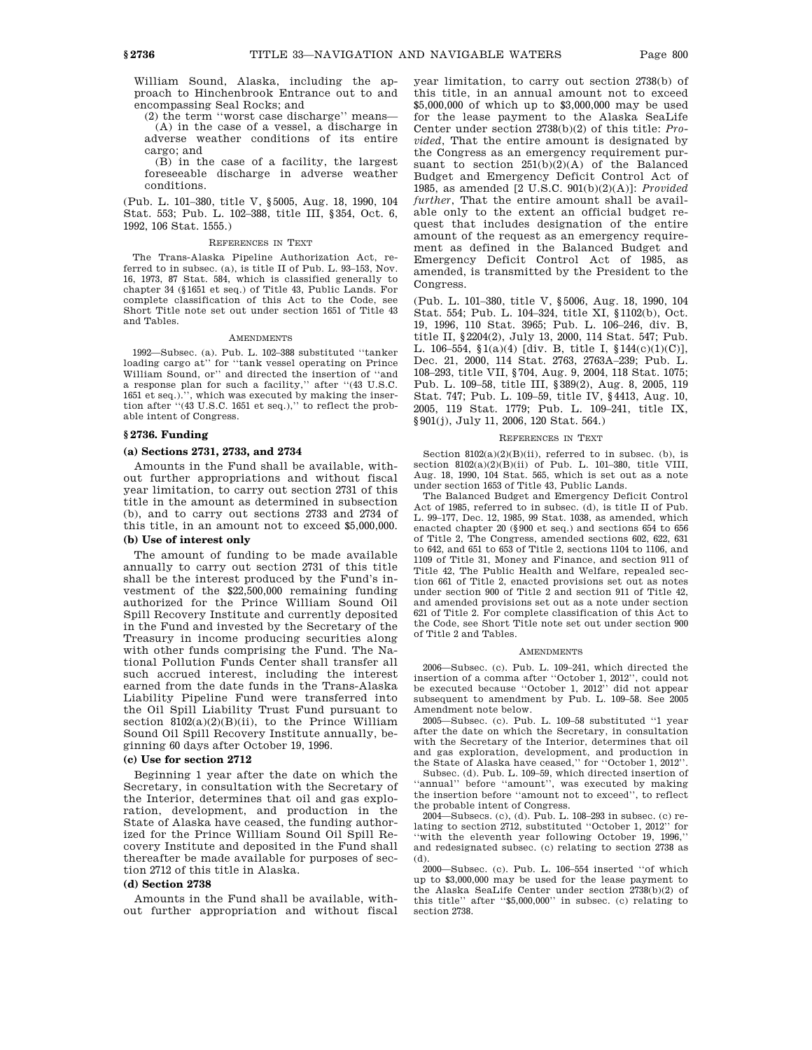William Sound, Alaska, including the approach to Hinchenbrook Entrance out to and encompassing Seal Rocks; and

(2) the term ''worst case discharge'' means—

(A) in the case of a vessel, a discharge in adverse weather conditions of its entire cargo; and

(B) in the case of a facility, the largest foreseeable discharge in adverse weather conditions.

(Pub. L. 101–380, title V, §5005, Aug. 18, 1990, 104 Stat. 553; Pub. L. 102–388, title III, §354, Oct. 6, 1992, 106 Stat. 1555.)

REFERENCES IN TEXT

The Trans-Alaska Pipeline Authorization Act, referred to in subsec. (a), is title II of Pub. L. 93–153, Nov. 16, 1973, 87 Stat. 584, which is classified generally to chapter 34 (§1651 et seq.) of Title 43, Public Lands. For complete classification of this Act to the Code, see Short Title note set out under section 1651 of Title 43 and Tables.

AMENDMENTS

1992—Subsec. (a). Pub. L. 102–388 substituted ''tanker loading cargo at'' for ''tank vessel operating on Prince William Sound, or'' and directed the insertion of ''and a response plan for such a facility,'' after ''(43 U.S.C. 1651 et seq.).'', which was executed by making the insertion after ''(43 U.S.C. 1651 et seq.),'' to reflect the probable intent of Congress.

## §2736. Funding

### (a) Sections 2731, 2733, and 2734

Amounts in the Fund shall be available, without further appropriations and without fiscal year limitation, to carry out section 2731 of this title in the amount as determined in subsection (b), and to carry out sections 2733 and 2734 of this title, in an amount not to exceed $5,000,000.

### (b) Use of interest only

The amount of funding to be made available annually to carry out section 2731 of this title shall be the interest produced by the Fund's investment of the $22,500,000 remaining funding authorized for the Prince William Sound Oil Spill Recovery Institute and currently deposited in the Fund and invested by the Secretary of the Treasury in income producing securities along with other funds comprising the Fund. The National Pollution Funds Center shall transfer all such accrued interest, including the interest earned from the date funds in the Trans-Alaska Liability Pipeline Fund were transferred into the Oil Spill Liability Trust Fund pursuant to section 8102(a)(2)(B)(ii), to the Prince William Sound Oil Spill Recovery Institute annually, beginning 60 days after October 19, 1996.

### (c) Use for section 2712

Beginning 1 year after the date on which the Secretary, in consultation with the Secretary of the Interior, determines that oil and gas exploration, development, and production in the State of Alaska have ceased, the funding authorized for the Prince William Sound Oil Spill Recovery Institute and deposited in the Fund shall thereafter be made available for purposes of section 2712 of this title in Alaska.

### (d) Section 2738

Amounts in the Fund shall be available, without further appropriation and without fiscal year limitation, to carry out section 2738(b) of this title, in an annual amount not to exceed $5,000,000 of which up to $3,000,000 may be used for the lease payment to the Alaska SeaLife Center under section 2738(b)(2) of this title: *Provided*, That the entire amount is designated by the Congress as an emergency requirement pursuant to section 251(b)(2)(A) of the Balanced Budget and Emergency Deficit Control Act of 1985, as amended [2 U.S.C. 901(b)(2)(A)]: *Provided further*, That the entire amount shall be available only to the extent an official budget request that includes designation of the entire amount of the request as an emergency requirement as defined in the Balanced Budget and Emergency Deficit Control Act of 1985, as amended, is transmitted by the President to the Congress.

(Pub. L. 101–380, title V, §5006, Aug. 18, 1990, 104 Stat. 554; Pub. L. 104–324, title XI, §1102(b), Oct. 19, 1996, 110 Stat. 3965; Pub. L. 106–246, div. B, title II, §2204(2), July 13, 2000, 114 Stat. 547; Pub. L. 106–554, §1(a)(4) [div. B, title I, §144(c)(1)(C)], Dec. 21, 2000, 114 Stat. 2763, 2763A–239; Pub. L. 108–293, title VII, §704, Aug. 9, 2004, 118 Stat. 1075; Pub. L. 109–58, title III, §389(2), Aug. 8, 2005, 119 Stat. 747; Pub. L. 109–59, title IV, §4413, Aug. 10, 2005, 119 Stat. 1779; Pub. L. 109–241, title IX, §901(j), July 11, 2006, 120 Stat. 564.)

REFERENCES IN TEXT

Section 8102(a)(2)(B)(ii), referred to in subsec. (b), is section 8102(a)(2)(B)(ii) of Pub. L. 101–380, title VIII, Aug. 18, 1990, 104 Stat. 565, which is set out as a note under section 1653 of Title 43, Public Lands.

The Balanced Budget and Emergency Deficit Control Act of 1985, referred to in subsec. (d), is title II of Pub. L. 99–177, Dec. 12, 1985, 99 Stat. 1038, as amended, which enacted chapter 20 (§900 et seq.) and sections 654 to 656 of Title 2, The Congress, amended sections 602, 622, 631 to 642, and 651 to 653 of Title 2, sections 1104 to 1106, and 1109 of Title 31, Money and Finance, and section 911 of Title 42, The Public Health and Welfare, repealed section 661 of Title 2, enacted provisions set out as notes under section 900 of Title 2 and section 911 of Title 42, and amended provisions set out as a note under section 621 of Title 2. For complete classification of this Act to the Code, see Short Title note set out under section 900 of Title 2 and Tables.

AMENDMENTS

2006—Subsec. (c). Pub. L. 109–241, which directed the insertion of a comma after ''October 1, 2012'', could not be executed because ''October 1, 2012'' did not appear subsequent to amendment by Pub. L. 109–58. See 2005 Amendment note below.

2005—Subsec. (c). Pub. L. 109–58 substituted ''1 year after the date on which the Secretary, in consultation with the Secretary of the Interior, determines that oil and gas exploration, development, and production in the State of Alaska have ceased,'' for ''October 1, 2012''.

Subsec. (d). Pub. L. 109–59, which directed insertion of ''annual'' before ''amount'', was executed by making the insertion before ''amount not to exceed'', to reflect the probable intent of Congress.

2004—Subsecs. (c), (d). Pub. L. 108–293 in subsec. (c) relating to section 2712, substituted ''October 1, 2012'' for ''with the eleventh year following October 19, 1996,'' and redesignated subsec. (c) relating to section 2738 as (d).

2000—Subsec. (c). Pub. L. 106–554 inserted ''of which up to $3,000,000 may be used for the lease payment to the Alaska SeaLife Center under section 2738(b)(2) of this title'' after ''$5,000,000'' in subsec. (c) relating to section 2738.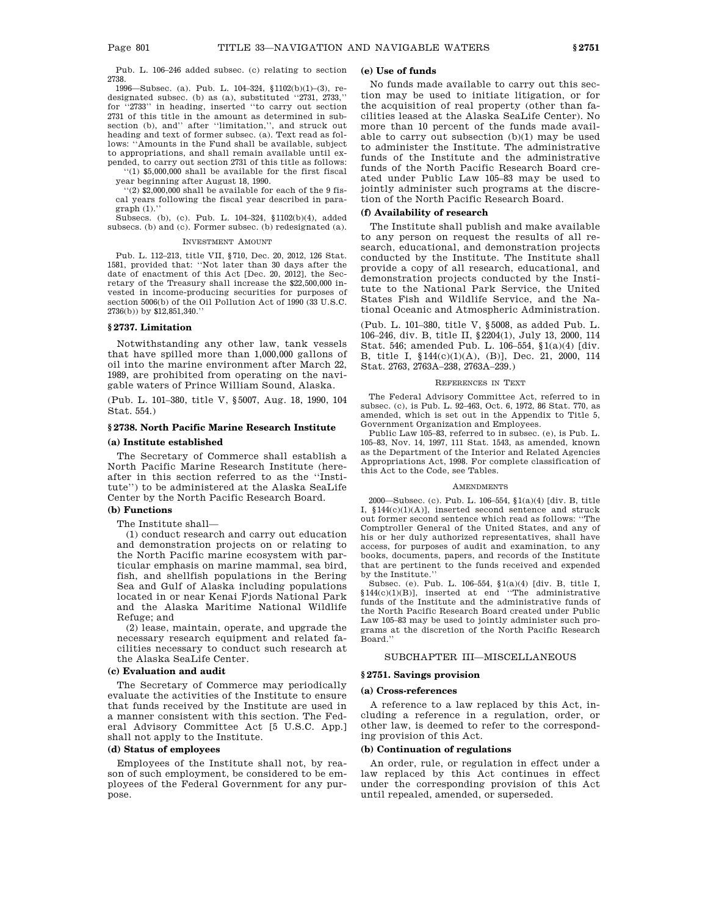Pub. L. 106–246 added subsec. (c) relating to section 2738.

1996—Subsec. (a). Pub. L. 104–324, §1102(b)(1)–(3), redesignated subsec. (b) as (a), substituted "2731, 2733," for "2733" in heading, inserted "to carry out section 2731 of this title in the amount as determined in subsection (b), and" after "limitation,", and struck out heading and text of former subsec. (a). Text read as follows: "Amounts in the Fund shall be available, subject to appropriations, and shall remain available until expended, to carry out section 2731 of this title as follows:

"(1) $5,000,000 shall be available for the first fiscal year beginning after August 18, 1990.

"(2) $2,000,000 shall be available for each of the 9 fiscal years following the fiscal year described in paragraph (1)."

Subsecs. (b), (c). Pub. L. 104–324, §1102(b)(4), added subsecs. (b) and (c). Former subsec. (b) redesignated (a).

INVESTMENT AMOUNT

Pub. L. 112–213, title VII, §710, Dec. 20, 2012, 126 Stat. 1581, provided that: "Not later than 30 days after the date of enactment of this Act [Dec. 20, 2012], the Secretary of the Treasury shall increase the $22,500,000 invested in income-producing securities for purposes of section 5006(b) of the Oil Pollution Act of 1990 (33 U.S.C. 2736(b)) by $12,851,340."

### § 2737. Limitation

Notwithstanding any other law, tank vessels that have spilled more than 1,000,000 gallons of oil into the marine environment after March 22, 1989, are prohibited from operating on the navigable waters of Prince William Sound, Alaska.

(Pub. L. 101–380, title V, § 5007, Aug. 18, 1990, 104 Stat. 554.)

### § 2738. North Pacific Marine Research Institute

#### (a) Institute established

The Secretary of Commerce shall establish a North Pacific Marine Research Institute (hereafter in this section referred to as the "Institute") to be administered at the Alaska SeaLife Center by the North Pacific Research Board.

#### (b) Functions

The Institute shall—

(1) conduct research and carry out education and demonstration projects on or relating to the North Pacific marine ecosystem with particular emphasis on marine mammal, sea bird, fish, and shellfish populations in the Bering Sea and Gulf of Alaska including populations located in or near Kenai Fjords National Park and the Alaska Maritime National Wildlife Refuge; and

(2) lease, maintain, operate, and upgrade the necessary research equipment and related facilities necessary to conduct such research at the Alaska SeaLife Center.

#### (c) Evaluation and audit

The Secretary of Commerce may periodically evaluate the activities of the Institute to ensure that funds received by the Institute are used in a manner consistent with this section. The Federal Advisory Committee Act [5 U.S.C. App.] shall not apply to the Institute.

#### (d) Status of employees

Employees of the Institute shall not, by reason of such employment, be considered to be employees of the Federal Government for any purpose.

#### (e) Use of funds

No funds made available to carry out this section may be used to initiate litigation, or for the acquisition of real property (other than facilities leased at the Alaska SeaLife Center). No more than 10 percent of the funds made available to carry out subsection (b)(1) may be used to administer the Institute. The administrative funds of the Institute and the administrative funds of the North Pacific Research Board created under Public Law 105–83 may be used to jointly administer such programs at the discretion of the North Pacific Research Board.

#### (f) Availability of research

The Institute shall publish and make available to any person on request the results of all research, educational, and demonstration projects conducted by the Institute. The Institute shall provide a copy of all research, educational, and demonstration projects conducted by the Institute to the National Park Service, the United States Fish and Wildlife Service, and the National Oceanic and Atmospheric Administration.

(Pub. L. 101–380, title V, § 5008, as added Pub. L. 106–246, div. B, title II, § 2204(1), July 13, 2000, 114 Stat. 546; amended Pub. L. 106–554, § 1(a)(4) [div. B, title I, § 144(c)(1)(A), (B)], Dec. 21, 2000, 114 Stat. 2763, 2763A–238, 2763A–239.)

REFERENCES IN TEXT

The Federal Advisory Committee Act, referred to in subsec. (c), is Pub. L. 92–463, Oct. 6, 1972, 86 Stat. 770, as amended, which is set out in the Appendix to Title 5, Government Organization and Employees.

Public Law 105–83, referred to in subsec. (e), is Pub. L. 105–83, Nov. 14, 1997, 111 Stat. 1543, as amended, known as the Department of the Interior and Related Agencies Appropriations Act, 1998. For complete classification of this Act to the Code, see Tables.

AMENDMENTS

2000—Subsec. (c). Pub. L. 106–554, §1(a)(4) [div. B, title I, §144(c)(1)(A)], inserted second sentence and struck out former second sentence which read as follows: "The Comptroller General of the United States, and any of his or her duly authorized representatives, shall have access, for purposes of audit and examination, to any books, documents, papers, and records of the Institute that are pertinent to the funds received and expended by the Institute."

Subsec. (e). Pub. L. 106–554, §1(a)(4) [div. B, title I, §144(c)(1)(B)], inserted at end "The administrative funds of the Institute and the administrative funds of the North Pacific Research Board created under Public Law 105–83 may be used to jointly administer such programs at the discretion of the North Pacific Research Board."

## SUBCHAPTER III—MISCELLANEOUS

### § 2751. Savings provision

#### (a) Cross-references

A reference to a law replaced by this Act, including a reference in a regulation, order, or other law, is deemed to refer to the corresponding provision of this Act.

#### (b) Continuation of regulations

An order, rule, or regulation in effect under a law replaced by this Act continues in effect under the corresponding provision of this Act until repealed, amended, or superseded.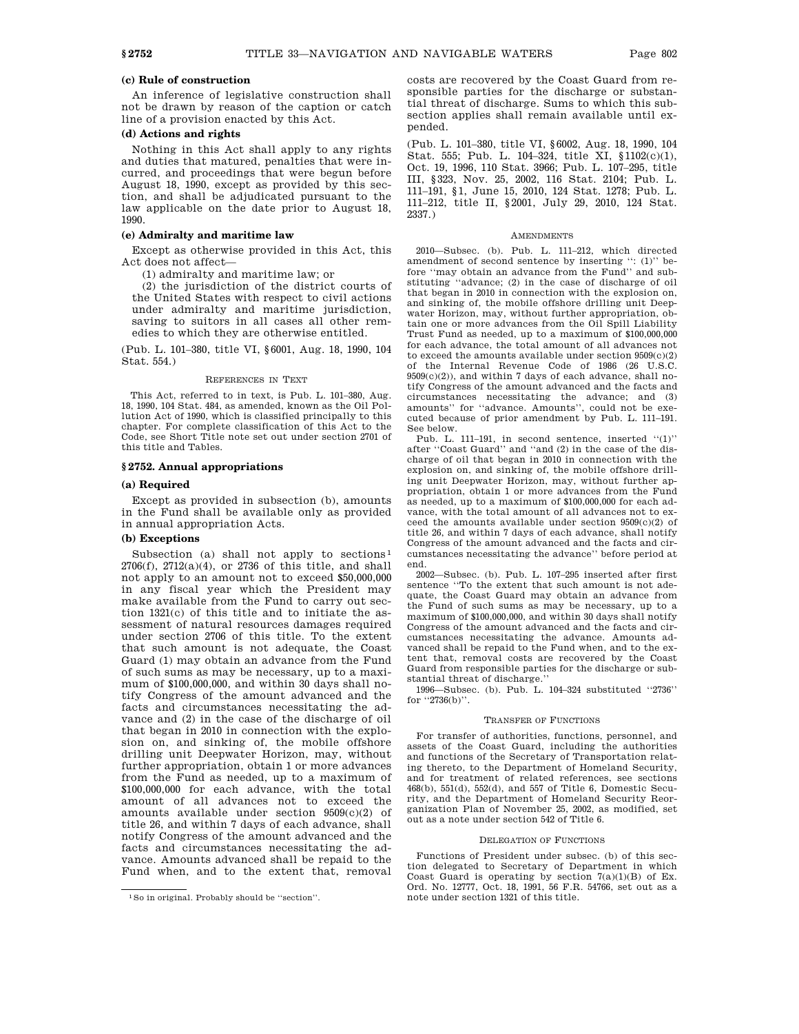**(c) Rule of construction**

An inference of legislative construction shall not be drawn by reason of the caption or catch line of a provision enacted by this Act.

**(d) Actions and rights**

Nothing in this Act shall apply to any rights and duties that matured, penalties that were incurred, and proceedings that were begun before August 18, 1990, except as provided by this section, and shall be adjudicated pursuant to the law applicable on the date prior to August 18, 1990.

**(e) Admiralty and maritime law**

Except as otherwise provided in this Act, this Act does not affect—

(1) admiralty and maritime law; or

(2) the jurisdiction of the district courts of the United States with respect to civil actions under admiralty and maritime jurisdiction, saving to suitors in all cases all other remedies to which they are otherwise entitled.

(Pub. L. 101–380, title VI, §6001, Aug. 18, 1990, 104 Stat. 554.)

REFERENCES IN TEXT

This Act, referred to in text, is Pub. L. 101–380, Aug. 18, 1990, 104 Stat. 484, as amended, known as the Oil Pollution Act of 1990, which is classified principally to this chapter. For complete classification of this Act to the Code, see Short Title note set out under section 2701 of this title and Tables.

## §2752. Annual appropriations

**(a) Required**

Except as provided in subsection (b), amounts in the Fund shall be available only as provided in annual appropriation Acts.

**(b) Exceptions**

Subsection (a) shall not apply to sections[1] 2706(f), 2712(a)(4), or 2736 of this title, and shall not apply to an amount not to exceed $50,000,000 in any fiscal year which the President may make available from the Fund to carry out section 1321(c) of this title and to initiate the assessment of natural resources damages required under section 2706 of this title. To the extent that such amount is not adequate, the Coast Guard (1) may obtain an advance from the Fund of such sums as may be necessary, up to a maximum of $100,000,000, and within 30 days shall notify Congress of the amount advanced and the facts and circumstances necessitating the advance and (2) in the case of the discharge of oil that began in 2010 in connection with the explosion on, and sinking of, the mobile offshore drilling unit Deepwater Horizon, may, without further appropriation, obtain 1 or more advances from the Fund as needed, up to a maximum of $100,000,000 for each advance, with the total amount of all advances not to exceed the amounts available under section 9509(c)(2) of title 26, and within 7 days of each advance, shall notify Congress of the amount advanced and the facts and circumstances necessitating the advance. Amounts advanced shall be repaid to the Fund when, and to the extent that, removal costs are recovered by the Coast Guard from responsible parties for the discharge or substantial threat of discharge. Sums to which this subsection applies shall remain available until expended.

(Pub. L. 101–380, title VI, §6002, Aug. 18, 1990, 104 Stat. 555; Pub. L. 104–324, title XI, §1102(c)(1), Oct. 19, 1996, 110 Stat. 3966; Pub. L. 107–295, title III, §323, Nov. 25, 2002, 116 Stat. 2104; Pub. L. 111–191, §1, June 15, 2010, 124 Stat. 1278; Pub. L. 111–212, title II, §2001, July 29, 2010, 124 Stat. 2337.)

AMENDMENTS

2010—Subsec. (b). Pub. L. 111–212, which directed amendment of second sentence by inserting ": (1)" before "may obtain an advance from the Fund" and substituting "advance; (2) in the case of discharge of oil that began in 2010 in connection with the explosion on, and sinking of, the mobile offshore drilling unit Deepwater Horizon, may, without further appropriation, obtain one or more advances from the Oil Spill Liability Trust Fund as needed, up to a maximum of $100,000,000 for each advance, the total amount of all advances not to exceed the amounts available under section 9509(c)(2) of the Internal Revenue Code of 1986 (26 U.S.C. 9509(c)(2)), and within 7 days of each advance, shall notify Congress of the amount advanced and the facts and circumstances necessitating the advance; and (3) amounts" for "advance. Amounts", could not be executed because of prior amendment by Pub. L. 111–191. See below.

Pub. L. 111–191, in second sentence, inserted "(1)" after "Coast Guard" and "and (2) in the case of the discharge of oil that began in 2010 in connection with the explosion on, and sinking of, the mobile offshore drilling unit Deepwater Horizon, may, without further appropriation, obtain 1 or more advances from the Fund as needed, up to a maximum of $100,000,000 for each advance, with the total amount of all advances not to exceed the amounts available under section 9509(c)(2) of title 26, and within 7 days of each advance, shall notify Congress of the amount advanced and the facts and circumstances necessitating the advance" before period at end.

2002—Subsec. (b). Pub. L. 107–295 inserted after first sentence "To the extent that such amount is not adequate, the Coast Guard may obtain an advance from the Fund of such sums as may be necessary, up to a maximum of $100,000,000, and within 30 days shall notify Congress of the amount advanced and the facts and circumstances necessitating the advance. Amounts advanced shall be repaid to the Fund when, and to the extent that, removal costs are recovered by the Coast Guard from responsible parties for the discharge or substantial threat of discharge."

1996—Subsec. (b). Pub. L. 104–324 substituted "2736" for "2736(b)".

TRANSFER OF FUNCTIONS

For transfer of authorities, functions, personnel, and assets of the Coast Guard, including the authorities and functions of the Secretary of Transportation relating thereto, to the Department of Homeland Security, and for treatment of related references, see sections 468(b), 551(d), 552(d), and 557 of Title 6, Domestic Security, and the Department of Homeland Security Reorganization Plan of November 25, 2002, as modified, set out as a note under section 542 of Title 6.

DELEGATION OF FUNCTIONS

Functions of President under subsec. (b) of this section delegated to Secretary of Department in which Coast Guard is operating by section 7(a)(1)(B) of Ex. Ord. No. 12777, Oct. 18, 1991, 56 F.R. 54766, set out as a note under section 1321 of this title.

[1] So in original. Probably should be "section".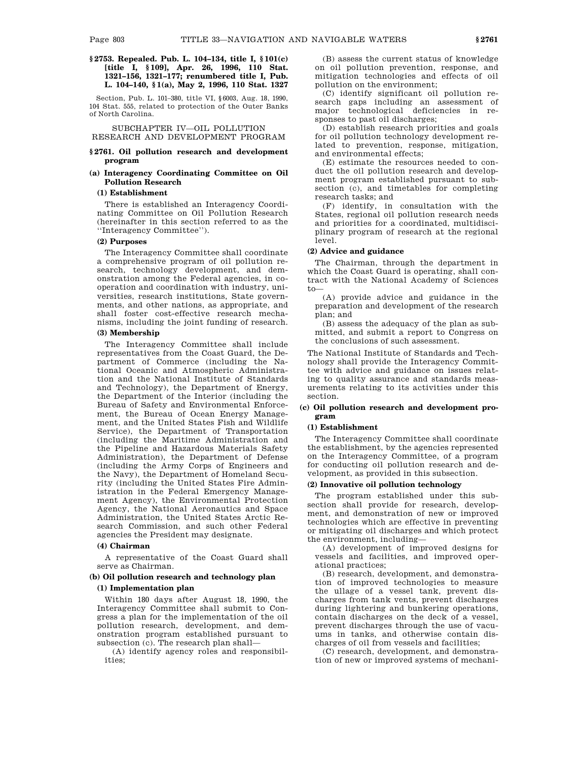### §2753. Repealed. Pub. L. 104–134, title I, §101(c) [title I, §109], Apr. 26, 1996, 110 Stat. 1321–156, 1321–177; renumbered title I, Pub. L. 104–140, §1(a), May 2, 1996, 110 Stat. 1327

Section, Pub. L. 101–380, title VI, §6003, Aug. 18, 1990, 104 Stat. 555, related to protection of the Outer Banks of North Carolina.

## SUBCHAPTER IV—OIL POLLUTION RESEARCH AND DEVELOPMENT PROGRAM

### §2761. Oil pollution research and development program

#### (a) Interagency Coordinating Committee on Oil Pollution Research

##### (1) Establishment

There is established an Interagency Coordinating Committee on Oil Pollution Research (hereinafter in this section referred to as the ''Interagency Committee'').

##### (2) Purposes

The Interagency Committee shall coordinate a comprehensive program of oil pollution research, technology development, and demonstration among the Federal agencies, in cooperation and coordination with industry, universities, research institutions, State governments, and other nations, as appropriate, and shall foster cost-effective research mechanisms, including the joint funding of research.

##### (3) Membership

The Interagency Committee shall include representatives from the Coast Guard, the Department of Commerce (including the National Oceanic and Atmospheric Administration and the National Institute of Standards and Technology), the Department of Energy, the Department of the Interior (including the Bureau of Safety and Environmental Enforcement, the Bureau of Ocean Energy Management, and the United States Fish and Wildlife Service), the Department of Transportation (including the Maritime Administration and the Pipeline and Hazardous Materials Safety Administration), the Department of Defense (including the Army Corps of Engineers and the Navy), the Department of Homeland Security (including the United States Fire Administration in the Federal Emergency Management Agency), the Environmental Protection Agency, the National Aeronautics and Space Administration, the United States Arctic Research Commission, and such other Federal agencies the President may designate.

##### (4) Chairman

A representative of the Coast Guard shall serve as Chairman.

#### (b) Oil pollution research and technology plan

##### (1) Implementation plan

Within 180 days after August 18, 1990, the Interagency Committee shall submit to Congress a plan for the implementation of the oil pollution research, development, and demonstration program established pursuant to subsection (c). The research plan shall—

(A) identify agency roles and responsibilities;

(B) assess the current status of knowledge on oil pollution prevention, response, and mitigation technologies and effects of oil pollution on the environment;

(C) identify significant oil pollution research gaps including an assessment of major technological deficiencies in responses to past oil discharges;

(D) establish research priorities and goals for oil pollution technology development related to prevention, response, mitigation, and environmental effects;

(E) estimate the resources needed to conduct the oil pollution research and development program established pursuant to subsection (c), and timetables for completing research tasks; and

(F) identify, in consultation with the States, regional oil pollution research needs and priorities for a coordinated, multidisciplinary program of research at the regional level.

##### (2) Advice and guidance

The Chairman, through the department in which the Coast Guard is operating, shall contract with the National Academy of Sciences to—

(A) provide advice and guidance in the preparation and development of the research plan; and

(B) assess the adequacy of the plan as submitted, and submit a report to Congress on the conclusions of such assessment.

The National Institute of Standards and Technology shall provide the Interagency Committee with advice and guidance on issues relating to quality assurance and standards measurements relating to its activities under this section.

#### (c) Oil pollution research and development program

##### (1) Establishment

The Interagency Committee shall coordinate the establishment, by the agencies represented on the Interagency Committee, of a program for conducting oil pollution research and development, as provided in this subsection.

##### (2) Innovative oil pollution technology

The program established under this subsection shall provide for research, development, and demonstration of new or improved technologies which are effective in preventing or mitigating oil discharges and which protect the environment, including—

(A) development of improved designs for vessels and facilities, and improved operational practices;

(B) research, development, and demonstration of improved technologies to measure the ullage of a vessel tank, prevent discharges from tank vents, prevent discharges during lightering and bunkering operations, contain discharges on the deck of a vessel, prevent discharges through the use of vacuums in tanks, and otherwise contain discharges of oil from vessels and facilities;

(C) research, development, and demonstration of new or improved systems of mechani-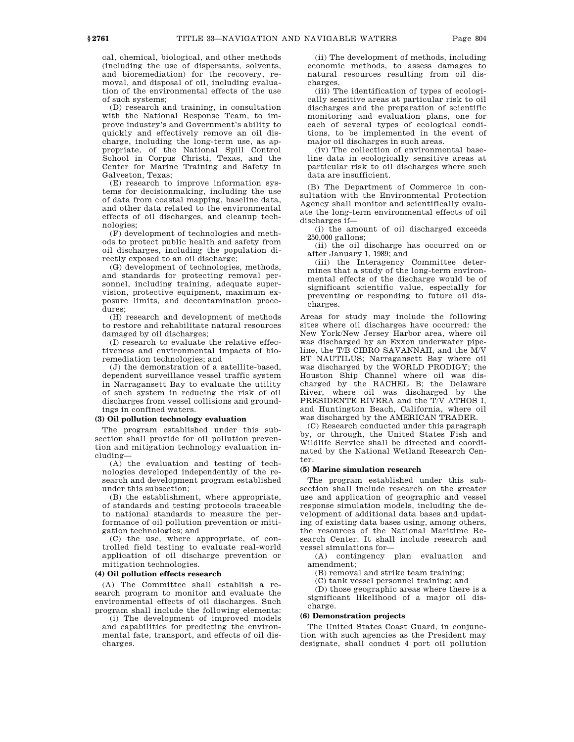cal, chemical, biological, and other methods (including the use of dispersants, solvents, and bioremediation) for the recovery, removal, and disposal of oil, including evaluation of the environmental effects of the use of such systems;

(D) research and training, in consultation with the National Response Team, to improve industry's and Government's ability to quickly and effectively remove an oil discharge, including the long-term use, as appropriate, of the National Spill Control School in Corpus Christi, Texas, and the Center for Marine Training and Safety in Galveston, Texas;

(E) research to improve information systems for decisionmaking, including the use of data from coastal mapping, baseline data, and other data related to the environmental effects of oil discharges, and cleanup technologies;

(F) development of technologies and methods to protect public health and safety from oil discharges, including the population directly exposed to an oil discharge;

(G) development of technologies, methods, and standards for protecting removal personnel, including training, adequate supervision, protective equipment, maximum exposure limits, and decontamination procedures;

(H) research and development of methods to restore and rehabilitate natural resources damaged by oil discharges;

(I) research to evaluate the relative effectiveness and environmental impacts of bioremediation technologies; and

(J) the demonstration of a satellite-based, dependent surveillance vessel traffic system in Narragansett Bay to evaluate the utility of such system in reducing the risk of oil discharges from vessel collisions and groundings in confined waters.

**(3) Oil pollution technology evaluation**

The program established under this subsection shall provide for oil pollution prevention and mitigation technology evaluation including—

(A) the evaluation and testing of technologies developed independently of the research and development program established under this subsection;

(B) the establishment, where appropriate, of standards and testing protocols traceable to national standards to measure the performance of oil pollution prevention or mitigation technologies; and

(C) the use, where appropriate, of controlled field testing to evaluate real-world application of oil discharge prevention or mitigation technologies.

**(4) Oil pollution effects research**

(A) The Committee shall establish a research program to monitor and evaluate the environmental effects of oil discharges. Such program shall include the following elements:

(i) The development of improved models and capabilities for predicting the environmental fate, transport, and effects of oil discharges.

(ii) The development of methods, including economic methods, to assess damages to natural resources resulting from oil discharges.

(iii) The identification of types of ecologically sensitive areas at particular risk to oil discharges and the preparation of scientific monitoring and evaluation plans, one for each of several types of ecological conditions, to be implemented in the event of major oil discharges in such areas.

(iv) The collection of environmental baseline data in ecologically sensitive areas at particular risk to oil discharges where such data are insufficient.

(B) The Department of Commerce in consultation with the Environmental Protection Agency shall monitor and scientifically evaluate the long-term environmental effects of oil discharges if—

(i) the amount of oil discharged exceeds 250,000 gallons;

(ii) the oil discharge has occurred on or after January 1, 1989; and

(iii) the Interagency Committee determines that a study of the long-term environmental effects of the discharge would be of significant scientific value, especially for preventing or responding to future oil discharges.

Areas for study may include the following sites where oil discharges have occurred: the New York/New Jersey Harbor area, where oil was discharged by an Exxon underwater pipeline, the T/B CIBRO SAVANNAH, and the M/V BT NAUTILUS; Narragansett Bay where oil was discharged by the WORLD PRODIGY; the Houston Ship Channel where oil was discharged by the RACHEL B; the Delaware River, where oil was discharged by the PRESIDENTE RIVERA and the T/V ATHOS I, and Huntington Beach, California, where oil was discharged by the AMERICAN TRADER.

(C) Research conducted under this paragraph by, or through, the United States Fish and Wildlife Service shall be directed and coordinated by the National Wetland Research Center.

**(5) Marine simulation research**

The program established under this subsection shall include research on the greater use and application of geographic and vessel response simulation models, including the development of additional data bases and updating of existing data bases using, among others, the resources of the National Maritime Research Center. It shall include research and vessel simulations for—

(A) contingency plan evaluation and amendment;

(B) removal and strike team training;

(C) tank vessel personnel training; and

(D) those geographic areas where there is a significant likelihood of a major oil discharge.

**(6) Demonstration projects**

The United States Coast Guard, in conjunction with such agencies as the President may designate, shall conduct 4 port oil pollution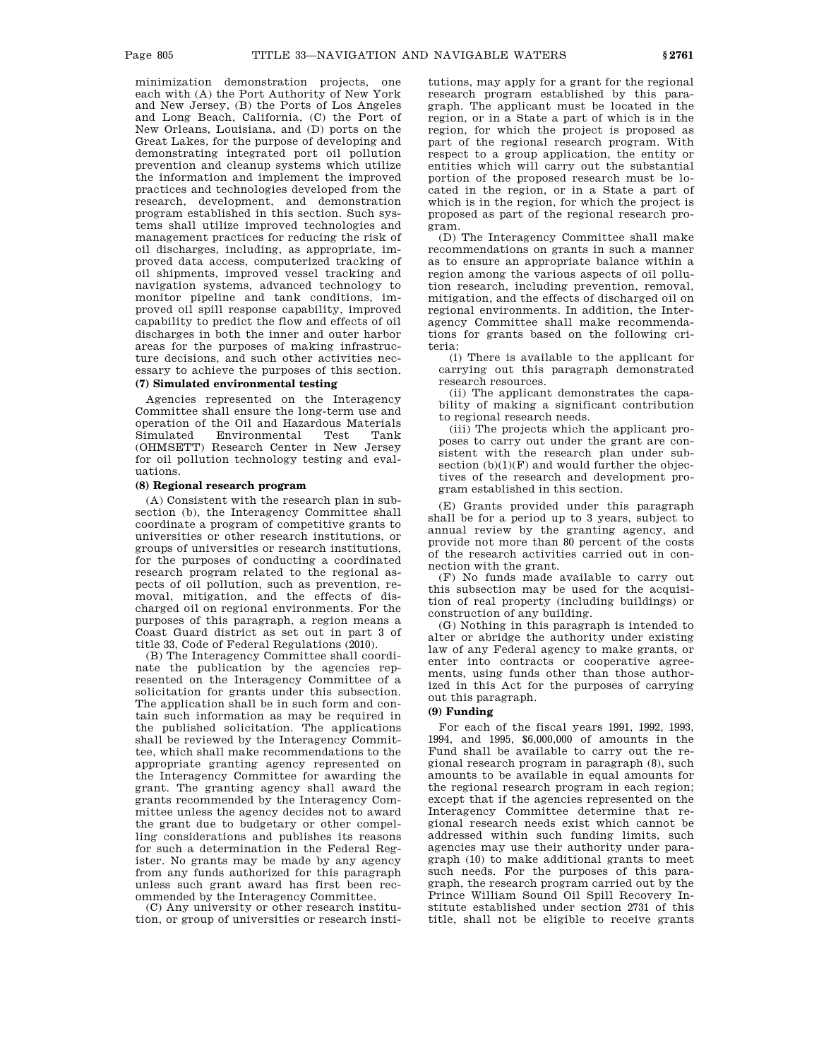minimization demonstration projects, one each with (A) the Port Authority of New York and New Jersey, (B) the Ports of Los Angeles and Long Beach, California, (C) the Port of New Orleans, Louisiana, and (D) ports on the Great Lakes, for the purpose of developing and demonstrating integrated port oil pollution prevention and cleanup systems which utilize the information and implement the improved practices and technologies developed from the research, development, and demonstration program established in this section. Such systems shall utilize improved technologies and management practices for reducing the risk of oil discharges, including, as appropriate, improved data access, computerized tracking of oil shipments, improved vessel tracking and navigation systems, advanced technology to monitor pipeline and tank conditions, improved oil spill response capability, improved capability to predict the flow and effects of oil discharges in both the inner and outer harbor areas for the purposes of making infrastructure decisions, and such other activities necessary to achieve the purposes of this section.

**(7) Simulated environmental testing**

Agencies represented on the Interagency Committee shall ensure the long-term use and operation of the Oil and Hazardous Materials Simulated Environmental Test Tank (OHMSETT) Research Center in New Jersey for oil pollution technology testing and evaluations.

**(8) Regional research program**

(A) Consistent with the research plan in subsection (b), the Interagency Committee shall coordinate a program of competitive grants to universities or other research institutions, or groups of universities or research institutions, for the purposes of conducting a coordinated research program related to the regional aspects of oil pollution, such as prevention, removal, mitigation, and the effects of discharged oil on regional environments. For the purposes of this paragraph, a region means a Coast Guard district as set out in part 3 of title 33, Code of Federal Regulations (2010).

(B) The Interagency Committee shall coordinate the publication by the agencies represented on the Interagency Committee of a solicitation for grants under this subsection. The application shall be in such form and contain such information as may be required in the published solicitation. The applications shall be reviewed by the Interagency Committee, which shall make recommendations to the appropriate granting agency represented on the Interagency Committee for awarding the grant. The granting agency shall award the grants recommended by the Interagency Committee unless the agency decides not to award the grant due to budgetary or other compelling considerations and publishes its reasons for such a determination in the Federal Register. No grants may be made by any agency from any funds authorized for this paragraph unless such grant award has first been recommended by the Interagency Committee.

(C) Any university or other research institution, or group of universities or research institutions, may apply for a grant for the regional research program established by this paragraph. The applicant must be located in the region, or in a State a part of which is in the region, for which the project is proposed as part of the regional research program. With respect to a group application, the entity or entities which will carry out the substantial portion of the proposed research must be located in the region, or in a State a part of which is in the region, for which the project is proposed as part of the regional research program.

(D) The Interagency Committee shall make recommendations on grants in such a manner as to ensure an appropriate balance within a region among the various aspects of oil pollution research, including prevention, removal, mitigation, and the effects of discharged oil on regional environments. In addition, the Interagency Committee shall make recommendations for grants based on the following criteria:

(i) There is available to the applicant for carrying out this paragraph demonstrated research resources.

(ii) The applicant demonstrates the capability of making a significant contribution to regional research needs.

(iii) The projects which the applicant proposes to carry out under the grant are consistent with the research plan under subsection (b)(1)(F) and would further the objectives of the research and development program established in this section.

(E) Grants provided under this paragraph shall be for a period up to 3 years, subject to annual review by the granting agency, and provide not more than 80 percent of the costs of the research activities carried out in connection with the grant.

(F) No funds made available to carry out this subsection may be used for the acquisition of real property (including buildings) or construction of any building.

(G) Nothing in this paragraph is intended to alter or abridge the authority under existing law of any Federal agency to make grants, or enter into contracts or cooperative agreements, using funds other than those authorized in this Act for the purposes of carrying out this paragraph.

**(9) Funding**

For each of the fiscal years 1991, 1992, 1993, 1994, and 1995, $6,000,000 of amounts in the Fund shall be available to carry out the regional research program in paragraph (8), such amounts to be available in equal amounts for the regional research program in each region; except that if the agencies represented on the Interagency Committee determine that regional research needs exist which cannot be addressed within such funding limits, such agencies may use their authority under paragraph (10) to make additional grants to meet such needs. For the purposes of this paragraph, the research program carried out by the Prince William Sound Oil Spill Recovery Institute established under section 2731 of this title, shall not be eligible to receive grants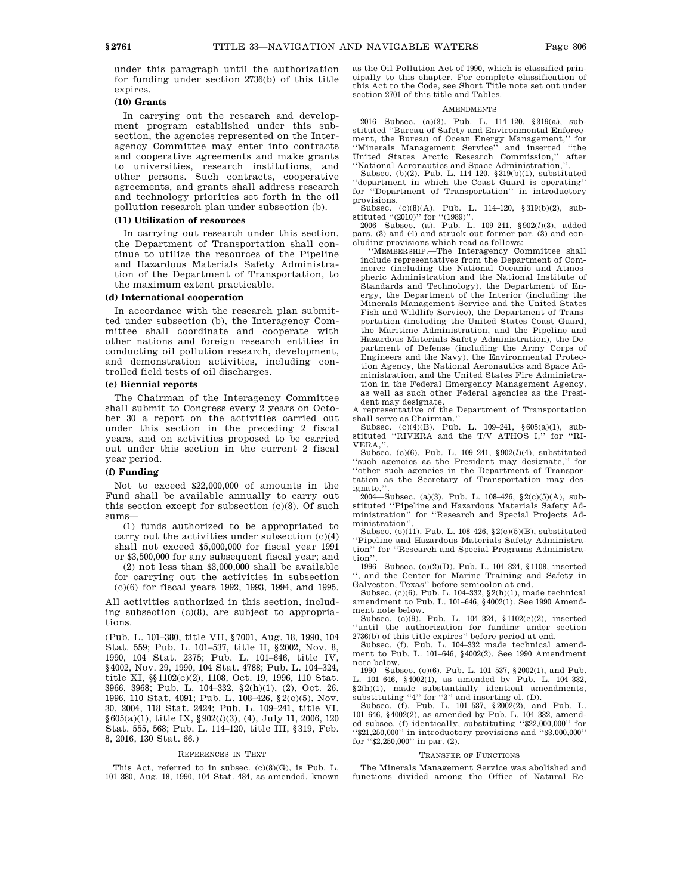under this paragraph until the authorization for funding under section 2736(b) of this title expires.

**(10) Grants**

In carrying out the research and development program established under this subsection, the agencies represented on the Interagency Committee may enter into contracts and cooperative agreements and make grants to universities, research institutions, and other persons. Such contracts, cooperative agreements, and grants shall address research and technology priorities set forth in the oil pollution research plan under subsection (b).

**(11) Utilization of resources**

In carrying out research under this section, the Department of Transportation shall continue to utilize the resources of the Pipeline and Hazardous Materials Safety Administration of the Department of Transportation, to the maximum extent practicable.

**(d) International cooperation**

In accordance with the research plan submitted under subsection (b), the Interagency Committee shall coordinate and cooperate with other nations and foreign research entities in conducting oil pollution research, development, and demonstration activities, including controlled field tests of oil discharges.

**(e) Biennial reports**

The Chairman of the Interagency Committee shall submit to Congress every 2 years on October 30 a report on the activities carried out under this section in the preceding 2 fiscal years, and on activities proposed to be carried out under this section in the current 2 fiscal year period.

**(f) Funding**

Not to exceed $22,000,000 of amounts in the Fund shall be available annually to carry out this section except for subsection (c)(8). Of such sums—

(1) funds authorized to be appropriated to carry out the activities under subsection (c)(4) shall not exceed $5,000,000 for fiscal year 1991 or $3,500,000 for any subsequent fiscal year; and

(2) not less than $3,000,000 shall be available for carrying out the activities in subsection (c)(6) for fiscal years 1992, 1993, 1994, and 1995.

All activities authorized in this section, including subsection (c)(8), are subject to appropriations.

(Pub. L. 101–380, title VII, §7001, Aug. 18, 1990, 104 Stat. 559; Pub. L. 101–537, title II, §2002, Nov. 8, 1990, 104 Stat. 2375; Pub. L. 101–646, title IV, §4002, Nov. 29, 1990, 104 Stat. 4788; Pub. L. 104–324, title XI, §§1102(c)(2), 1108, Oct. 19, 1996, 110 Stat. 3966, 3968; Pub. L. 104–332, §2(h)(1), (2), Oct. 26, 1996, 110 Stat. 4091; Pub. L. 108–426, §2(c)(5), Nov. 30, 2004, 118 Stat. 2424; Pub. L. 109–241, title VI, §605(a)(1), title IX, §902(*l*)(3), (4), July 11, 2006, 120 Stat. 555, 568; Pub. L. 114–120, title III, §319, Feb. 8, 2016, 130 Stat. 66.)

REFERENCES IN TEXT

This Act, referred to in subsec. (c)(8)(G), is Pub. L. 101–380, Aug. 18, 1990, 104 Stat. 484, as amended, known as the Oil Pollution Act of 1990, which is classified principally to this chapter. For complete classification of this Act to the Code, see Short Title note set out under section 2701 of this title and Tables.

AMENDMENTS

2016—Subsec. (a)(3). Pub. L. 114–120, §319(a), substituted ''Bureau of Safety and Environmental Enforcement, the Bureau of Ocean Energy Management,'' for ''Minerals Management Service'' and inserted ''the United States Arctic Research Commission,'' after ''National Aeronautics and Space Administration,''.

Subsec. (b)(2). Pub. L. 114–120, §319(b)(1), substituted ''department in which the Coast Guard is operating'' for ''Department of Transportation'' in introductory provisions.

Subsec. (c)(8)(A). Pub. L. 114–120, §319(b)(2), substituted ''(2010)'' for ''(1989)''.

2006—Subsec. (a). Pub. L. 109–241, §902(*l*)(3), added pars. (3) and (4) and struck out former par. (3) and concluding provisions which read as follows:

''MEMBERSHIP.—The Interagency Committee shall include representatives from the Department of Commerce (including the National Oceanic and Atmospheric Administration and the National Institute of Standards and Technology), the Department of Energy, the Department of the Interior (including the Minerals Management Service and the United States Fish and Wildlife Service), the Department of Transportation (including the United States Coast Guard, the Maritime Administration, and the Pipeline and Hazardous Materials Safety Administration), the Department of Defense (including the Army Corps of Engineers and the Navy), the Environmental Protection Agency, the National Aeronautics and Space Administration, and the United States Fire Administration in the Federal Emergency Management Agency, as well as such other Federal agencies as the President may designate.

A representative of the Department of Transportation shall serve as Chairman.''

Subsec. (c)(4)(B). Pub. L. 109–241, §605(a)(1), substituted ''RIVERA and the T/V ATHOS I,'' for ''RIVERA,''.

Subsec. (c)(6). Pub. L. 109–241, §902(*l*)(4), substituted ''such agencies as the President may designate,'' for ''other such agencies in the Department of Transportation as the Secretary of Transportation may designate,''.

2004—Subsec. (a)(3). Pub. L. 108–426, §2(c)(5)(A), substituted ''Pipeline and Hazardous Materials Safety Administration'' for ''Research and Special Projects Administration''.

Subsec. (c)(11). Pub. L. 108–426, §2(c)(5)(B), substituted ''Pipeline and Hazardous Materials Safety Administration'' for ''Research and Special Programs Administration''.

1996—Subsec. (c)(2)(D). Pub. L. 104–324, §1108, inserted '', and the Center for Marine Training and Safety in Galveston, Texas'' before semicolon at end.

Subsec. (c)(6). Pub. L. 104–332, §2(h)(1), made technical amendment to Pub. L. 101–646, §4002(1). See 1990 Amendment note below.

Subsec. (c)(9). Pub. L. 104–324, §1102(c)(2), inserted ''until the authorization for funding under section 2736(b) of this title expires'' before period at end.

Subsec. (f). Pub. L. 104–332 made technical amendment to Pub. L. 101–646, §4002(2). See 1990 Amendment note below.

1990—Subsec. (c)(6). Pub. L. 101–537, §2002(1), and Pub. L. 101–646, §4002(1), as amended by Pub. L. 104–332, §2(h)(1), made substantially identical amendments, substituting ''4'' for ''3'' and inserting cl. (D).

Subsec. (f). Pub. L. 101–537, §2002(2), and Pub. L. 101–646, §4002(2), as amended by Pub. L. 104–332, amended subsec. (f) identically, substituting ''$22,000,000'' for ''$21,250,000'' in introductory provisions and ''$3,000,000'' for ''$2,250,000'' in par. (2).

TRANSFER OF FUNCTIONS

The Minerals Management Service was abolished and functions divided among the Office of Natural Re-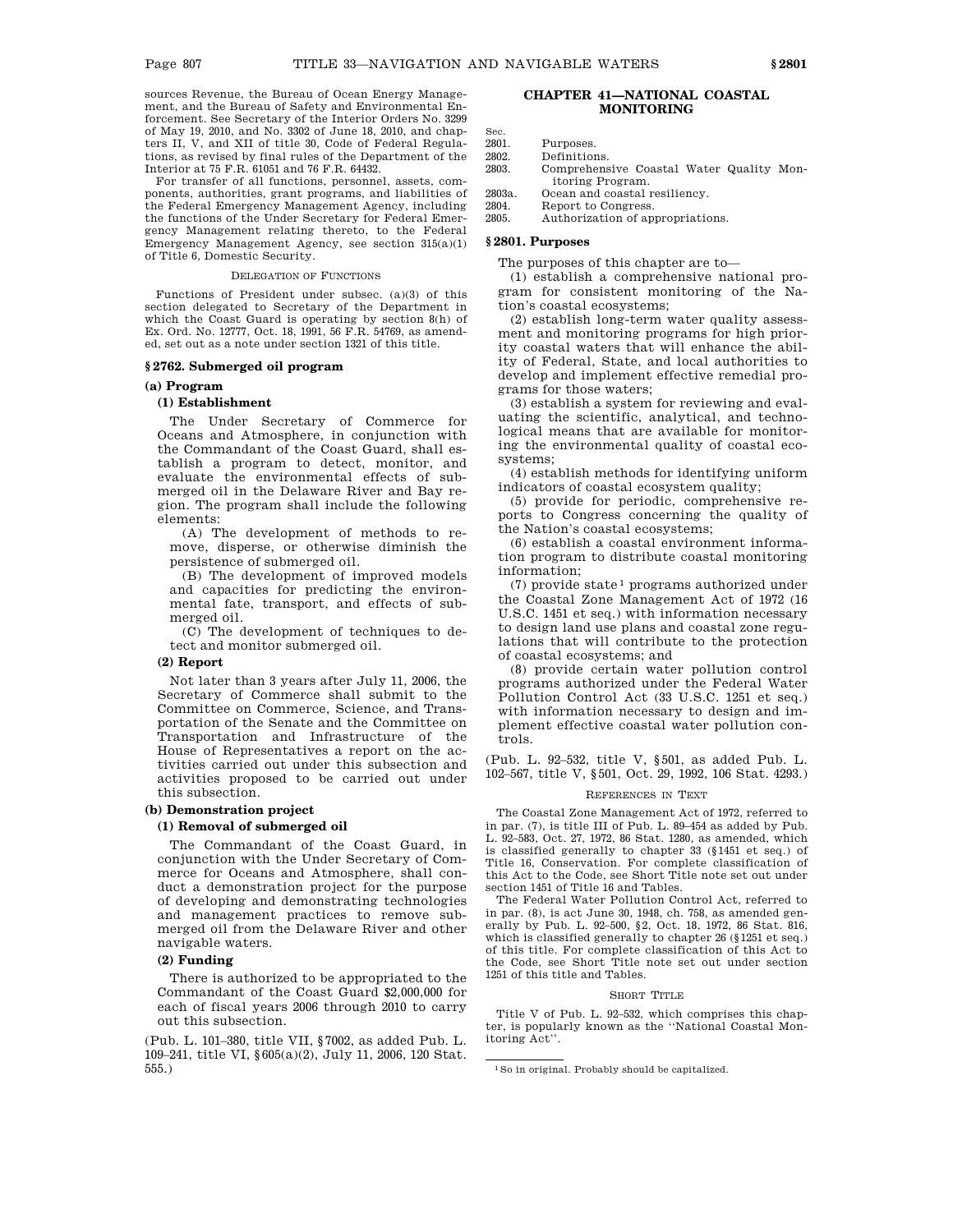sources Revenue, the Bureau of Ocean Energy Management, and the Bureau of Safety and Environmental Enforcement. See Secretary of the Interior Orders No. 3299 of May 19, 2010, and No. 3302 of June 18, 2010, and chapters II, V, and XII of title 30, Code of Federal Regulations, as revised by final rules of the Department of the Interior at 75 F.R. 61051 and 76 F.R. 64432.

For transfer of all functions, personnel, assets, components, authorities, grant programs, and liabilities of the Federal Emergency Management Agency, including the functions of the Under Secretary for Federal Emergency Management relating thereto, to the Federal Emergency Management Agency, see section 315(a)(1) of Title 6, Domestic Security.

DELEGATION OF FUNCTIONS

Functions of President under subsec. (a)(3) of this section delegated to Secretary of the Department in which the Coast Guard is operating by section 8(h) of Ex. Ord. No. 12777, Oct. 18, 1991, 56 F.R. 54769, as amended, set out as a note under section 1321 of this title.

### § 2762. Submerged oil program

#### (a) Program

##### (1) Establishment

The Under Secretary of Commerce for Oceans and Atmosphere, in conjunction with the Commandant of the Coast Guard, shall establish a program to detect, monitor, and evaluate the environmental effects of submerged oil in the Delaware River and Bay region. The program shall include the following elements:

(A) The development of methods to remove, disperse, or otherwise diminish the persistence of submerged oil.

(B) The development of improved models and capacities for predicting the environmental fate, transport, and effects of submerged oil.

(C) The development of techniques to detect and monitor submerged oil.

##### (2) Report

Not later than 3 years after July 11, 2006, the Secretary of Commerce shall submit to the Committee on Commerce, Science, and Transportation of the Senate and the Committee on Transportation and Infrastructure of the House of Representatives a report on the activities carried out under this subsection and activities proposed to be carried out under this subsection.

#### (b) Demonstration project

##### (1) Removal of submerged oil

The Commandant of the Coast Guard, in conjunction with the Under Secretary of Commerce for Oceans and Atmosphere, shall conduct a demonstration project for the purpose of developing and demonstrating technologies and management practices to remove submerged oil from the Delaware River and other navigable waters.

##### (2) Funding

There is authorized to be appropriated to the Commandant of the Coast Guard $2,000,000 for each of fiscal years 2006 through 2010 to carry out this subsection.

(Pub. L. 101–380, title VII, § 7002, as added Pub. L. 109–241, title VI, § 605(a)(2), July 11, 2006, 120 Stat. 555.)

## CHAPTER 41—NATIONAL COASTAL MONITORING

| Sec. | |
|---|---|
| 2801. | Purposes. |
| 2802. | Definitions. |
| 2803. | Comprehensive Coastal Water Quality Monitoring Program. |
| 2803a. | Ocean and coastal resiliency. |
| 2804. | Report to Congress. |
| 2805. | Authorization of appropriations. |

### § 2801. Purposes

The purposes of this chapter are to—

(1) establish a comprehensive national program for consistent monitoring of the Nation's coastal ecosystems;

(2) establish long-term water quality assessment and monitoring programs for high priority coastal waters that will enhance the ability of Federal, State, and local authorities to develop and implement effective remedial programs for those waters;

(3) establish a system for reviewing and evaluating the scientific, analytical, and technological means that are available for monitoring the environmental quality of coastal ecosystems;

(4) establish methods for identifying uniform indicators of coastal ecosystem quality;

(5) provide for periodic, comprehensive reports to Congress concerning the quality of the Nation's coastal ecosystems;

(6) establish a coastal environment information program to distribute coastal monitoring information;

(7) provide state[1] programs authorized under the Coastal Zone Management Act of 1972 (16 U.S.C. 1451 et seq.) with information necessary to design land use plans and coastal zone regulations that will contribute to the protection of coastal ecosystems; and

(8) provide certain water pollution control programs authorized under the Federal Water Pollution Control Act (33 U.S.C. 1251 et seq.) with information necessary to design and implement effective coastal water pollution controls.

(Pub. L. 92–532, title V, § 501, as added Pub. L. 102–567, title V, § 501, Oct. 29, 1992, 106 Stat. 4293.)

REFERENCES IN TEXT

The Coastal Zone Management Act of 1972, referred to in par. (7), is title III of Pub. L. 89–454 as added by Pub. L. 92–583, Oct. 27, 1972, 86 Stat. 1280, as amended, which is classified generally to chapter 33 (§ 1451 et seq.) of Title 16, Conservation. For complete classification of this Act to the Code, see Short Title note set out under section 1451 of Title 16 and Tables.

The Federal Water Pollution Control Act, referred to in par. (8), is act June 30, 1948, ch. 758, as amended generally by Pub. L. 92–500, § 2, Oct. 18, 1972, 86 Stat. 816, which is classified generally to chapter 26 (§ 1251 et seq.) of this title. For complete classification of this Act to the Code, see Short Title note set out under section 1251 of this title and Tables.

SHORT TITLE

Title V of Pub. L. 92–532, which comprises this chapter, is popularly known as the "National Coastal Monitoring Act".

[1] So in original. Probably should be capitalized.